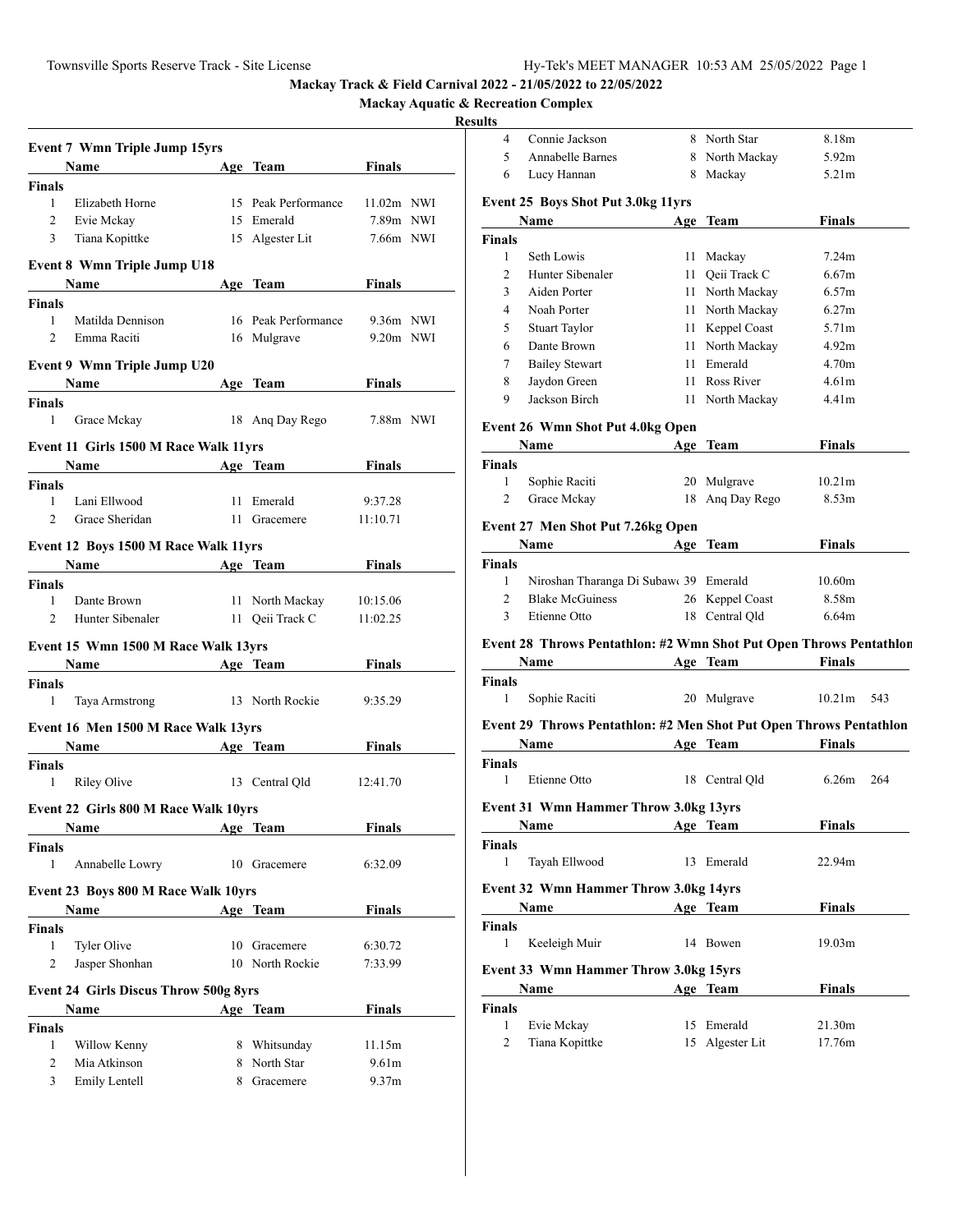# Mackay Track & Field Carnival 2022 - 21/05/2022 to 22/05/2022

## Mackay Aquatic & Recreation Complex

### Results

### Event 7 Wmn Triple Jump 15yrs

| | Name | Age | Team | Finals | |
|---|---|---|---|---|---|
| **Finals** | | | | | |
| 1 | Elizabeth Horne | 15 | Peak Performance | 11.02m | NWI |
| 2 | Evie Mckay | 15 | Emerald | 7.89m | NWI |
| 3 | Tiana Kopittke | 15 | Algester Lit | 7.66m | NWI |

### Event 8 Wmn Triple Jump U18

| | Name | Age | Team | Finals | |
|---|---|---|---|---|---|
| **Finals** | | | | | |
| 1 | Matilda Dennison | 16 | Peak Performance | 9.36m | NWI |
| 2 | Emma Raciti | 16 | Mulgrave | 9.20m | NWI |

### Event 9 Wmn Triple Jump U20

| | Name | Age | Team | Finals | |
|---|---|---|---|---|---|
| **Finals** | | | | | |
| 1 | Grace Mckay | 18 | Anq Day Rego | 7.88m | NWI |

### Event 11 Girls 1500 M Race Walk 11yrs

| | Name | Age | Team | Finals |
|---|---|---|---|---|
| **Finals** | | | | |
| 1 | Lani Ellwood | 11 | Emerald | 9:37.28 |
| 2 | Grace Sheridan | 11 | Gracemere | 11:10.71 |

### Event 12 Boys 1500 M Race Walk 11yrs

| | Name | Age | Team | Finals |
|---|---|---|---|---|
| **Finals** | | | | |
| 1 | Dante Brown | 11 | North Mackay | 10:15.06 |
| 2 | Hunter Sibenaler | 11 | Qeii Track C | 11:02.25 |

### Event 15 Wmn 1500 M Race Walk 13yrs

| | Name | Age | Team | Finals |
|---|---|---|---|---|
| **Finals** | | | | |
| 1 | Taya Armstrong | 13 | North Rockie | 9:35.29 |

### Event 16 Men 1500 M Race Walk 13yrs

| | Name | Age | Team | Finals |
|---|---|---|---|---|
| **Finals** | | | | |
| 1 | Riley Olive | 13 | Central Qld | 12:41.70 |

### Event 22 Girls 800 M Race Walk 10yrs

| | Name | Age | Team | Finals |
|---|---|---|---|---|
| **Finals** | | | | |
| 1 | Annabelle Lowry | 10 | Gracemere | 6:32.09 |

### Event 23 Boys 800 M Race Walk 10yrs

| | Name | Age | Team | Finals |
|---|---|---|---|---|
| **Finals** | | | | |
| 1 | Tyler Olive | 10 | Gracemere | 6:30.72 |
| 2 | Jasper Shonhan | 10 | North Rockie | 7:33.99 |

### Event 24 Girls Discus Throw 500g 8yrs

| | Name | Age | Team | Finals |
|---|---|---|---|---|
| **Finals** | | | | |
| 1 | Willow Kenny | 8 | Whitsunday | 11.15m |
| 2 | Mia Atkinson | 8 | North Star | 9.61m |
| 3 | Emily Lentell | 8 | Gracemere | 9.37m |
| 4 | Connie Jackson | 8 | North Star | 8.18m |
| 5 | Annabelle Barnes | 8 | North Mackay | 5.92m |
| 6 | Lucy Hannan | 8 | Mackay | 5.21m |

### Event 25 Boys Shot Put 3.0kg 11yrs

| | Name | Age | Team | Finals |
|---|---|---|---|---|
| **Finals** | | | | |
| 1 | Seth Lowis | 11 | Mackay | 7.24m |
| 2 | Hunter Sibenaler | 11 | Qeii Track C | 6.67m |
| 3 | Aiden Porter | 11 | North Mackay | 6.57m |
| 4 | Noah Porter | 11 | North Mackay | 6.27m |
| 5 | Stuart Taylor | 11 | Keppel Coast | 5.71m |
| 6 | Dante Brown | 11 | North Mackay | 4.92m |
| 7 | Bailey Stewart | 11 | Emerald | 4.70m |
| 8 | Jaydon Green | 11 | Ross River | 4.61m |
| 9 | Jackson Birch | 11 | North Mackay | 4.41m |

### Event 26 Wmn Shot Put 4.0kg Open

| | Name | Age | Team | Finals |
|---|---|---|---|---|
| **Finals** | | | | |
| 1 | Sophie Raciti | 20 | Mulgrave | 10.21m |
| 2 | Grace Mckay | 18 | Anq Day Rego | 8.53m |

### Event 27 Men Shot Put 7.26kg Open

| | Name | Age | Team | Finals |
|---|---|---|---|---|
| **Finals** | | | | |
| 1 | Niroshan Tharanga Di Subaw | 39 | Emerald | 10.60m |
| 2 | Blake McGuiness | 26 | Keppel Coast | 8.58m |
| 3 | Etienne Otto | 18 | Central Qld | 6.64m |

### Event 28 Throws Pentathlon: #2 Wmn Shot Put Open Throws Pentathlon

| | Name | Age | Team | Finals | |
|---|---|---|---|---|---|
| **Finals** | | | | | |
| 1 | Sophie Raciti | 20 | Mulgrave | 10.21m | 543 |

### Event 29 Throws Pentathlon: #2 Men Shot Put Open Throws Pentathlon

| | Name | Age | Team | Finals | |
|---|---|---|---|---|---|
| **Finals** | | | | | |
| 1 | Etienne Otto | 18 | Central Qld | 6.26m | 264 |

### Event 31 Wmn Hammer Throw 3.0kg 13yrs

| | Name | Age | Team | Finals |
|---|---|---|---|---|
| **Finals** | | | | |
| 1 | Tayah Ellwood | 13 | Emerald | 22.94m |

### Event 32 Wmn Hammer Throw 3.0kg 14yrs

| | Name | Age | Team | Finals |
|---|---|---|---|---|
| **Finals** | | | | |
| 1 | Keeleigh Muir | 14 | Bowen | 19.03m |

### Event 33 Wmn Hammer Throw 3.0kg 15yrs

| | Name | Age | Team | Finals |
|---|---|---|---|---|
| **Finals** | | | | |
| 1 | Evie Mckay | 15 | Emerald | 21.30m |
| 2 | Tiana Kopittke | 15 | Algester Lit | 17.76m |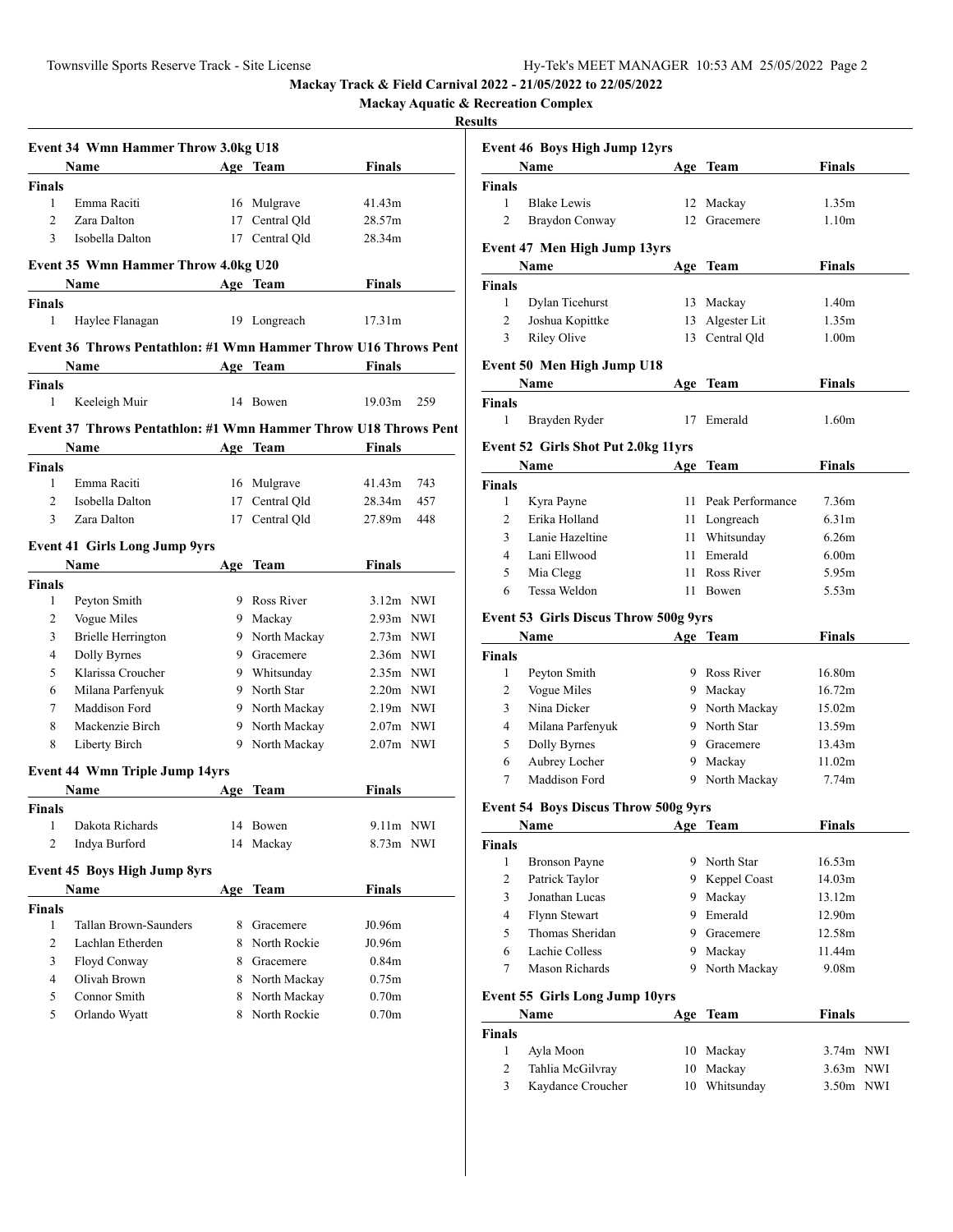## Mackay Track & Field Carnival 2022 - 21/05/2022 to 22/05/2022

### Mackay Aquatic & Recreation Complex

### Results

#### Event 34 Wmn Hammer Throw 3.0kg U18

| | Name | Age | Team | Finals |
|---|---|---|---|---|
| **Finals** | | | | |
| 1 | Emma Raciti | 16 | Mulgrave | 41.43m |
| 2 | Zara Dalton | 17 | Central Qld | 28.57m |
| 3 | Isobella Dalton | 17 | Central Qld | 28.34m |

#### Event 35 Wmn Hammer Throw 4.0kg U20

| | Name | Age | Team | Finals |
|---|---|---|---|---|
| **Finals** | | | | |
| 1 | Haylee Flanagan | 19 | Longreach | 17.31m |

#### Event 36 Throws Pentathlon: #1 Wmn Hammer Throw U16 Throws Pent

| | Name | Age | Team | Finals | |
|---|---|---|---|---|---|
| **Finals** | | | | | |
| 1 | Keeleigh Muir | 14 | Bowen | 19.03m | 259 |

#### Event 37 Throws Pentathlon: #1 Wmn Hammer Throw U18 Throws Pent

| | Name | Age | Team | Finals | |
|---|---|---|---|---|---|
| **Finals** | | | | | |
| 1 | Emma Raciti | 16 | Mulgrave | 41.43m | 743 |
| 2 | Isobella Dalton | 17 | Central Qld | 28.34m | 457 |
| 3 | Zara Dalton | 17 | Central Qld | 27.89m | 448 |

#### Event 41 Girls Long Jump 9yrs

| | Name | Age | Team | Finals | |
|---|---|---|---|---|---|
| **Finals** | | | | | |
| 1 | Peyton Smith | 9 | Ross River | 3.12m | NWI |
| 2 | Vogue Miles | 9 | Mackay | 2.93m | NWI |
| 3 | Brielle Herrington | 9 | North Mackay | 2.73m | NWI |
| 4 | Dolly Byrnes | 9 | Gracemere | 2.36m | NWI |
| 5 | Klarissa Croucher | 9 | Whitsunday | 2.35m | NWI |
| 6 | Milana Parfenyuk | 9 | North Star | 2.20m | NWI |
| 7 | Maddison Ford | 9 | North Mackay | 2.19m | NWI |
| 8 | Mackenzie Birch | 9 | North Mackay | 2.07m | NWI |
| 8 | Liberty Birch | 9 | North Mackay | 2.07m | NWI |

#### Event 44 Wmn Triple Jump 14yrs

| | Name | Age | Team | Finals | |
|---|---|---|---|---|---|
| **Finals** | | | | | |
| 1 | Dakota Richards | 14 | Bowen | 9.11m | NWI |
| 2 | Indya Burford | 14 | Mackay | 8.73m | NWI |

#### Event 45 Boys High Jump 8yrs

| | Name | Age | Team | Finals |
|---|---|---|---|---|
| **Finals** | | | | |
| 1 | Tallan Brown-Saunders | 8 | Gracemere | J0.96m |
| 2 | Lachlan Etherden | 8 | North Rockie | J0.96m |
| 3 | Floyd Conway | 8 | Gracemere | 0.84m |
| 4 | Olivah Brown | 8 | North Mackay | 0.75m |
| 5 | Connor Smith | 8 | North Mackay | 0.70m |
| 5 | Orlando Wyatt | 8 | North Rockie | 0.70m |

#### Event 46 Boys High Jump 12yrs

| | Name | Age | Team | Finals |
|---|---|---|---|---|
| **Finals** | | | | |
| 1 | Blake Lewis | 12 | Mackay | 1.35m |
| 2 | Braydon Conway | 12 | Gracemere | 1.10m |

#### Event 47 Men High Jump 13yrs

| | Name | Age | Team | Finals |
|---|---|---|---|---|
| **Finals** | | | | |
| 1 | Dylan Ticehurst | 13 | Mackay | 1.40m |
| 2 | Joshua Kopittke | 13 | Algester Lit | 1.35m |
| 3 | Riley Olive | 13 | Central Qld | 1.00m |

#### Event 50 Men High Jump U18

| | Name | Age | Team | Finals |
|---|---|---|---|---|
| **Finals** | | | | |
| 1 | Brayden Ryder | 17 | Emerald | 1.60m |

#### Event 52 Girls Shot Put 2.0kg 11yrs

| | Name | Age | Team | Finals |
|---|---|---|---|---|
| **Finals** | | | | |
| 1 | Kyra Payne | 11 | Peak Performance | 7.36m |
| 2 | Erika Holland | 11 | Longreach | 6.31m |
| 3 | Lanie Hazeltine | 11 | Whitsunday | 6.26m |
| 4 | Lani Ellwood | 11 | Emerald | 6.00m |
| 5 | Mia Clegg | 11 | Ross River | 5.95m |
| 6 | Tessa Weldon | 11 | Bowen | 5.53m |

#### Event 53 Girls Discus Throw 500g 9yrs

| | Name | Age | Team | Finals |
|---|---|---|---|---|
| **Finals** | | | | |
| 1 | Peyton Smith | 9 | Ross River | 16.80m |
| 2 | Vogue Miles | 9 | Mackay | 16.72m |
| 3 | Nina Dicker | 9 | North Mackay | 15.02m |
| 4 | Milana Parfenyuk | 9 | North Star | 13.59m |
| 5 | Dolly Byrnes | 9 | Gracemere | 13.43m |
| 6 | Aubrey Locher | 9 | Mackay | 11.02m |
| 7 | Maddison Ford | 9 | North Mackay | 7.74m |

#### Event 54 Boys Discus Throw 500g 9yrs

| | Name | Age | Team | Finals |
|---|---|---|---|---|
| **Finals** | | | | |
| 1 | Bronson Payne | 9 | North Star | 16.53m |
| 2 | Patrick Taylor | 9 | Keppel Coast | 14.03m |
| 3 | Jonathan Lucas | 9 | Mackay | 13.12m |
| 4 | Flynn Stewart | 9 | Emerald | 12.90m |
| 5 | Thomas Sheridan | 9 | Gracemere | 12.58m |
| 6 | Lachie Colless | 9 | Mackay | 11.44m |
| 7 | Mason Richards | 9 | North Mackay | 9.08m |

#### Event 55 Girls Long Jump 10yrs

| | Name | Age | Team | Finals | |
|---|---|---|---|---|---|
| **Finals** | | | | | |
| 1 | Ayla Moon | 10 | Mackay | 3.74m | NWI |
| 2 | Tahlia McGilvray | 10 | Mackay | 3.63m | NWI |
| 3 | Kaydance Croucher | 10 | Whitsunday | 3.50m | NWI |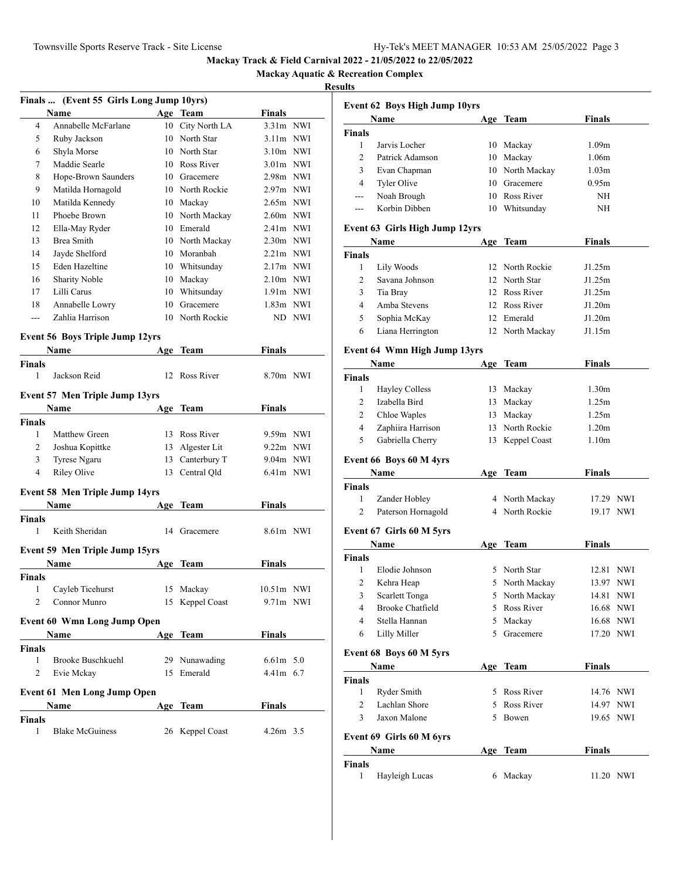## Mackay Track & Field Carnival 2022 - 21/05/2022 to 22/05/2022

### Mackay Aquatic & Recreation Complex

### Results

**Finals ... (Event 55 Girls Long Jump 10yrs)**

| | Name | Age | Team | Finals | |
|---|---|---|---|---|---|
| 4 | Annabelle McFarlane | 10 | City North LA | 3.31m | NWI |
| 5 | Ruby Jackson | 10 | North Star | 3.11m | NWI |
| 6 | Shyla Morse | 10 | North Star | 3.10m | NWI |
| 7 | Maddie Searle | 10 | Ross River | 3.01m | NWI |
| 8 | Hope-Brown Saunders | 10 | Gracemere | 2.98m | NWI |
| 9 | Matilda Hornagold | 10 | North Rockie | 2.97m | NWI |
| 10 | Matilda Kennedy | 10 | Mackay | 2.65m | NWI |
| 11 | Phoebe Brown | 10 | North Mackay | 2.60m | NWI |
| 12 | Ella-May Ryder | 10 | Emerald | 2.41m | NWI |
| 13 | Brea Smith | 10 | North Mackay | 2.30m | NWI |
| 14 | Jayde Shelford | 10 | Moranbah | 2.21m | NWI |
| 15 | Eden Hazeltine | 10 | Whitsunday | 2.17m | NWI |
| 16 | Sharity Noble | 10 | Mackay | 2.10m | NWI |
| 17 | Lilli Carus | 10 | Whitsunday | 1.91m | NWI |
| 18 | Annabelle Lowry | 10 | Gracemere | 1.83m | NWI |
| --- | Zahlia Harrison | 10 | North Rockie | ND | NWI |

**Event 56 Boys Triple Jump 12yrs**

| | Name | Age | Team | Finals | |
|---|---|---|---|---|---|
| **Finals** | | | | | |
| 1 | Jackson Reid | 12 | Ross River | 8.70m | NWI |

**Event 57 Men Triple Jump 13yrs**

| | Name | Age | Team | Finals | |
|---|---|---|---|---|---|
| **Finals** | | | | | |
| 1 | Matthew Green | 13 | Ross River | 9.59m | NWI |
| 2 | Joshua Kopittke | 13 | Algester Lit | 9.22m | NWI |
| 3 | Tyrese Ngaru | 13 | Canterbury T | 9.04m | NWI |
| 4 | Riley Olive | 13 | Central Qld | 6.41m | NWI |

**Event 58 Men Triple Jump 14yrs**

| | Name | Age | Team | Finals | |
|---|---|---|---|---|---|
| **Finals** | | | | | |
| 1 | Keith Sheridan | 14 | Gracemere | 8.61m | NWI |

**Event 59 Men Triple Jump 15yrs**

| | Name | Age | Team | Finals | |
|---|---|---|---|---|---|
| **Finals** | | | | | |
| 1 | Cayleb Ticehurst | 15 | Mackay | 10.51m | NWI |
| 2 | Connor Munro | 15 | Keppel Coast | 9.71m | NWI |

**Event 60 Wmn Long Jump Open**

| | Name | Age | Team | Finals | |
|---|---|---|---|---|---|
| **Finals** | | | | | |
| 1 | Brooke Buschkuehl | 29 | Nunawading | 6.61m | 5.0 |
| 2 | Evie Mckay | 15 | Emerald | 4.41m | 6.7 |

**Event 61 Men Long Jump Open**

| | Name | Age | Team | Finals | |
|---|---|---|---|---|---|
| **Finals** | | | | | |
| 1 | Blake McGuiness | 26 | Keppel Coast | 4.26m | 3.5 |

**Event 62 Boys High Jump 10yrs**

| | Name | Age | Team | Finals |
|---|---|---|---|---|
| **Finals** | | | | |
| 1 | Jarvis Locher | 10 | Mackay | 1.09m |
| 2 | Patrick Adamson | 10 | Mackay | 1.06m |
| 3 | Evan Chapman | 10 | North Mackay | 1.03m |
| 4 | Tyler Olive | 10 | Gracemere | 0.95m |
| --- | Noah Brough | 10 | Ross River | NH |
| --- | Korbin Dibben | 10 | Whitsunday | NH |

**Event 63 Girls High Jump 12yrs**

| | Name | Age | Team | Finals |
|---|---|---|---|---|
| **Finals** | | | | |
| 1 | Lily Woods | 12 | North Rockie | J1.25m |
| 2 | Savana Johnson | 12 | North Star | J1.25m |
| 3 | Tia Bray | 12 | Ross River | J1.25m |
| 4 | Amba Stevens | 12 | Ross River | J1.20m |
| 5 | Sophia McKay | 12 | Emerald | J1.20m |
| 6 | Liana Herrington | 12 | North Mackay | J1.15m |

**Event 64 Wmn High Jump 13yrs**

| | Name | Age | Team | Finals |
|---|---|---|---|---|
| **Finals** | | | | |
| 1 | Hayley Colless | 13 | Mackay | 1.30m |
| 2 | Izabella Bird | 13 | Mackay | 1.25m |
| 2 | Chloe Waples | 13 | Mackay | 1.25m |
| 4 | Zaphiira Harrison | 13 | North Rockie | 1.20m |
| 5 | Gabriella Cherry | 13 | Keppel Coast | 1.10m |

**Event 66 Boys 60 M 4yrs**

| | Name | Age | Team | Finals | |
|---|---|---|---|---|---|
| **Finals** | | | | | |
| 1 | Zander Hobley | 4 | North Mackay | 17.29 | NWI |
| 2 | Paterson Hornagold | 4 | North Rockie | 19.17 | NWI |

**Event 67 Girls 60 M 5yrs**

| | Name | Age | Team | Finals | |
|---|---|---|---|---|---|
| **Finals** | | | | | |
| 1 | Elodie Johnson | 5 | North Star | 12.81 | NWI |
| 2 | Kehra Heap | 5 | North Mackay | 13.97 | NWI |
| 3 | Scarlett Tonga | 5 | North Mackay | 14.81 | NWI |
| 4 | Brooke Chatfield | 5 | Ross River | 16.68 | NWI |
| 4 | Stella Hannan | 5 | Mackay | 16.68 | NWI |
| 6 | Lilly Miller | 5 | Gracemere | 17.20 | NWI |

**Event 68 Boys 60 M 5yrs**

| | Name | Age | Team | Finals | |
|---|---|---|---|---|---|
| **Finals** | | | | | |
| 1 | Ryder Smith | 5 | Ross River | 14.76 | NWI |
| 2 | Lachlan Shore | 5 | Ross River | 14.97 | NWI |
| 3 | Jaxon Malone | 5 | Bowen | 19.65 | NWI |

**Event 69 Girls 60 M 6yrs**

| | Name | Age | Team | Finals | |
|---|---|---|---|---|---|
| **Finals** | | | | | |
| 1 | Hayleigh Lucas | 6 | Mackay | 11.20 | NWI |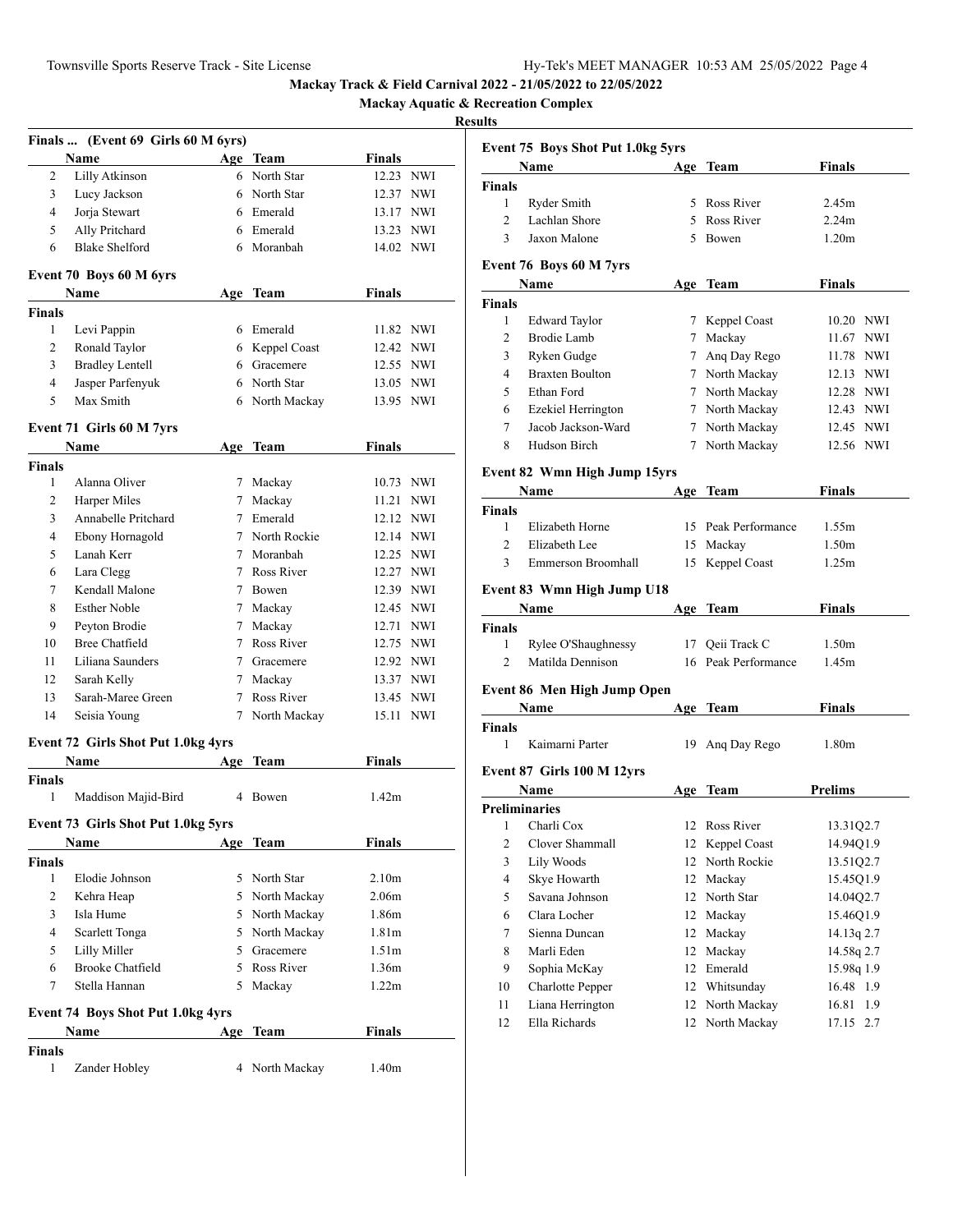**Mackay Track & Field Carnival 2022 - 21/05/2022 to 22/05/2022**

**Mackay Aquatic & Recreation Complex**

**Results**

### Finals ... (Event 69 Girls 60 M 6yrs)

| | Name | Age | Team | Finals | |
|---|---|---|---|---|---|
| 2 | Lilly Atkinson | 6 | North Star | 12.23 | NWI |
| 3 | Lucy Jackson | 6 | North Star | 12.37 | NWI |
| 4 | Jorja Stewart | 6 | Emerald | 13.17 | NWI |
| 5 | Ally Pritchard | 6 | Emerald | 13.23 | NWI |
| 6 | Blake Shelford | 6 | Moranbah | 14.02 | NWI |

### Event 70 Boys 60 M 6yrs

| | Name | Age | Team | Finals | |
|---|---|---|---|---|---|
| **Finals** | | | | | |
| 1 | Levi Pappin | 6 | Emerald | 11.82 | NWI |
| 2 | Ronald Taylor | 6 | Keppel Coast | 12.42 | NWI |
| 3 | Bradley Lentell | 6 | Gracemere | 12.55 | NWI |
| 4 | Jasper Parfenyuk | 6 | North Star | 13.05 | NWI |
| 5 | Max Smith | 6 | North Mackay | 13.95 | NWI |

### Event 71 Girls 60 M 7yrs

| | Name | Age | Team | Finals | |
|---|---|---|---|---|---|
| **Finals** | | | | | |
| 1 | Alanna Oliver | 7 | Mackay | 10.73 | NWI |
| 2 | Harper Miles | 7 | Mackay | 11.21 | NWI |
| 3 | Annabelle Pritchard | 7 | Emerald | 12.12 | NWI |
| 4 | Ebony Hornagold | 7 | North Rockie | 12.14 | NWI |
| 5 | Lanah Kerr | 7 | Moranbah | 12.25 | NWI |
| 6 | Lara Clegg | 7 | Ross River | 12.27 | NWI |
| 7 | Kendall Malone | 7 | Bowen | 12.39 | NWI |
| 8 | Esther Noble | 7 | Mackay | 12.45 | NWI |
| 9 | Peyton Brodie | 7 | Mackay | 12.71 | NWI |
| 10 | Bree Chatfield | 7 | Ross River | 12.75 | NWI |
| 11 | Liliana Saunders | 7 | Gracemere | 12.92 | NWI |
| 12 | Sarah Kelly | 7 | Mackay | 13.37 | NWI |
| 13 | Sarah-Maree Green | 7 | Ross River | 13.45 | NWI |
| 14 | Seisia Young | 7 | North Mackay | 15.11 | NWI |

### Event 72 Girls Shot Put 1.0kg 4yrs

| | Name | Age | Team | Finals |
|---|---|---|---|---|
| **Finals** | | | | |
| 1 | Maddison Majid-Bird | 4 | Bowen | 1.42m |

### Event 73 Girls Shot Put 1.0kg 5yrs

| | Name | Age | Team | Finals |
|---|---|---|---|---|
| **Finals** | | | | |
| 1 | Elodie Johnson | 5 | North Star | 2.10m |
| 2 | Kehra Heap | 5 | North Mackay | 2.06m |
| 3 | Isla Hume | 5 | North Mackay | 1.86m |
| 4 | Scarlett Tonga | 5 | North Mackay | 1.81m |
| 5 | Lilly Miller | 5 | Gracemere | 1.51m |
| 6 | Brooke Chatfield | 5 | Ross River | 1.36m |
| 7 | Stella Hannan | 5 | Mackay | 1.22m |

### Event 74 Boys Shot Put 1.0kg 4yrs

| | Name | Age | Team | Finals |
|---|---|---|---|---|
| **Finals** | | | | |
| 1 | Zander Hobley | 4 | North Mackay | 1.40m |

### Event 75 Boys Shot Put 1.0kg 5yrs

| | Name | Age | Team | Finals |
|---|---|---|---|---|
| **Finals** | | | | |
| 1 | Ryder Smith | 5 | Ross River | 2.45m |
| 2 | Lachlan Shore | 5 | Ross River | 2.24m |
| 3 | Jaxon Malone | 5 | Bowen | 1.20m |

### Event 76 Boys 60 M 7yrs

| | Name | Age | Team | Finals | |
|---|---|---|---|---|---|
| **Finals** | | | | | |
| 1 | Edward Taylor | 7 | Keppel Coast | 10.20 | NWI |
| 2 | Brodie Lamb | 7 | Mackay | 11.67 | NWI |
| 3 | Ryken Gudge | 7 | Anq Day Rego | 11.78 | NWI |
| 4 | Braxten Boulton | 7 | North Mackay | 12.13 | NWI |
| 5 | Ethan Ford | 7 | North Mackay | 12.28 | NWI |
| 6 | Ezekiel Herrington | 7 | North Mackay | 12.43 | NWI |
| 7 | Jacob Jackson-Ward | 7 | North Mackay | 12.45 | NWI |
| 8 | Hudson Birch | 7 | North Mackay | 12.56 | NWI |

### Event 82 Wmn High Jump 15yrs

| | Name | Age | Team | Finals |
|---|---|---|---|---|
| **Finals** | | | | |
| 1 | Elizabeth Horne | 15 | Peak Performance | 1.55m |
| 2 | Elizabeth Lee | 15 | Mackay | 1.50m |
| 3 | Emmerson Broomhall | 15 | Keppel Coast | 1.25m |

### Event 83 Wmn High Jump U18

| | Name | Age | Team | Finals |
|---|---|---|---|---|
| **Finals** | | | | |
| 1 | Rylee O'Shaughnessy | 17 | Qeii Track C | 1.50m |
| 2 | Matilda Dennison | 16 | Peak Performance | 1.45m |

### Event 86 Men High Jump Open

| | Name | Age | Team | Finals |
|---|---|---|---|---|
| **Finals** | | | | |
| 1 | Kaimarni Parter | 19 | Anq Day Rego | 1.80m |

### Event 87 Girls 100 M 12yrs

| | Name | Age | Team | Prelims | |
|---|---|---|---|---|---|
| **Preliminaries** | | | | | |
| 1 | Charli Cox | 12 | Ross River | 13.31Q | 2.7 |
| 2 | Clover Shammall | 12 | Keppel Coast | 14.94Q | 1.9 |
| 3 | Lily Woods | 12 | North Rockie | 13.51Q | 2.7 |
| 4 | Skye Howarth | 12 | Mackay | 15.45Q | 1.9 |
| 5 | Savana Johnson | 12 | North Star | 14.04Q | 2.7 |
| 6 | Clara Locher | 12 | Mackay | 15.46Q | 1.9 |
| 7 | Sienna Duncan | 12 | Mackay | 14.13q | 2.7 |
| 8 | Marli Eden | 12 | Mackay | 14.58q | 2.7 |
| 9 | Sophia McKay | 12 | Emerald | 15.98q | 1.9 |
| 10 | Charlotte Pepper | 12 | Whitsunday | 16.48 | 1.9 |
| 11 | Liana Herrington | 12 | North Mackay | 16.81 | 1.9 |
| 12 | Ella Richards | 12 | North Mackay | 17.15 | 2.7 |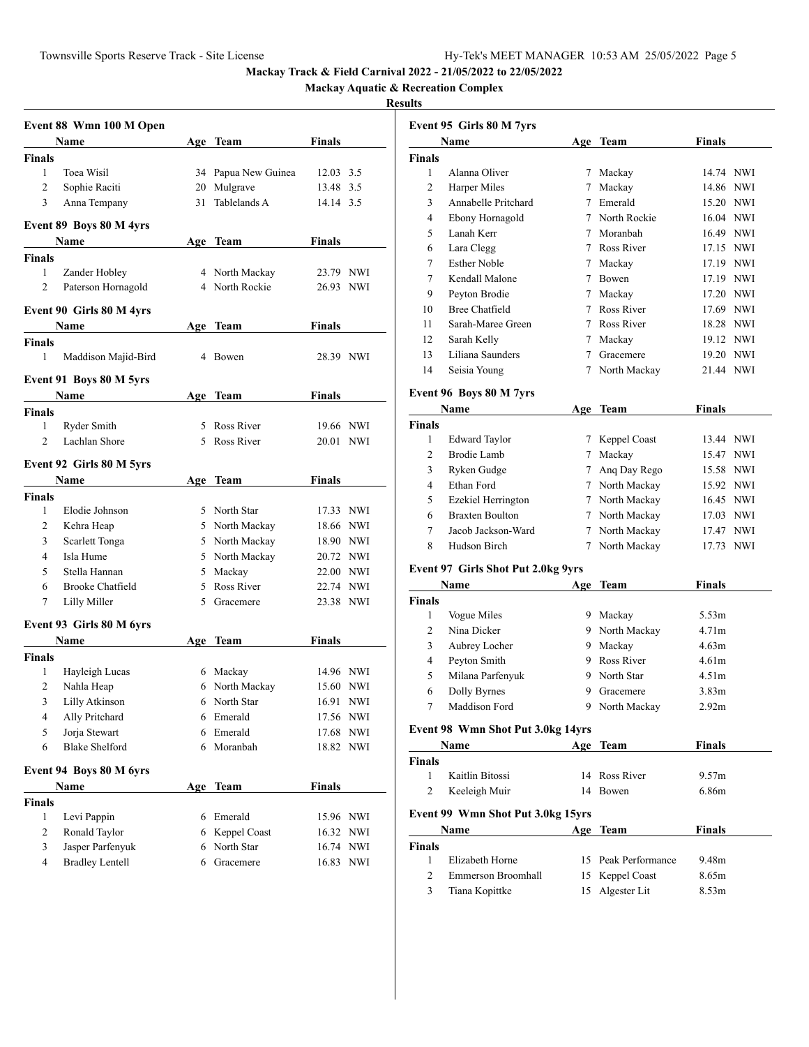## Mackay Track & Field Carnival 2022 - 21/05/2022 to 22/05/2022

### Mackay Aquatic & Recreation Complex

### Results

#### Event 88 Wmn 100 M Open

| | Name | Age | Team | Finals | |
|---|---|---|---|---|---|
| **Finals** | | | | | |
| 1 | Toea Wisil | 34 | Papua New Guinea | 12.03 | 3.5 |
| 2 | Sophie Raciti | 20 | Mulgrave | 13.48 | 3.5 |
| 3 | Anna Tempany | 31 | Tablelands A | 14.14 | 3.5 |

#### Event 89 Boys 80 M 4yrs

| | Name | Age | Team | Finals | |
|---|---|---|---|---|---|
| **Finals** | | | | | |
| 1 | Zander Hobley | 4 | North Mackay | 23.79 | NWI |
| 2 | Paterson Hornagold | 4 | North Rockie | 26.93 | NWI |

#### Event 90 Girls 80 M 4yrs

| | Name | Age | Team | Finals | |
|---|---|---|---|---|---|
| **Finals** | | | | | |
| 1 | Maddison Majid-Bird | 4 | Bowen | 28.39 | NWI |

#### Event 91 Boys 80 M 5yrs

| | Name | Age | Team | Finals | |
|---|---|---|---|---|---|
| **Finals** | | | | | |
| 1 | Ryder Smith | 5 | Ross River | 19.66 | NWI |
| 2 | Lachlan Shore | 5 | Ross River | 20.01 | NWI |

#### Event 92 Girls 80 M 5yrs

| | Name | Age | Team | Finals | |
|---|---|---|---|---|---|
| **Finals** | | | | | |
| 1 | Elodie Johnson | 5 | North Star | 17.33 | NWI |
| 2 | Kehra Heap | 5 | North Mackay | 18.66 | NWI |
| 3 | Scarlett Tonga | 5 | North Mackay | 18.90 | NWI |
| 4 | Isla Hume | 5 | North Mackay | 20.72 | NWI |
| 5 | Stella Hannan | 5 | Mackay | 22.00 | NWI |
| 6 | Brooke Chatfield | 5 | Ross River | 22.74 | NWI |
| 7 | Lilly Miller | 5 | Gracemere | 23.38 | NWI |

#### Event 93 Girls 80 M 6yrs

| | Name | Age | Team | Finals | |
|---|---|---|---|---|---|
| **Finals** | | | | | |
| 1 | Hayleigh Lucas | 6 | Mackay | 14.96 | NWI |
| 2 | Nahla Heap | 6 | North Mackay | 15.60 | NWI |
| 3 | Lilly Atkinson | 6 | North Star | 16.91 | NWI |
| 4 | Ally Pritchard | 6 | Emerald | 17.56 | NWI |
| 5 | Jorja Stewart | 6 | Emerald | 17.68 | NWI |
| 6 | Blake Shelford | 6 | Moranbah | 18.82 | NWI |

#### Event 94 Boys 80 M 6yrs

| | Name | Age | Team | Finals | |
|---|---|---|---|---|---|
| **Finals** | | | | | |
| 1 | Levi Pappin | 6 | Emerald | 15.96 | NWI |
| 2 | Ronald Taylor | 6 | Keppel Coast | 16.32 | NWI |
| 3 | Jasper Parfenyuk | 6 | North Star | 16.74 | NWI |
| 4 | Bradley Lentell | 6 | Gracemere | 16.83 | NWI |

#### Event 95 Girls 80 M 7yrs

| | Name | Age | Team | Finals | |
|---|---|---|---|---|---|
| **Finals** | | | | | |
| 1 | Alanna Oliver | 7 | Mackay | 14.74 | NWI |
| 2 | Harper Miles | 7 | Mackay | 14.86 | NWI |
| 3 | Annabelle Pritchard | 7 | Emerald | 15.20 | NWI |
| 4 | Ebony Hornagold | 7 | North Rockie | 16.04 | NWI |
| 5 | Lanah Kerr | 7 | Moranbah | 16.49 | NWI |
| 6 | Lara Clegg | 7 | Ross River | 17.15 | NWI |
| 7 | Esther Noble | 7 | Mackay | 17.19 | NWI |
| 7 | Kendall Malone | 7 | Bowen | 17.19 | NWI |
| 9 | Peyton Brodie | 7 | Mackay | 17.20 | NWI |
| 10 | Bree Chatfield | 7 | Ross River | 17.69 | NWI |
| 11 | Sarah-Maree Green | 7 | Ross River | 18.28 | NWI |
| 12 | Sarah Kelly | 7 | Mackay | 19.12 | NWI |
| 13 | Liliana Saunders | 7 | Gracemere | 19.20 | NWI |
| 14 | Seisia Young | 7 | North Mackay | 21.44 | NWI |

#### Event 96 Boys 80 M 7yrs

| | Name | Age | Team | Finals | |
|---|---|---|---|---|---|
| **Finals** | | | | | |
| 1 | Edward Taylor | 7 | Keppel Coast | 13.44 | NWI |
| 2 | Brodie Lamb | 7 | Mackay | 15.47 | NWI |
| 3 | Ryken Gudge | 7 | Anq Day Rego | 15.58 | NWI |
| 4 | Ethan Ford | 7 | North Mackay | 15.92 | NWI |
| 5 | Ezekiel Herrington | 7 | North Mackay | 16.45 | NWI |
| 6 | Braxten Boulton | 7 | North Mackay | 17.03 | NWI |
| 7 | Jacob Jackson-Ward | 7 | North Mackay | 17.47 | NWI |
| 8 | Hudson Birch | 7 | North Mackay | 17.73 | NWI |

#### Event 97 Girls Shot Put 2.0kg 9yrs

| | Name | Age | Team | Finals |
|---|---|---|---|---|
| **Finals** | | | | |
| 1 | Vogue Miles | 9 | Mackay | 5.53m |
| 2 | Nina Dicker | 9 | North Mackay | 4.71m |
| 3 | Aubrey Locher | 9 | Mackay | 4.63m |
| 4 | Peyton Smith | 9 | Ross River | 4.61m |
| 5 | Milana Parfenyuk | 9 | North Star | 4.51m |
| 6 | Dolly Byrnes | 9 | Gracemere | 3.83m |
| 7 | Maddison Ford | 9 | North Mackay | 2.92m |

#### Event 98 Wmn Shot Put 3.0kg 14yrs

| | Name | Age | Team | Finals |
|---|---|---|---|---|
| **Finals** | | | | |
| 1 | Kaitlin Bitossi | 14 | Ross River | 9.57m |
| 2 | Keeleigh Muir | 14 | Bowen | 6.86m |

#### Event 99 Wmn Shot Put 3.0kg 15yrs

| | Name | Age | Team | Finals |
|---|---|---|---|---|
| **Finals** | | | | |
| 1 | Elizabeth Horne | 15 | Peak Performance | 9.48m |
| 2 | Emmerson Broomhall | 15 | Keppel Coast | 8.65m |
| 3 | Tiana Kopittke | 15 | Algester Lit | 8.53m |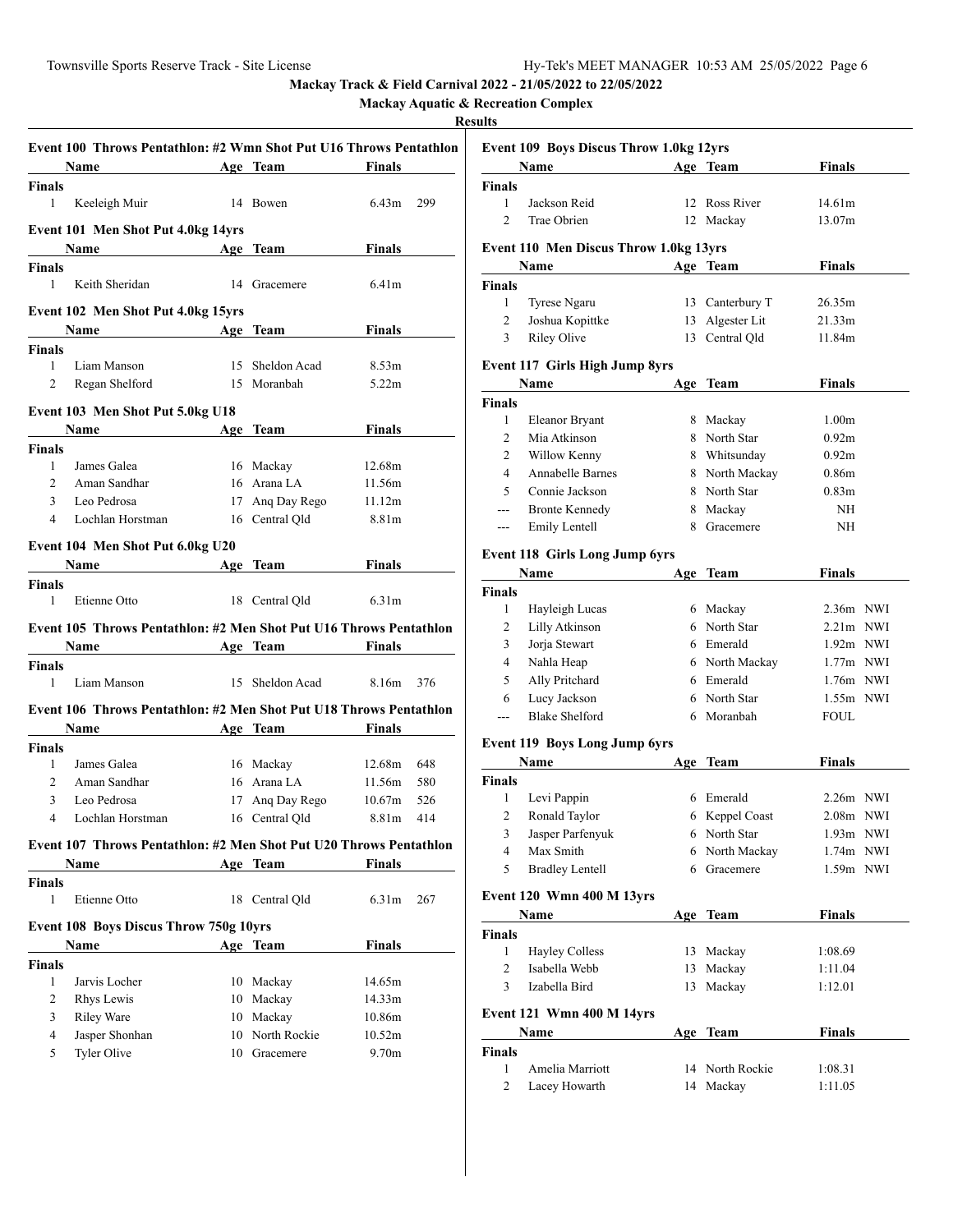**Mackay Track & Field Carnival 2022 - 21/05/2022 to 22/05/2022**

**Mackay Aquatic & Recreation Complex**

**Results**

### Event 100 Throws Pentathlon: #2 Wmn Shot Put U16 Throws Pentathlon

| | Name | Age | Team | Finals | |
|---|---|---|---|---|---|
| **Finals** | | | | | |
| 1 | Keeleigh Muir | 14 | Bowen | 6.43m | 299 |

### Event 101 Men Shot Put 4.0kg 14yrs

| | Name | Age | Team | Finals |
|---|---|---|---|---|
| **Finals** | | | | |
| 1 | Keith Sheridan | 14 | Gracemere | 6.41m |

### Event 102 Men Shot Put 4.0kg 15yrs

| | Name | Age | Team | Finals |
|---|---|---|---|---|
| **Finals** | | | | |
| 1 | Liam Manson | 15 | Sheldon Acad | 8.53m |
| 2 | Regan Shelford | 15 | Moranbah | 5.22m |

### Event 103 Men Shot Put 5.0kg U18

| | Name | Age | Team | Finals |
|---|---|---|---|---|
| **Finals** | | | | |
| 1 | James Galea | 16 | Mackay | 12.68m |
| 2 | Aman Sandhar | 16 | Arana LA | 11.56m |
| 3 | Leo Pedrosa | 17 | Anq Day Rego | 11.12m |
| 4 | Lochlan Horstman | 16 | Central Qld | 8.81m |

### Event 104 Men Shot Put 6.0kg U20

| | Name | Age | Team | Finals |
|---|---|---|---|---|
| **Finals** | | | | |
| 1 | Etienne Otto | 18 | Central Qld | 6.31m |

### Event 105 Throws Pentathlon: #2 Men Shot Put U16 Throws Pentathlon

| | Name | Age | Team | Finals | |
|---|---|---|---|---|---|
| **Finals** | | | | | |
| 1 | Liam Manson | 15 | Sheldon Acad | 8.16m | 376 |

### Event 106 Throws Pentathlon: #2 Men Shot Put U18 Throws Pentathlon

| | Name | Age | Team | Finals | |
|---|---|---|---|---|---|
| **Finals** | | | | | |
| 1 | James Galea | 16 | Mackay | 12.68m | 648 |
| 2 | Aman Sandhar | 16 | Arana LA | 11.56m | 580 |
| 3 | Leo Pedrosa | 17 | Anq Day Rego | 10.67m | 526 |
| 4 | Lochlan Horstman | 16 | Central Qld | 8.81m | 414 |

### Event 107 Throws Pentathlon: #2 Men Shot Put U20 Throws Pentathlon

| | Name | Age | Team | Finals | |
|---|---|---|---|---|---|
| **Finals** | | | | | |
| 1 | Etienne Otto | 18 | Central Qld | 6.31m | 267 |

### Event 108 Boys Discus Throw 750g 10yrs

| | Name | Age | Team | Finals |
|---|---|---|---|---|
| **Finals** | | | | |
| 1 | Jarvis Locher | 10 | Mackay | 14.65m |
| 2 | Rhys Lewis | 10 | Mackay | 14.33m |
| 3 | Riley Ware | 10 | Mackay | 10.86m |
| 4 | Jasper Shonhan | 10 | North Rockie | 10.52m |
| 5 | Tyler Olive | 10 | Gracemere | 9.70m |

### Event 109 Boys Discus Throw 1.0kg 12yrs

| | Name | Age | Team | Finals |
|---|---|---|---|---|
| **Finals** | | | | |
| 1 | Jackson Reid | 12 | Ross River | 14.61m |
| 2 | Trae Obrien | 12 | Mackay | 13.07m |

### Event 110 Men Discus Throw 1.0kg 13yrs

| | Name | Age | Team | Finals |
|---|---|---|---|---|
| **Finals** | | | | |
| 1 | Tyrese Ngaru | 13 | Canterbury T | 26.35m |
| 2 | Joshua Kopittke | 13 | Algester Lit | 21.33m |
| 3 | Riley Olive | 13 | Central Qld | 11.84m |

### Event 117 Girls High Jump 8yrs

| | Name | Age | Team | Finals |
|---|---|---|---|---|
| **Finals** | | | | |
| 1 | Eleanor Bryant | 8 | Mackay | 1.00m |
| 2 | Mia Atkinson | 8 | North Star | 0.92m |
| 2 | Willow Kenny | 8 | Whitsunday | 0.92m |
| 4 | Annabelle Barnes | 8 | North Mackay | 0.86m |
| 5 | Connie Jackson | 8 | North Star | 0.83m |
| --- | Bronte Kennedy | 8 | Mackay | NH |
| --- | Emily Lentell | 8 | Gracemere | NH |

### Event 118 Girls Long Jump 6yrs

| | Name | Age | Team | Finals | |
|---|---|---|---|---|---|
| **Finals** | | | | | |
| 1 | Hayleigh Lucas | 6 | Mackay | 2.36m | NWI |
| 2 | Lilly Atkinson | 6 | North Star | 2.21m | NWI |
| 3 | Jorja Stewart | 6 | Emerald | 1.92m | NWI |
| 4 | Nahla Heap | 6 | North Mackay | 1.77m | NWI |
| 5 | Ally Pritchard | 6 | Emerald | 1.76m | NWI |
| 6 | Lucy Jackson | 6 | North Star | 1.55m | NWI |
| --- | Blake Shelford | 6 | Moranbah | FOUL | |

### Event 119 Boys Long Jump 6yrs

| | Name | Age | Team | Finals | |
|---|---|---|---|---|---|
| **Finals** | | | | | |
| 1 | Levi Pappin | 6 | Emerald | 2.26m | NWI |
| 2 | Ronald Taylor | 6 | Keppel Coast | 2.08m | NWI |
| 3 | Jasper Parfenyuk | 6 | North Star | 1.93m | NWI |
| 4 | Max Smith | 6 | North Mackay | 1.74m | NWI |
| 5 | Bradley Lentell | 6 | Gracemere | 1.59m | NWI |

### Event 120 Wmn 400 M 13yrs

| | Name | Age | Team | Finals |
|---|---|---|---|---|
| **Finals** | | | | |
| 1 | Hayley Colless | 13 | Mackay | 1:08.69 |
| 2 | Isabella Webb | 13 | Mackay | 1:11.04 |
| 3 | Izabella Bird | 13 | Mackay | 1:12.01 |

### Event 121 Wmn 400 M 14yrs

| | Name | Age | Team | Finals |
|---|---|---|---|---|
| **Finals** | | | | |
| 1 | Amelia Marriott | 14 | North Rockie | 1:08.31 |
| 2 | Lacey Howarth | 14 | Mackay | 1:11.05 |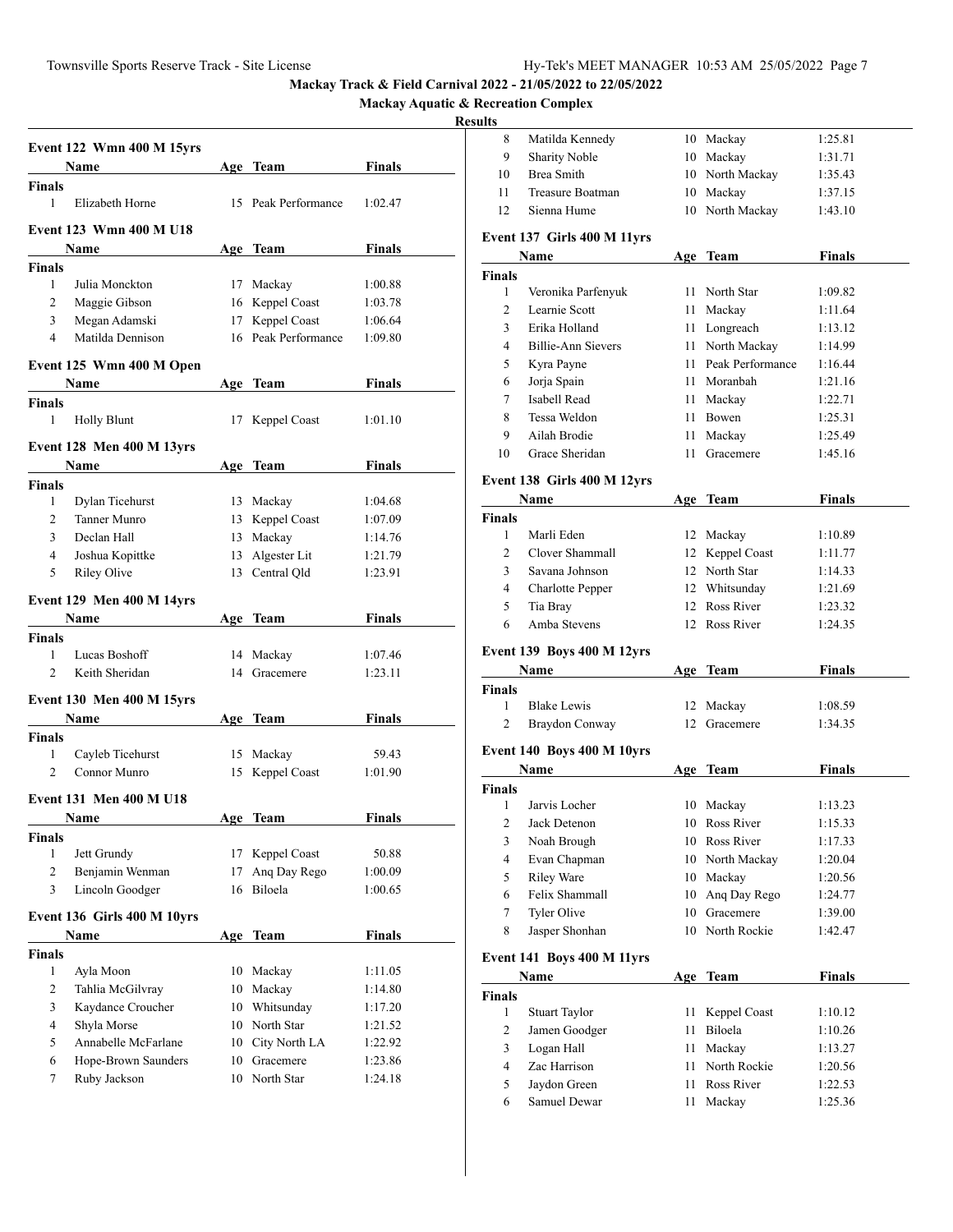Mackay Track & Field Carnival 2022 - 21/05/2022 to 22/05/2022

Mackay Aquatic & Recreation Complex

Results

### Event 122 Wmn 400 M 15yrs

| | Name | Age | Team | Finals |
|---|---|---|---|---|
| **Finals** | | | | |
| 1 | Elizabeth Horne | 15 | Peak Performance | 1:02.47 |

### Event 123 Wmn 400 M U18

| | Name | Age | Team | Finals |
|---|---|---|---|---|
| **Finals** | | | | |
| 1 | Julia Monckton | 17 | Mackay | 1:00.88 |
| 2 | Maggie Gibson | 16 | Keppel Coast | 1:03.78 |
| 3 | Megan Adamski | 17 | Keppel Coast | 1:06.64 |
| 4 | Matilda Dennison | 16 | Peak Performance | 1:09.80 |

### Event 125 Wmn 400 M Open

| | Name | Age | Team | Finals |
|---|---|---|---|---|
| **Finals** | | | | |
| 1 | Holly Blunt | 17 | Keppel Coast | 1:01.10 |

### Event 128 Men 400 M 13yrs

| | Name | Age | Team | Finals |
|---|---|---|---|---|
| **Finals** | | | | |
| 1 | Dylan Ticehurst | 13 | Mackay | 1:04.68 |
| 2 | Tanner Munro | 13 | Keppel Coast | 1:07.09 |
| 3 | Declan Hall | 13 | Mackay | 1:14.76 |
| 4 | Joshua Kopittke | 13 | Algester Lit | 1:21.79 |
| 5 | Riley Olive | 13 | Central Qld | 1:23.91 |

### Event 129 Men 400 M 14yrs

| | Name | Age | Team | Finals |
|---|---|---|---|---|
| **Finals** | | | | |
| 1 | Lucas Boshoff | 14 | Mackay | 1:07.46 |
| 2 | Keith Sheridan | 14 | Gracemere | 1:23.11 |

### Event 130 Men 400 M 15yrs

| | Name | Age | Team | Finals |
|---|---|---|---|---|
| **Finals** | | | | |
| 1 | Cayleb Ticehurst | 15 | Mackay | 59.43 |
| 2 | Connor Munro | 15 | Keppel Coast | 1:01.90 |

### Event 131 Men 400 M U18

| | Name | Age | Team | Finals |
|---|---|---|---|---|
| **Finals** | | | | |
| 1 | Jett Grundy | 17 | Keppel Coast | 50.88 |
| 2 | Benjamin Wenman | 17 | Anq Day Rego | 1:00.09 |
| 3 | Lincoln Goodger | 16 | Biloela | 1:00.65 |

### Event 136 Girls 400 M 10yrs

| | Name | Age | Team | Finals |
|---|---|---|---|---|
| **Finals** | | | | |
| 1 | Ayla Moon | 10 | Mackay | 1:11.05 |
| 2 | Tahlia McGilvray | 10 | Mackay | 1:14.80 |
| 3 | Kaydance Croucher | 10 | Whitsunday | 1:17.20 |
| 4 | Shyla Morse | 10 | North Star | 1:21.52 |
| 5 | Annabelle McFarlane | 10 | City North LA | 1:22.92 |
| 6 | Hope-Brown Saunders | 10 | Gracemere | 1:23.86 |
| 7 | Ruby Jackson | 10 | North Star | 1:24.18 |
| 8 | Matilda Kennedy | 10 | Mackay | 1:25.81 |
| 9 | Sharity Noble | 10 | Mackay | 1:31.71 |
| 10 | Brea Smith | 10 | North Mackay | 1:35.43 |
| 11 | Treasure Boatman | 10 | Mackay | 1:37.15 |
| 12 | Sienna Hume | 10 | North Mackay | 1:43.10 |

### Event 137 Girls 400 M 11yrs

| | Name | Age | Team | Finals |
|---|---|---|---|---|
| **Finals** | | | | |
| 1 | Veronika Parfenyuk | 11 | North Star | 1:09.82 |
| 2 | Learnie Scott | 11 | Mackay | 1:11.64 |
| 3 | Erika Holland | 11 | Longreach | 1:13.12 |
| 4 | Billie-Ann Sievers | 11 | North Mackay | 1:14.99 |
| 5 | Kyra Payne | 11 | Peak Performance | 1:16.44 |
| 6 | Jorja Spain | 11 | Moranbah | 1:21.16 |
| 7 | Isabell Read | 11 | Mackay | 1:22.71 |
| 8 | Tessa Weldon | 11 | Bowen | 1:25.31 |
| 9 | Ailah Brodie | 11 | Mackay | 1:25.49 |
| 10 | Grace Sheridan | 11 | Gracemere | 1:45.16 |

### Event 138 Girls 400 M 12yrs

| | Name | Age | Team | Finals |
|---|---|---|---|---|
| **Finals** | | | | |
| 1 | Marli Eden | 12 | Mackay | 1:10.89 |
| 2 | Clover Shammall | 12 | Keppel Coast | 1:11.77 |
| 3 | Savana Johnson | 12 | North Star | 1:14.33 |
| 4 | Charlotte Pepper | 12 | Whitsunday | 1:21.69 |
| 5 | Tia Bray | 12 | Ross River | 1:23.32 |
| 6 | Amba Stevens | 12 | Ross River | 1:24.35 |

### Event 139 Boys 400 M 12yrs

| | Name | Age | Team | Finals |
|---|---|---|---|---|
| **Finals** | | | | |
| 1 | Blake Lewis | 12 | Mackay | 1:08.59 |
| 2 | Braydon Conway | 12 | Gracemere | 1:34.35 |

### Event 140 Boys 400 M 10yrs

| | Name | Age | Team | Finals |
|---|---|---|---|---|
| **Finals** | | | | |
| 1 | Jarvis Locher | 10 | Mackay | 1:13.23 |
| 2 | Jack Detenon | 10 | Ross River | 1:15.33 |
| 3 | Noah Brough | 10 | Ross River | 1:17.33 |
| 4 | Evan Chapman | 10 | North Mackay | 1:20.04 |
| 5 | Riley Ware | 10 | Mackay | 1:20.56 |
| 6 | Felix Shammall | 10 | Anq Day Rego | 1:24.77 |
| 7 | Tyler Olive | 10 | Gracemere | 1:39.00 |
| 8 | Jasper Shonhan | 10 | North Rockie | 1:42.47 |

### Event 141 Boys 400 M 11yrs

| | Name | Age | Team | Finals |
|---|---|---|---|---|
| **Finals** | | | | |
| 1 | Stuart Taylor | 11 | Keppel Coast | 1:10.12 |
| 2 | Jamen Goodger | 11 | Biloela | 1:10.26 |
| 3 | Logan Hall | 11 | Mackay | 1:13.27 |
| 4 | Zac Harrison | 11 | North Rockie | 1:20.56 |
| 5 | Jaydon Green | 11 | Ross River | 1:22.53 |
| 6 | Samuel Dewar | 11 | Mackay | 1:25.36 |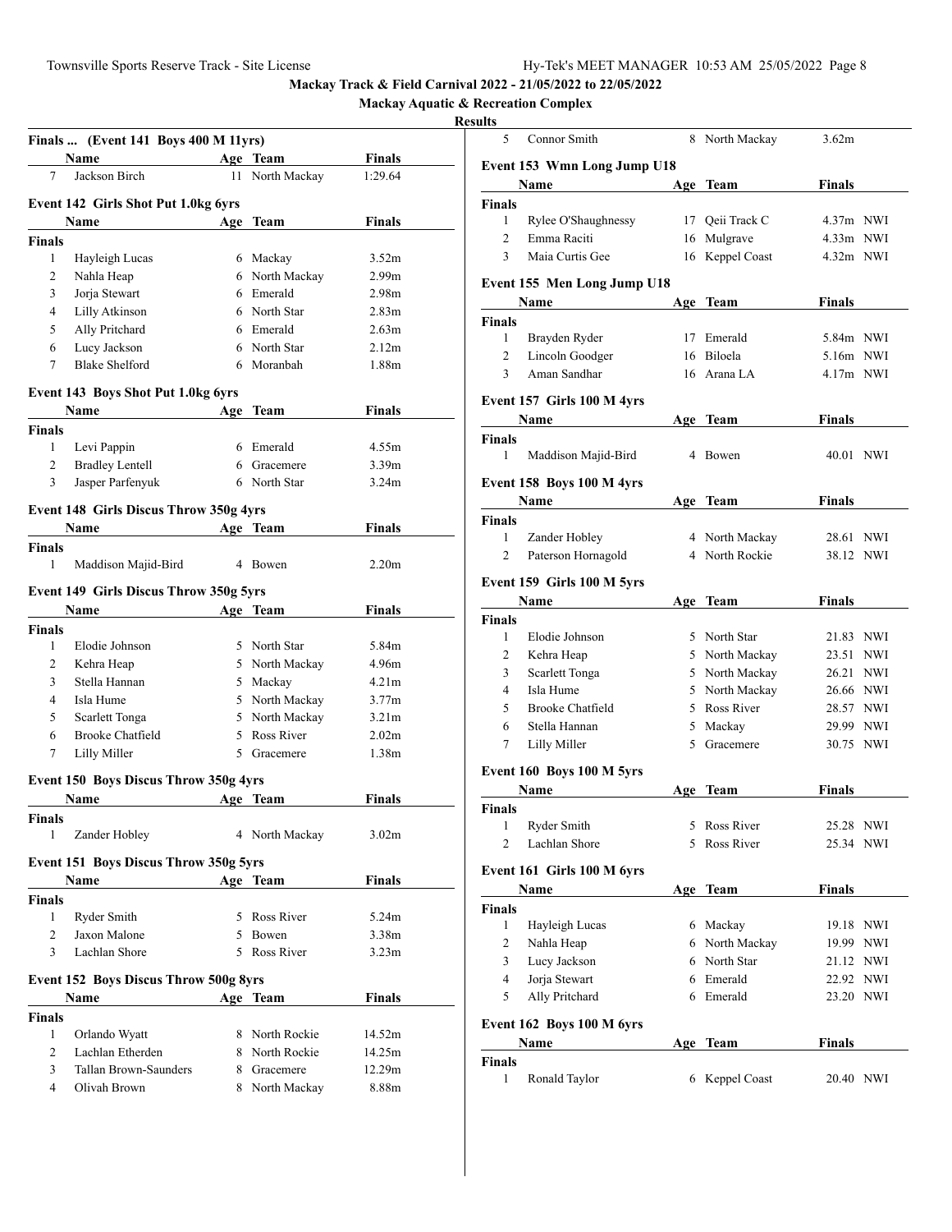Mackay Track & Field Carnival 2022 - 21/05/2022 to 22/05/2022

Mackay Aquatic & Recreation Complex

Results

### Finals ... (Event 141 Boys 400 M 11yrs)

| | Name | Age | Team | Finals |
|---|---|---|---|---|
| 7 | Jackson Birch | 11 | North Mackay | 1:29.64 |

### Event 142 Girls Shot Put 1.0kg 6yrs

| | Name | Age | Team | Finals |
|---|---|---|---|---|
| **Finals** | | | | |
| 1 | Hayleigh Lucas | 6 | Mackay | 3.52m |
| 2 | Nahla Heap | 6 | North Mackay | 2.99m |
| 3 | Jorja Stewart | 6 | Emerald | 2.98m |
| 4 | Lilly Atkinson | 6 | North Star | 2.83m |
| 5 | Ally Pritchard | 6 | Emerald | 2.63m |
| 6 | Lucy Jackson | 6 | North Star | 2.12m |
| 7 | Blake Shelford | 6 | Moranbah | 1.88m |

### Event 143 Boys Shot Put 1.0kg 6yrs

| | Name | Age | Team | Finals |
|---|---|---|---|---|
| **Finals** | | | | |
| 1 | Levi Pappin | 6 | Emerald | 4.55m |
| 2 | Bradley Lentell | 6 | Gracemere | 3.39m |
| 3 | Jasper Parfenyuk | 6 | North Star | 3.24m |

### Event 148 Girls Discus Throw 350g 4yrs

| | Name | Age | Team | Finals |
|---|---|---|---|---|
| **Finals** | | | | |
| 1 | Maddison Majid-Bird | 4 | Bowen | 2.20m |

### Event 149 Girls Discus Throw 350g 5yrs

| | Name | Age | Team | Finals |
|---|---|---|---|---|
| **Finals** | | | | |
| 1 | Elodie Johnson | 5 | North Star | 5.84m |
| 2 | Kehra Heap | 5 | North Mackay | 4.96m |
| 3 | Stella Hannan | 5 | Mackay | 4.21m |
| 4 | Isla Hume | 5 | North Mackay | 3.77m |
| 5 | Scarlett Tonga | 5 | North Mackay | 3.21m |
| 6 | Brooke Chatfield | 5 | Ross River | 2.02m |
| 7 | Lilly Miller | 5 | Gracemere | 1.38m |

### Event 150 Boys Discus Throw 350g 4yrs

| | Name | Age | Team | Finals |
|---|---|---|---|---|
| **Finals** | | | | |
| 1 | Zander Hobley | 4 | North Mackay | 3.02m |

### Event 151 Boys Discus Throw 350g 5yrs

| | Name | Age | Team | Finals |
|---|---|---|---|---|
| **Finals** | | | | |
| 1 | Ryder Smith | 5 | Ross River | 5.24m |
| 2 | Jaxon Malone | 5 | Bowen | 3.38m |
| 3 | Lachlan Shore | 5 | Ross River | 3.23m |

### Event 152 Boys Discus Throw 500g 8yrs

| | Name | Age | Team | Finals |
|---|---|---|---|---|
| **Finals** | | | | |
| 1 | Orlando Wyatt | 8 | North Rockie | 14.52m |
| 2 | Lachlan Etherden | 8 | North Rockie | 14.25m |
| 3 | Tallan Brown-Saunders | 8 | Gracemere | 12.29m |
| 4 | Olivah Brown | 8 | North Mackay | 8.88m |
| 5 | Connor Smith | 8 | North Mackay | 3.62m |

### Event 153 Wmn Long Jump U18

| | Name | Age | Team | Finals | |
|---|---|---|---|---|---|
| **Finals** | | | | | |
| 1 | Rylee O'Shaughnessy | 17 | Qeii Track C | 4.37m | NWI |
| 2 | Emma Raciti | 16 | Mulgrave | 4.33m | NWI |
| 3 | Maia Curtis Gee | 16 | Keppel Coast | 4.32m | NWI |

### Event 155 Men Long Jump U18

| | Name | Age | Team | Finals | |
|---|---|---|---|---|---|
| **Finals** | | | | | |
| 1 | Brayden Ryder | 17 | Emerald | 5.84m | NWI |
| 2 | Lincoln Goodger | 16 | Biloela | 5.16m | NWI |
| 3 | Aman Sandhar | 16 | Arana LA | 4.17m | NWI |

### Event 157 Girls 100 M 4yrs

| | Name | Age | Team | Finals | |
|---|---|---|---|---|---|
| **Finals** | | | | | |
| 1 | Maddison Majid-Bird | 4 | Bowen | 40.01 | NWI |

### Event 158 Boys 100 M 4yrs

| | Name | Age | Team | Finals | |
|---|---|---|---|---|---|
| **Finals** | | | | | |
| 1 | Zander Hobley | 4 | North Mackay | 28.61 | NWI |
| 2 | Paterson Hornagold | 4 | North Rockie | 38.12 | NWI |

### Event 159 Girls 100 M 5yrs

| | Name | Age | Team | Finals | |
|---|---|---|---|---|---|
| **Finals** | | | | | |
| 1 | Elodie Johnson | 5 | North Star | 21.83 | NWI |
| 2 | Kehra Heap | 5 | North Mackay | 23.51 | NWI |
| 3 | Scarlett Tonga | 5 | North Mackay | 26.21 | NWI |
| 4 | Isla Hume | 5 | North Mackay | 26.66 | NWI |
| 5 | Brooke Chatfield | 5 | Ross River | 28.57 | NWI |
| 6 | Stella Hannan | 5 | Mackay | 29.99 | NWI |
| 7 | Lilly Miller | 5 | Gracemere | 30.75 | NWI |

### Event 160 Boys 100 M 5yrs

| | Name | Age | Team | Finals | |
|---|---|---|---|---|---|
| **Finals** | | | | | |
| 1 | Ryder Smith | 5 | Ross River | 25.28 | NWI |
| 2 | Lachlan Shore | 5 | Ross River | 25.34 | NWI |

### Event 161 Girls 100 M 6yrs

| | Name | Age | Team | Finals | |
|---|---|---|---|---|---|
| **Finals** | | | | | |
| 1 | Hayleigh Lucas | 6 | Mackay | 19.18 | NWI |
| 2 | Nahla Heap | 6 | North Mackay | 19.99 | NWI |
| 3 | Lucy Jackson | 6 | North Star | 21.12 | NWI |
| 4 | Jorja Stewart | 6 | Emerald | 22.92 | NWI |
| 5 | Ally Pritchard | 6 | Emerald | 23.20 | NWI |

### Event 162 Boys 100 M 6yrs

| | Name | Age | Team | Finals | |
|---|---|---|---|---|---|
| **Finals** | | | | | |
| 1 | Ronald Taylor | 6 | Keppel Coast | 20.40 | NWI |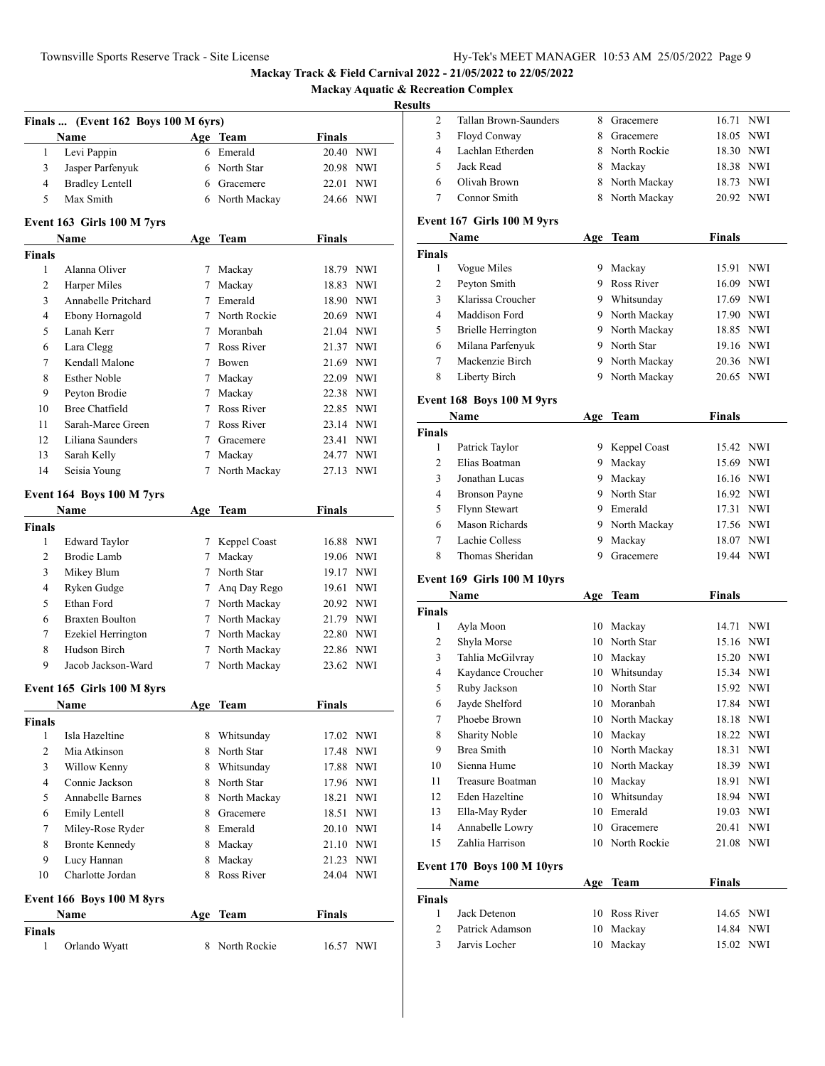# Mackay Track & Field Carnival 2022 - 21/05/2022 to 22/05/2022

## Mackay Aquatic & Recreation Complex

### Results

### Finals ... (Event 162 Boys 100 M 6yrs)

| | Name | Age | Team | Finals | |
|---|---|---|---|---|---|
| 1 | Levi Pappin | 6 | Emerald | 20.40 | NWI |
| 3 | Jasper Parfenyuk | 6 | North Star | 20.98 | NWI |
| 4 | Bradley Lentell | 6 | Gracemere | 22.01 | NWI |
| 5 | Max Smith | 6 | North Mackay | 24.66 | NWI |

### Event 163 Girls 100 M 7yrs

| | Name | Age | Team | Finals | |
|---|---|---|---|---|---|
| **Finals** | | | | | |
| 1 | Alanna Oliver | 7 | Mackay | 18.79 | NWI |
| 2 | Harper Miles | 7 | Mackay | 18.83 | NWI |
| 3 | Annabelle Pritchard | 7 | Emerald | 18.90 | NWI |
| 4 | Ebony Hornagold | 7 | North Rockie | 20.69 | NWI |
| 5 | Lanah Kerr | 7 | Moranbah | 21.04 | NWI |
| 6 | Lara Clegg | 7 | Ross River | 21.37 | NWI |
| 7 | Kendall Malone | 7 | Bowen | 21.69 | NWI |
| 8 | Esther Noble | 7 | Mackay | 22.09 | NWI |
| 9 | Peyton Brodie | 7 | Mackay | 22.38 | NWI |
| 10 | Bree Chatfield | 7 | Ross River | 22.85 | NWI |
| 11 | Sarah-Maree Green | 7 | Ross River | 23.14 | NWI |
| 12 | Liliana Saunders | 7 | Gracemere | 23.41 | NWI |
| 13 | Sarah Kelly | 7 | Mackay | 24.77 | NWI |
| 14 | Seisia Young | 7 | North Mackay | 27.13 | NWI |

### Event 164 Boys 100 M 7yrs

| | Name | Age | Team | Finals | |
|---|---|---|---|---|---|
| **Finals** | | | | | |
| 1 | Edward Taylor | 7 | Keppel Coast | 16.88 | NWI |
| 2 | Brodie Lamb | 7 | Mackay | 19.06 | NWI |
| 3 | Mikey Blum | 7 | North Star | 19.17 | NWI |
| 4 | Ryken Gudge | 7 | Anq Day Rego | 19.61 | NWI |
| 5 | Ethan Ford | 7 | North Mackay | 20.92 | NWI |
| 6 | Braxten Boulton | 7 | North Mackay | 21.79 | NWI |
| 7 | Ezekiel Herrington | 7 | North Mackay | 22.80 | NWI |
| 8 | Hudson Birch | 7 | North Mackay | 22.86 | NWI |
| 9 | Jacob Jackson-Ward | 7 | North Mackay | 23.62 | NWI |

### Event 165 Girls 100 M 8yrs

| | Name | Age | Team | Finals | |
|---|---|---|---|---|---|
| **Finals** | | | | | |
| 1 | Isla Hazeltine | 8 | Whitsunday | 17.02 | NWI |
| 2 | Mia Atkinson | 8 | North Star | 17.48 | NWI |
| 3 | Willow Kenny | 8 | Whitsunday | 17.88 | NWI |
| 4 | Connie Jackson | 8 | North Star | 17.96 | NWI |
| 5 | Annabelle Barnes | 8 | North Mackay | 18.21 | NWI |
| 6 | Emily Lentell | 8 | Gracemere | 18.51 | NWI |
| 7 | Miley-Rose Ryder | 8 | Emerald | 20.10 | NWI |
| 8 | Bronte Kennedy | 8 | Mackay | 21.10 | NWI |
| 9 | Lucy Hannan | 8 | Mackay | 21.23 | NWI |
| 10 | Charlotte Jordan | 8 | Ross River | 24.04 | NWI |

### Event 166 Boys 100 M 8yrs

| | Name | Age | Team | Finals | |
|---|---|---|---|---|---|
| **Finals** | | | | | |
| 1 | Orlando Wyatt | 8 | North Rockie | 16.57 | NWI |
| 2 | Tallan Brown-Saunders | 8 | Gracemere | 16.71 | NWI |
| 3 | Floyd Conway | 8 | Gracemere | 18.05 | NWI |
| 4 | Lachlan Etherden | 8 | North Rockie | 18.30 | NWI |
| 5 | Jack Read | 8 | Mackay | 18.38 | NWI |
| 6 | Olivah Brown | 8 | North Mackay | 18.73 | NWI |
| 7 | Connor Smith | 8 | North Mackay | 20.92 | NWI |

### Event 167 Girls 100 M 9yrs

| | Name | Age | Team | Finals | |
|---|---|---|---|---|---|
| **Finals** | | | | | |
| 1 | Vogue Miles | 9 | Mackay | 15.91 | NWI |
| 2 | Peyton Smith | 9 | Ross River | 16.09 | NWI |
| 3 | Klarissa Croucher | 9 | Whitsunday | 17.69 | NWI |
| 4 | Maddison Ford | 9 | North Mackay | 17.90 | NWI |
| 5 | Brielle Herrington | 9 | North Mackay | 18.85 | NWI |
| 6 | Milana Parfenyuk | 9 | North Star | 19.16 | NWI |
| 7 | Mackenzie Birch | 9 | North Mackay | 20.36 | NWI |
| 8 | Liberty Birch | 9 | North Mackay | 20.65 | NWI |

### Event 168 Boys 100 M 9yrs

| | Name | Age | Team | Finals | |
|---|---|---|---|---|---|
| **Finals** | | | | | |
| 1 | Patrick Taylor | 9 | Keppel Coast | 15.42 | NWI |
| 2 | Elias Boatman | 9 | Mackay | 15.69 | NWI |
| 3 | Jonathan Lucas | 9 | Mackay | 16.16 | NWI |
| 4 | Bronson Payne | 9 | North Star | 16.92 | NWI |
| 5 | Flynn Stewart | 9 | Emerald | 17.31 | NWI |
| 6 | Mason Richards | 9 | North Mackay | 17.56 | NWI |
| 7 | Lachie Colless | 9 | Mackay | 18.07 | NWI |
| 8 | Thomas Sheridan | 9 | Gracemere | 19.44 | NWI |

### Event 169 Girls 100 M 10yrs

| | Name | Age | Team | Finals | |
|---|---|---|---|---|---|
| **Finals** | | | | | |
| 1 | Ayla Moon | 10 | Mackay | 14.71 | NWI |
| 2 | Shyla Morse | 10 | North Star | 15.16 | NWI |
| 3 | Tahlia McGilvray | 10 | Mackay | 15.20 | NWI |
| 4 | Kaydance Croucher | 10 | Whitsunday | 15.34 | NWI |
| 5 | Ruby Jackson | 10 | North Star | 15.92 | NWI |
| 6 | Jayde Shelford | 10 | Moranbah | 17.84 | NWI |
| 7 | Phoebe Brown | 10 | North Mackay | 18.18 | NWI |
| 8 | Sharity Noble | 10 | Mackay | 18.22 | NWI |
| 9 | Brea Smith | 10 | North Mackay | 18.31 | NWI |
| 10 | Sienna Hume | 10 | North Mackay | 18.39 | NWI |
| 11 | Treasure Boatman | 10 | Mackay | 18.91 | NWI |
| 12 | Eden Hazeltine | 10 | Whitsunday | 18.94 | NWI |
| 13 | Ella-May Ryder | 10 | Emerald | 19.03 | NWI |
| 14 | Annabelle Lowry | 10 | Gracemere | 20.41 | NWI |
| 15 | Zahlia Harrison | 10 | North Rockie | 21.08 | NWI |

### Event 170 Boys 100 M 10yrs

| | Name | Age | Team | Finals | |
|---|---|---|---|---|---|
| **Finals** | | | | | |
| 1 | Jack Detenon | 10 | Ross River | 14.65 | NWI |
| 2 | Patrick Adamson | 10 | Mackay | 14.84 | NWI |
| 3 | Jarvis Locher | 10 | Mackay | 15.02 | NWI |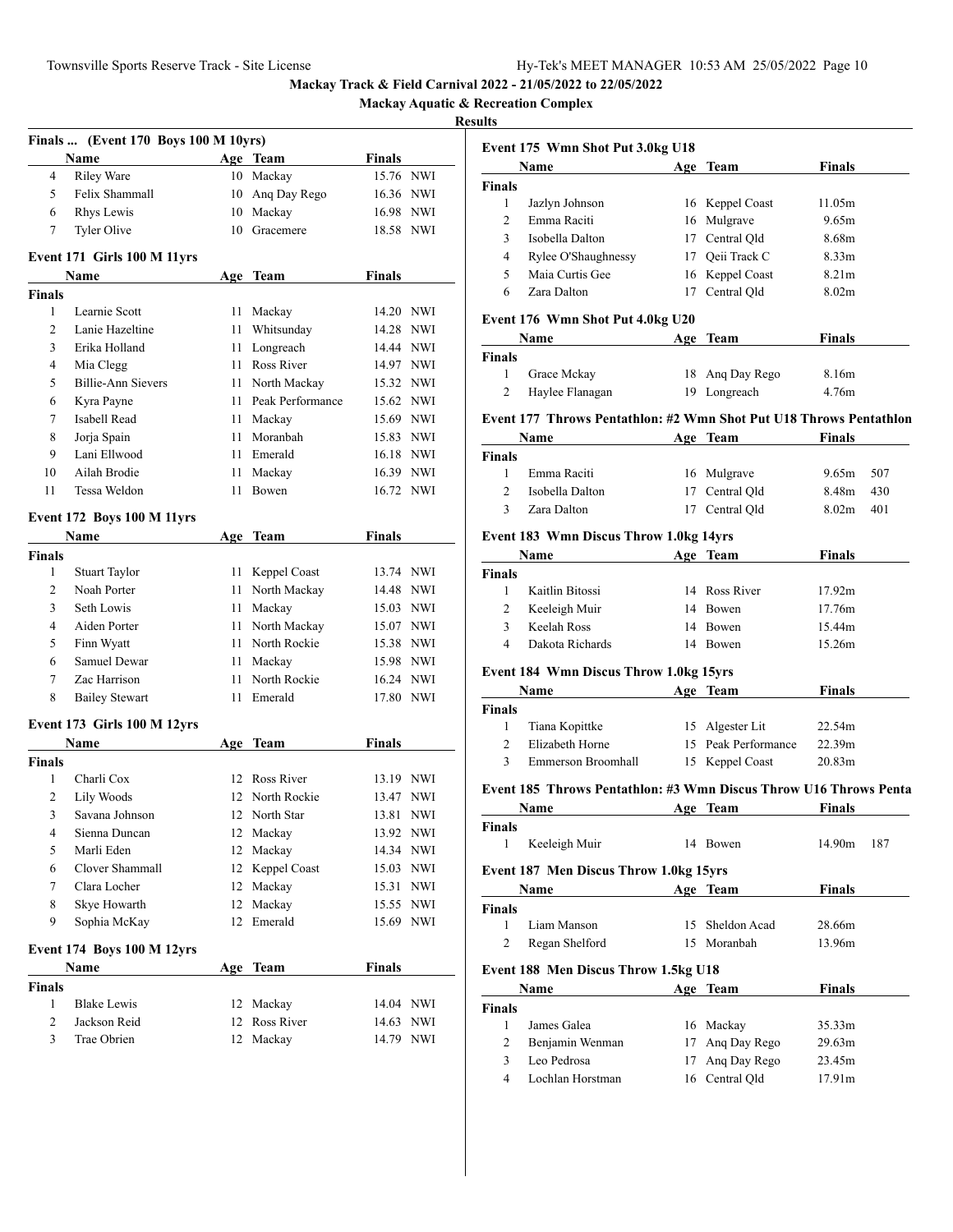Mackay Track & Field Carnival 2022 - 21/05/2022 to 22/05/2022

Mackay Aquatic & Recreation Complex

Results

### Finals ... (Event 170 Boys 100 M 10yrs)

| | Name | Age | Team | Finals | |
|---|---|---|---|---|---|
| 4 | Riley Ware | 10 | Mackay | 15.76 | NWI |
| 5 | Felix Shammall | 10 | Anq Day Rego | 16.36 | NWI |
| 6 | Rhys Lewis | 10 | Mackay | 16.98 | NWI |
| 7 | Tyler Olive | 10 | Gracemere | 18.58 | NWI |

### Event 171 Girls 100 M 11yrs

| | Name | Age | Team | Finals | |
|---|---|---|---|---|---|
| **Finals** | | | | | |
| 1 | Learnie Scott | 11 | Mackay | 14.20 | NWI |
| 2 | Lanie Hazeltine | 11 | Whitsunday | 14.28 | NWI |
| 3 | Erika Holland | 11 | Longreach | 14.44 | NWI |
| 4 | Mia Clegg | 11 | Ross River | 14.97 | NWI |
| 5 | Billie-Ann Sievers | 11 | North Mackay | 15.32 | NWI |
| 6 | Kyra Payne | 11 | Peak Performance | 15.62 | NWI |
| 7 | Isabell Read | 11 | Mackay | 15.69 | NWI |
| 8 | Jorja Spain | 11 | Moranbah | 15.83 | NWI |
| 9 | Lani Ellwood | 11 | Emerald | 16.18 | NWI |
| 10 | Ailah Brodie | 11 | Mackay | 16.39 | NWI |
| 11 | Tessa Weldon | 11 | Bowen | 16.72 | NWI |

### Event 172 Boys 100 M 11yrs

| | Name | Age | Team | Finals | |
|---|---|---|---|---|---|
| **Finals** | | | | | |
| 1 | Stuart Taylor | 11 | Keppel Coast | 13.74 | NWI |
| 2 | Noah Porter | 11 | North Mackay | 14.48 | NWI |
| 3 | Seth Lowis | 11 | Mackay | 15.03 | NWI |
| 4 | Aiden Porter | 11 | North Mackay | 15.07 | NWI |
| 5 | Finn Wyatt | 11 | North Rockie | 15.38 | NWI |
| 6 | Samuel Dewar | 11 | Mackay | 15.98 | NWI |
| 7 | Zac Harrison | 11 | North Rockie | 16.24 | NWI |
| 8 | Bailey Stewart | 11 | Emerald | 17.80 | NWI |

### Event 173 Girls 100 M 12yrs

| | Name | Age | Team | Finals | |
|---|---|---|---|---|---|
| **Finals** | | | | | |
| 1 | Charli Cox | 12 | Ross River | 13.19 | NWI |
| 2 | Lily Woods | 12 | North Rockie | 13.47 | NWI |
| 3 | Savana Johnson | 12 | North Star | 13.81 | NWI |
| 4 | Sienna Duncan | 12 | Mackay | 13.92 | NWI |
| 5 | Marli Eden | 12 | Mackay | 14.34 | NWI |
| 6 | Clover Shammall | 12 | Keppel Coast | 15.03 | NWI |
| 7 | Clara Locher | 12 | Mackay | 15.31 | NWI |
| 8 | Skye Howarth | 12 | Mackay | 15.55 | NWI |
| 9 | Sophia McKay | 12 | Emerald | 15.69 | NWI |

### Event 174 Boys 100 M 12yrs

| | Name | Age | Team | Finals | |
|---|---|---|---|---|---|
| **Finals** | | | | | |
| 1 | Blake Lewis | 12 | Mackay | 14.04 | NWI |
| 2 | Jackson Reid | 12 | Ross River | 14.63 | NWI |
| 3 | Trae Obrien | 12 | Mackay | 14.79 | NWI |

### Event 175 Wmn Shot Put 3.0kg U18

| | Name | Age | Team | Finals |
|---|---|---|---|---|
| **Finals** | | | | |
| 1 | Jazlyn Johnson | 16 | Keppel Coast | 11.05m |
| 2 | Emma Raciti | 16 | Mulgrave | 9.65m |
| 3 | Isobella Dalton | 17 | Central Qld | 8.68m |
| 4 | Rylee O'Shaughnessy | 17 | Qeii Track C | 8.33m |
| 5 | Maia Curtis Gee | 16 | Keppel Coast | 8.21m |
| 6 | Zara Dalton | 17 | Central Qld | 8.02m |

### Event 176 Wmn Shot Put 4.0kg U20

| | Name | Age | Team | Finals |
|---|---|---|---|---|
| **Finals** | | | | |
| 1 | Grace Mckay | 18 | Anq Day Rego | 8.16m |
| 2 | Haylee Flanagan | 19 | Longreach | 4.76m |

### Event 177 Throws Pentathlon: #2 Wmn Shot Put U18 Throws Pentathlon

| | Name | Age | Team | Finals | |
|---|---|---|---|---|---|
| **Finals** | | | | | |
| 1 | Emma Raciti | 16 | Mulgrave | 9.65m | 507 |
| 2 | Isobella Dalton | 17 | Central Qld | 8.48m | 430 |
| 3 | Zara Dalton | 17 | Central Qld | 8.02m | 401 |

### Event 183 Wmn Discus Throw 1.0kg 14yrs

| | Name | Age | Team | Finals |
|---|---|---|---|---|
| **Finals** | | | | |
| 1 | Kaitlin Bitossi | 14 | Ross River | 17.92m |
| 2 | Keeleigh Muir | 14 | Bowen | 17.76m |
| 3 | Keelah Ross | 14 | Bowen | 15.44m |
| 4 | Dakota Richards | 14 | Bowen | 15.26m |

### Event 184 Wmn Discus Throw 1.0kg 15yrs

| | Name | Age | Team | Finals |
|---|---|---|---|---|
| **Finals** | | | | |
| 1 | Tiana Kopittke | 15 | Algester Lit | 22.54m |
| 2 | Elizabeth Horne | 15 | Peak Performance | 22.39m |
| 3 | Emmerson Broomhall | 15 | Keppel Coast | 20.83m |

### Event 185 Throws Pentathlon: #3 Wmn Discus Throw U16 Throws Penta

| | Name | Age | Team | Finals | |
|---|---|---|---|---|---|
| **Finals** | | | | | |
| 1 | Keeleigh Muir | 14 | Bowen | 14.90m | 187 |

### Event 187 Men Discus Throw 1.0kg 15yrs

| | Name | Age | Team | Finals |
|---|---|---|---|---|
| **Finals** | | | | |
| 1 | Liam Manson | 15 | Sheldon Acad | 28.66m |
| 2 | Regan Shelford | 15 | Moranbah | 13.96m |

### Event 188 Men Discus Throw 1.5kg U18

| | Name | Age | Team | Finals |
|---|---|---|---|---|
| **Finals** | | | | |
| 1 | James Galea | 16 | Mackay | 35.33m |
| 2 | Benjamin Wenman | 17 | Anq Day Rego | 29.63m |
| 3 | Leo Pedrosa | 17 | Anq Day Rego | 23.45m |
| 4 | Lochlan Horstman | 16 | Central Qld | 17.91m |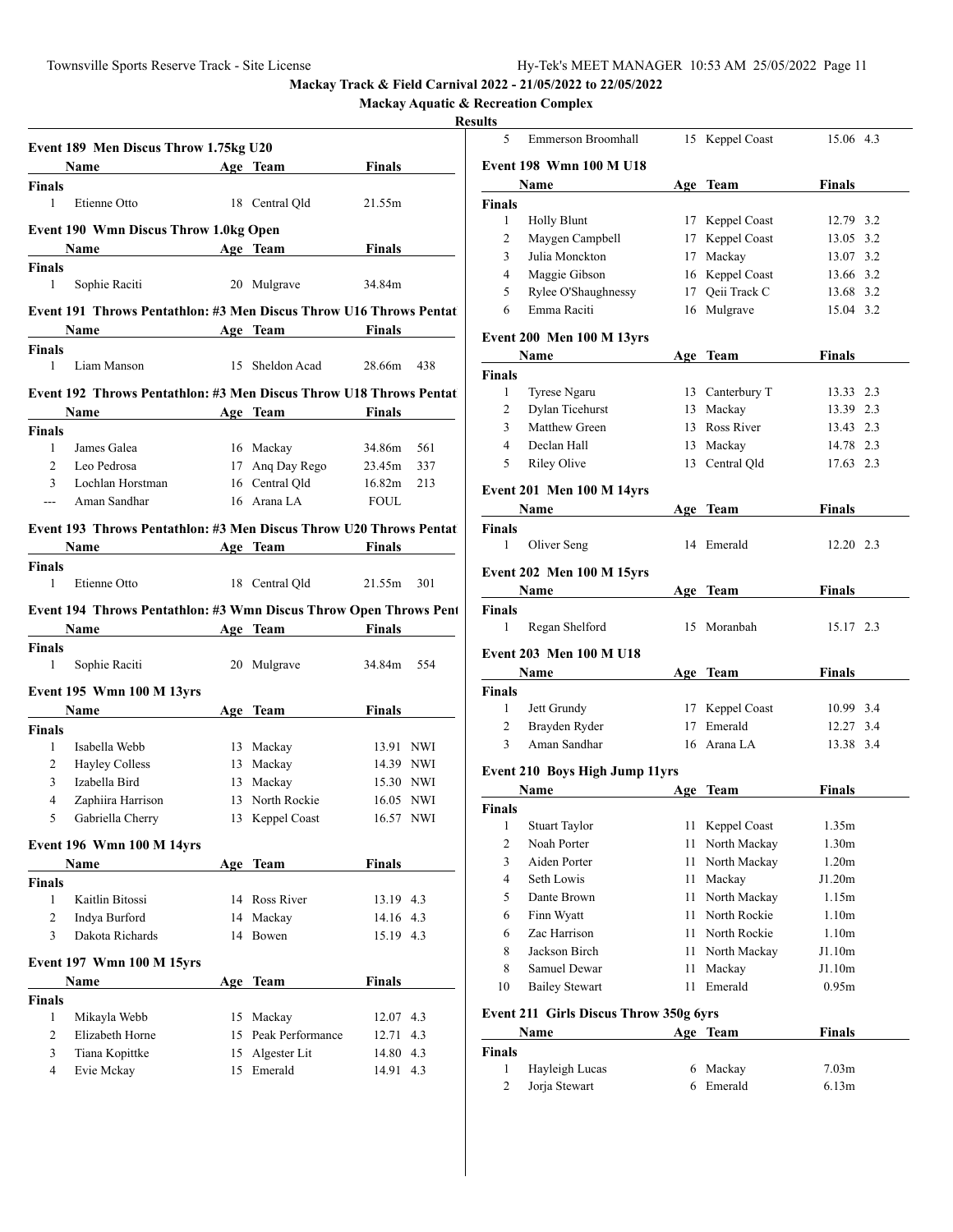Mackay Track & Field Carnival 2022 - 21/05/2022 to 22/05/2022

Mackay Aquatic & Recreation Complex

Results

### Event 189 Men Discus Throw 1.75kg U20

| | Name | Age | Team | Finals | |
|---|---|---|---|---|---|
| **Finals** | | | | | |
| 1 | Etienne Otto | 18 | Central Qld | 21.55m | |

### Event 190 Wmn Discus Throw 1.0kg Open

| | Name | Age | Team | Finals | |
|---|---|---|---|---|---|
| **Finals** | | | | | |
| 1 | Sophie Raciti | 20 | Mulgrave | 34.84m | |

### Event 191 Throws Pentathlon: #3 Men Discus Throw U16 Throws Pentat

| | Name | Age | Team | Finals | |
|---|---|---|---|---|---|
| **Finals** | | | | | |
| 1 | Liam Manson | 15 | Sheldon Acad | 28.66m | 438 |

### Event 192 Throws Pentathlon: #3 Men Discus Throw U18 Throws Pentat

| | Name | Age | Team | Finals | |
|---|---|---|---|---|---|
| **Finals** | | | | | |
| 1 | James Galea | 16 | Mackay | 34.86m | 561 |
| 2 | Leo Pedrosa | 17 | Anq Day Rego | 23.45m | 337 |
| 3 | Lochlan Horstman | 16 | Central Qld | 16.82m | 213 |
| --- | Aman Sandhar | 16 | Arana LA | FOUL | |

### Event 193 Throws Pentathlon: #3 Men Discus Throw U20 Throws Pentat

| | Name | Age | Team | Finals | |
|---|---|---|---|---|---|
| **Finals** | | | | | |
| 1 | Etienne Otto | 18 | Central Qld | 21.55m | 301 |

### Event 194 Throws Pentathlon: #3 Wmn Discus Throw Open Throws Pent

| | Name | Age | Team | Finals | |
|---|---|---|---|---|---|
| **Finals** | | | | | |
| 1 | Sophie Raciti | 20 | Mulgrave | 34.84m | 554 |

### Event 195 Wmn 100 M 13yrs

| | Name | Age | Team | Finals | |
|---|---|---|---|---|---|
| **Finals** | | | | | |
| 1 | Isabella Webb | 13 | Mackay | 13.91 | NWI |
| 2 | Hayley Colless | 13 | Mackay | 14.39 | NWI |
| 3 | Izabella Bird | 13 | Mackay | 15.30 | NWI |
| 4 | Zaphiira Harrison | 13 | North Rockie | 16.05 | NWI |
| 5 | Gabriella Cherry | 13 | Keppel Coast | 16.57 | NWI |

### Event 196 Wmn 100 M 14yrs

| | Name | Age | Team | Finals | |
|---|---|---|---|---|---|
| **Finals** | | | | | |
| 1 | Kaitlin Bitossi | 14 | Ross River | 13.19 | 4.3 |
| 2 | Indya Burford | 14 | Mackay | 14.16 | 4.3 |
| 3 | Dakota Richards | 14 | Bowen | 15.19 | 4.3 |

### Event 197 Wmn 100 M 15yrs

| | Name | Age | Team | Finals | |
|---|---|---|---|---|---|
| **Finals** | | | | | |
| 1 | Mikayla Webb | 15 | Mackay | 12.07 | 4.3 |
| 2 | Elizabeth Horne | 15 | Peak Performance | 12.71 | 4.3 |
| 3 | Tiana Kopittke | 15 | Algester Lit | 14.80 | 4.3 |
| 4 | Evie Mckay | 15 | Emerald | 14.91 | 4.3 |
| 5 | Emmerson Broomhall | 15 | Keppel Coast | 15.06 | 4.3 |

### Event 198 Wmn 100 M U18

| | Name | Age | Team | Finals | |
|---|---|---|---|---|---|
| **Finals** | | | | | |
| 1 | Holly Blunt | 17 | Keppel Coast | 12.79 | 3.2 |
| 2 | Maygen Campbell | 17 | Keppel Coast | 13.05 | 3.2 |
| 3 | Julia Monckton | 17 | Mackay | 13.07 | 3.2 |
| 4 | Maggie Gibson | 16 | Keppel Coast | 13.66 | 3.2 |
| 5 | Rylee O'Shaughnessy | 17 | Qeii Track C | 13.68 | 3.2 |
| 6 | Emma Raciti | 16 | Mulgrave | 15.04 | 3.2 |

### Event 200 Men 100 M 13yrs

| | Name | Age | Team | Finals | |
|---|---|---|---|---|---|
| **Finals** | | | | | |
| 1 | Tyrese Ngaru | 13 | Canterbury T | 13.33 | 2.3 |
| 2 | Dylan Ticehurst | 13 | Mackay | 13.39 | 2.3 |
| 3 | Matthew Green | 13 | Ross River | 13.43 | 2.3 |
| 4 | Declan Hall | 13 | Mackay | 14.78 | 2.3 |
| 5 | Riley Olive | 13 | Central Qld | 17.63 | 2.3 |

### Event 201 Men 100 M 14yrs

| | Name | Age | Team | Finals | |
|---|---|---|---|---|---|
| **Finals** | | | | | |
| 1 | Oliver Seng | 14 | Emerald | 12.20 | 2.3 |

### Event 202 Men 100 M 15yrs

| | Name | Age | Team | Finals | |
|---|---|---|---|---|---|
| **Finals** | | | | | |
| 1 | Regan Shelford | 15 | Moranbah | 15.17 | 2.3 |

### Event 203 Men 100 M U18

| | Name | Age | Team | Finals | |
|---|---|---|---|---|---|
| **Finals** | | | | | |
| 1 | Jett Grundy | 17 | Keppel Coast | 10.99 | 3.4 |
| 2 | Brayden Ryder | 17 | Emerald | 12.27 | 3.4 |
| 3 | Aman Sandhar | 16 | Arana LA | 13.38 | 3.4 |

### Event 210 Boys High Jump 11yrs

| | Name | Age | Team | Finals |
|---|---|---|---|---|
| **Finals** | | | | |
| 1 | Stuart Taylor | 11 | Keppel Coast | 1.35m |
| 2 | Noah Porter | 11 | North Mackay | 1.30m |
| 3 | Aiden Porter | 11 | North Mackay | 1.20m |
| 4 | Seth Lowis | 11 | Mackay | J1.20m |
| 5 | Dante Brown | 11 | North Mackay | 1.15m |
| 6 | Finn Wyatt | 11 | North Rockie | 1.10m |
| 6 | Zac Harrison | 11 | North Rockie | 1.10m |
| 8 | Jackson Birch | 11 | North Mackay | J1.10m |
| 8 | Samuel Dewar | 11 | Mackay | J1.10m |
| 10 | Bailey Stewart | 11 | Emerald | 0.95m |

### Event 211 Girls Discus Throw 350g 6yrs

| | Name | Age | Team | Finals |
|---|---|---|---|---|
| **Finals** | | | | |
| 1 | Hayleigh Lucas | 6 | Mackay | 7.03m |
| 2 | Jorja Stewart | 6 | Emerald | 6.13m |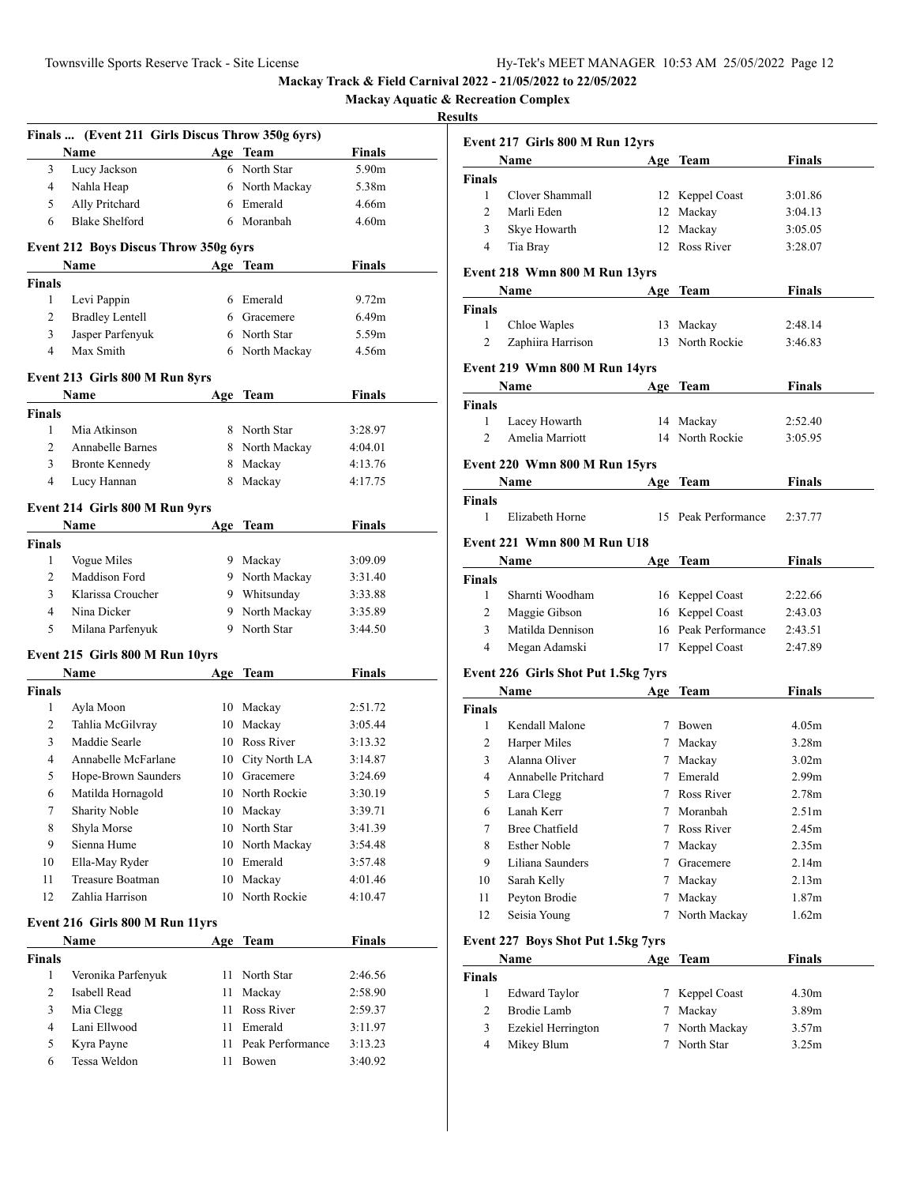# Mackay Track & Field Carnival 2022 - 21/05/2022 to 22/05/2022

## Mackay Aquatic & Recreation Complex

### Results

### Finals ... (Event 211 Girls Discus Throw 350g 6yrs)

| | Name | Age | Team | Finals |
|---|---|---|---|---|
| 3 | Lucy Jackson | 6 | North Star | 5.90m |
| 4 | Nahla Heap | 6 | North Mackay | 5.38m |
| 5 | Ally Pritchard | 6 | Emerald | 4.66m |
| 6 | Blake Shelford | 6 | Moranbah | 4.60m |

### Event 212 Boys Discus Throw 350g 6yrs

| | Name | Age | Team | Finals |
|---|---|---|---|---|
| **Finals** | | | | |
| 1 | Levi Pappin | 6 | Emerald | 9.72m |
| 2 | Bradley Lentell | 6 | Gracemere | 6.49m |
| 3 | Jasper Parfenyuk | 6 | North Star | 5.59m |
| 4 | Max Smith | 6 | North Mackay | 4.56m |

### Event 213 Girls 800 M Run 8yrs

| | Name | Age | Team | Finals |
|---|---|---|---|---|
| **Finals** | | | | |
| 1 | Mia Atkinson | 8 | North Star | 3:28.97 |
| 2 | Annabelle Barnes | 8 | North Mackay | 4:04.01 |
| 3 | Bronte Kennedy | 8 | Mackay | 4:13.76 |
| 4 | Lucy Hannan | 8 | Mackay | 4:17.75 |

### Event 214 Girls 800 M Run 9yrs

| | Name | Age | Team | Finals |
|---|---|---|---|---|
| **Finals** | | | | |
| 1 | Vogue Miles | 9 | Mackay | 3:09.09 |
| 2 | Maddison Ford | 9 | North Mackay | 3:31.40 |
| 3 | Klarissa Croucher | 9 | Whitsunday | 3:33.88 |
| 4 | Nina Dicker | 9 | North Mackay | 3:35.89 |
| 5 | Milana Parfenyuk | 9 | North Star | 3:44.50 |

### Event 215 Girls 800 M Run 10yrs

| | Name | Age | Team | Finals |
|---|---|---|---|---|
| **Finals** | | | | |
| 1 | Ayla Moon | 10 | Mackay | 2:51.72 |
| 2 | Tahlia McGilvray | 10 | Mackay | 3:05.44 |
| 3 | Maddie Searle | 10 | Ross River | 3:13.32 |
| 4 | Annabelle McFarlane | 10 | City North LA | 3:14.87 |
| 5 | Hope-Brown Saunders | 10 | Gracemere | 3:24.69 |
| 6 | Matilda Hornagold | 10 | North Rockie | 3:30.19 |
| 7 | Sharity Noble | 10 | Mackay | 3:39.71 |
| 8 | Shyla Morse | 10 | North Star | 3:41.39 |
| 9 | Sienna Hume | 10 | North Mackay | 3:54.48 |
| 10 | Ella-May Ryder | 10 | Emerald | 3:57.48 |
| 11 | Treasure Boatman | 10 | Mackay | 4:01.46 |
| 12 | Zahlia Harrison | 10 | North Rockie | 4:10.47 |

### Event 216 Girls 800 M Run 11yrs

| | Name | Age | Team | Finals |
|---|---|---|---|---|
| **Finals** | | | | |
| 1 | Veronika Parfenyuk | 11 | North Star | 2:46.56 |
| 2 | Isabell Read | 11 | Mackay | 2:58.90 |
| 3 | Mia Clegg | 11 | Ross River | 2:59.37 |
| 4 | Lani Ellwood | 11 | Emerald | 3:11.97 |
| 5 | Kyra Payne | 11 | Peak Performance | 3:13.23 |
| 6 | Tessa Weldon | 11 | Bowen | 3:40.92 |

### Event 217 Girls 800 M Run 12yrs

| | Name | Age | Team | Finals |
|---|---|---|---|---|
| **Finals** | | | | |
| 1 | Clover Shammall | 12 | Keppel Coast | 3:01.86 |
| 2 | Marli Eden | 12 | Mackay | 3:04.13 |
| 3 | Skye Howarth | 12 | Mackay | 3:05.05 |
| 4 | Tia Bray | 12 | Ross River | 3:28.07 |

### Event 218 Wmn 800 M Run 13yrs

| | Name | Age | Team | Finals |
|---|---|---|---|---|
| **Finals** | | | | |
| 1 | Chloe Waples | 13 | Mackay | 2:48.14 |
| 2 | Zaphiira Harrison | 13 | North Rockie | 3:46.83 |

### Event 219 Wmn 800 M Run 14yrs

| | Name | Age | Team | Finals |
|---|---|---|---|---|
| **Finals** | | | | |
| 1 | Lacey Howarth | 14 | Mackay | 2:52.40 |
| 2 | Amelia Marriott | 14 | North Rockie | 3:05.95 |

### Event 220 Wmn 800 M Run 15yrs

| | Name | Age | Team | Finals |
|---|---|---|---|---|
| **Finals** | | | | |
| 1 | Elizabeth Horne | 15 | Peak Performance | 2:37.77 |

### Event 221 Wmn 800 M Run U18

| | Name | Age | Team | Finals |
|---|---|---|---|---|
| **Finals** | | | | |
| 1 | Sharnti Woodham | 16 | Keppel Coast | 2:22.66 |
| 2 | Maggie Gibson | 16 | Keppel Coast | 2:43.03 |
| 3 | Matilda Dennison | 16 | Peak Performance | 2:43.51 |
| 4 | Megan Adamski | 17 | Keppel Coast | 2:47.89 |

### Event 226 Girls Shot Put 1.5kg 7yrs

| | Name | Age | Team | Finals |
|---|---|---|---|---|
| **Finals** | | | | |
| 1 | Kendall Malone | 7 | Bowen | 4.05m |
| 2 | Harper Miles | 7 | Mackay | 3.28m |
| 3 | Alanna Oliver | 7 | Mackay | 3.02m |
| 4 | Annabelle Pritchard | 7 | Emerald | 2.99m |
| 5 | Lara Clegg | 7 | Ross River | 2.78m |
| 6 | Lanah Kerr | 7 | Moranbah | 2.51m |
| 7 | Bree Chatfield | 7 | Ross River | 2.45m |
| 8 | Esther Noble | 7 | Mackay | 2.35m |
| 9 | Liliana Saunders | 7 | Gracemere | 2.14m |
| 10 | Sarah Kelly | 7 | Mackay | 2.13m |
| 11 | Peyton Brodie | 7 | Mackay | 1.87m |
| 12 | Seisia Young | 7 | North Mackay | 1.62m |

### Event 227 Boys Shot Put 1.5kg 7yrs

| | Name | Age | Team | Finals |
|---|---|---|---|---|
| **Finals** | | | | |
| 1 | Edward Taylor | 7 | Keppel Coast | 4.30m |
| 2 | Brodie Lamb | 7 | Mackay | 3.89m |
| 3 | Ezekiel Herrington | 7 | North Mackay | 3.57m |
| 4 | Mikey Blum | 7 | North Star | 3.25m |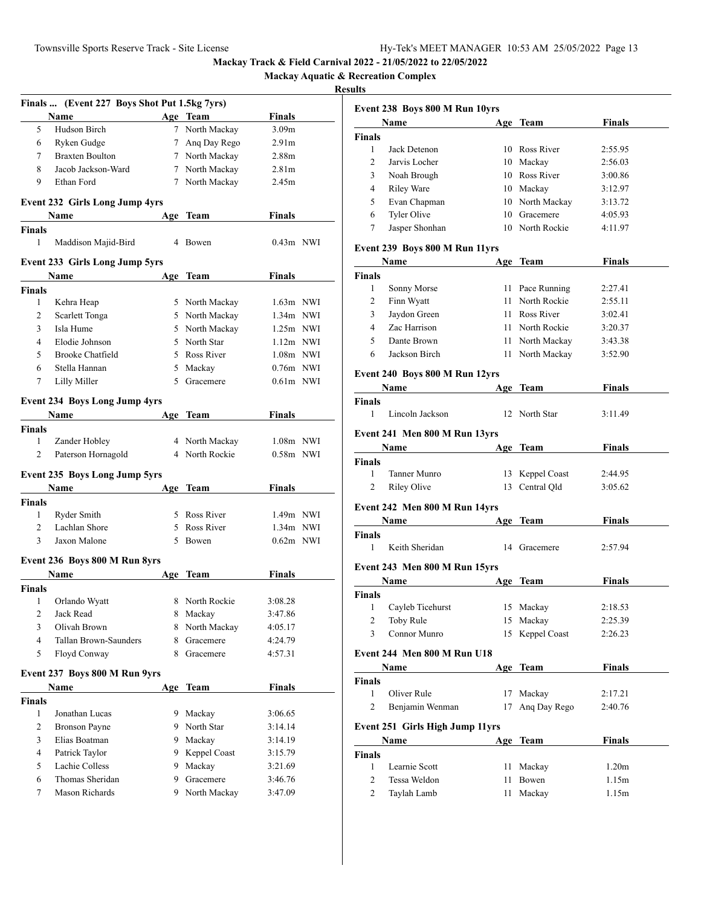**Mackay Track & Field Carnival 2022 - 21/05/2022 to 22/05/2022**

**Mackay Aquatic & Recreation Complex**

**Results**

### Finals ... (Event 227 Boys Shot Put 1.5kg 7yrs)

| | Name | Age | Team | Finals |
|---|---|---|---|---|
| 5 | Hudson Birch | 7 | North Mackay | 3.09m |
| 6 | Ryken Gudge | 7 | Anq Day Rego | 2.91m |
| 7 | Braxten Boulton | 7 | North Mackay | 2.88m |
| 8 | Jacob Jackson-Ward | 7 | North Mackay | 2.81m |
| 9 | Ethan Ford | 7 | North Mackay | 2.45m |

### Event 232 Girls Long Jump 4yrs

| | Name | Age | Team | Finals | |
|---|---|---|---|---|---|
| **Finals** | | | | | |
| 1 | Maddison Majid-Bird | 4 | Bowen | 0.43m | NWI |

### Event 233 Girls Long Jump 5yrs

| | Name | Age | Team | Finals | |
|---|---|---|---|---|---|
| **Finals** | | | | | |
| 1 | Kehra Heap | 5 | North Mackay | 1.63m | NWI |
| 2 | Scarlett Tonga | 5 | North Mackay | 1.34m | NWI |
| 3 | Isla Hume | 5 | North Mackay | 1.25m | NWI |
| 4 | Elodie Johnson | 5 | North Star | 1.12m | NWI |
| 5 | Brooke Chatfield | 5 | Ross River | 1.08m | NWI |
| 6 | Stella Hannan | 5 | Mackay | 0.76m | NWI |
| 7 | Lilly Miller | 5 | Gracemere | 0.61m | NWI |

### Event 234 Boys Long Jump 4yrs

| | Name | Age | Team | Finals | |
|---|---|---|---|---|---|
| **Finals** | | | | | |
| 1 | Zander Hobley | 4 | North Mackay | 1.08m | NWI |
| 2 | Paterson Hornagold | 4 | North Rockie | 0.58m | NWI |

### Event 235 Boys Long Jump 5yrs

| | Name | Age | Team | Finals | |
|---|---|---|---|---|---|
| **Finals** | | | | | |
| 1 | Ryder Smith | 5 | Ross River | 1.49m | NWI |
| 2 | Lachlan Shore | 5 | Ross River | 1.34m | NWI |
| 3 | Jaxon Malone | 5 | Bowen | 0.62m | NWI |

### Event 236 Boys 800 M Run 8yrs

| | Name | Age | Team | Finals |
|---|---|---|---|---|
| **Finals** | | | | |
| 1 | Orlando Wyatt | 8 | North Rockie | 3:08.28 |
| 2 | Jack Read | 8 | Mackay | 3:47.86 |
| 3 | Olivah Brown | 8 | North Mackay | 4:05.17 |
| 4 | Tallan Brown-Saunders | 8 | Gracemere | 4:24.79 |
| 5 | Floyd Conway | 8 | Gracemere | 4:57.31 |

### Event 237 Boys 800 M Run 9yrs

| | Name | Age | Team | Finals |
|---|---|---|---|---|
| **Finals** | | | | |
| 1 | Jonathan Lucas | 9 | Mackay | 3:06.65 |
| 2 | Bronson Payne | 9 | North Star | 3:14.14 |
| 3 | Elias Boatman | 9 | Mackay | 3:14.19 |
| 4 | Patrick Taylor | 9 | Keppel Coast | 3:15.79 |
| 5 | Lachie Colless | 9 | Mackay | 3:21.69 |
| 6 | Thomas Sheridan | 9 | Gracemere | 3:46.76 |
| 7 | Mason Richards | 9 | North Mackay | 3:47.09 |

### Event 238 Boys 800 M Run 10yrs

| | Name | Age | Team | Finals |
|---|---|---|---|---|
| **Finals** | | | | |
| 1 | Jack Detenon | 10 | Ross River | 2:55.95 |
| 2 | Jarvis Locher | 10 | Mackay | 2:56.03 |
| 3 | Noah Brough | 10 | Ross River | 3:00.86 |
| 4 | Riley Ware | 10 | Mackay | 3:12.97 |
| 5 | Evan Chapman | 10 | North Mackay | 3:13.72 |
| 6 | Tyler Olive | 10 | Gracemere | 4:05.93 |
| 7 | Jasper Shonhan | 10 | North Rockie | 4:11.97 |

### Event 239 Boys 800 M Run 11yrs

| | Name | Age | Team | Finals |
|---|---|---|---|---|
| **Finals** | | | | |
| 1 | Sonny Morse | 11 | Pace Running | 2:27.41 |
| 2 | Finn Wyatt | 11 | North Rockie | 2:55.11 |
| 3 | Jaydon Green | 11 | Ross River | 3:02.41 |
| 4 | Zac Harrison | 11 | North Rockie | 3:20.37 |
| 5 | Dante Brown | 11 | North Mackay | 3:43.38 |
| 6 | Jackson Birch | 11 | North Mackay | 3:52.90 |

### Event 240 Boys 800 M Run 12yrs

| | Name | Age | Team | Finals |
|---|---|---|---|---|
| **Finals** | | | | |
| 1 | Lincoln Jackson | 12 | North Star | 3:11.49 |

### Event 241 Men 800 M Run 13yrs

| | Name | Age | Team | Finals |
|---|---|---|---|---|
| **Finals** | | | | |
| 1 | Tanner Munro | 13 | Keppel Coast | 2:44.95 |
| 2 | Riley Olive | 13 | Central Qld | 3:05.62 |

### Event 242 Men 800 M Run 14yrs

| | Name | Age | Team | Finals |
|---|---|---|---|---|
| **Finals** | | | | |
| 1 | Keith Sheridan | 14 | Gracemere | 2:57.94 |

### Event 243 Men 800 M Run 15yrs

| | Name | Age | Team | Finals |
|---|---|---|---|---|
| **Finals** | | | | |
| 1 | Cayleb Ticehurst | 15 | Mackay | 2:18.53 |
| 2 | Toby Rule | 15 | Mackay | 2:25.39 |
| 3 | Connor Munro | 15 | Keppel Coast | 2:26.23 |

### Event 244 Men 800 M Run U18

| | Name | Age | Team | Finals |
|---|---|---|---|---|
| **Finals** | | | | |
| 1 | Oliver Rule | 17 | Mackay | 2:17.21 |
| 2 | Benjamin Wenman | 17 | Anq Day Rego | 2:40.76 |

### Event 251 Girls High Jump 11yrs

| | Name | Age | Team | Finals |
|---|---|---|---|---|
| **Finals** | | | | |
| 1 | Learnie Scott | 11 | Mackay | 1.20m |
| 2 | Tessa Weldon | 11 | Bowen | 1.15m |
| 2 | Taylah Lamb | 11 | Mackay | 1.15m |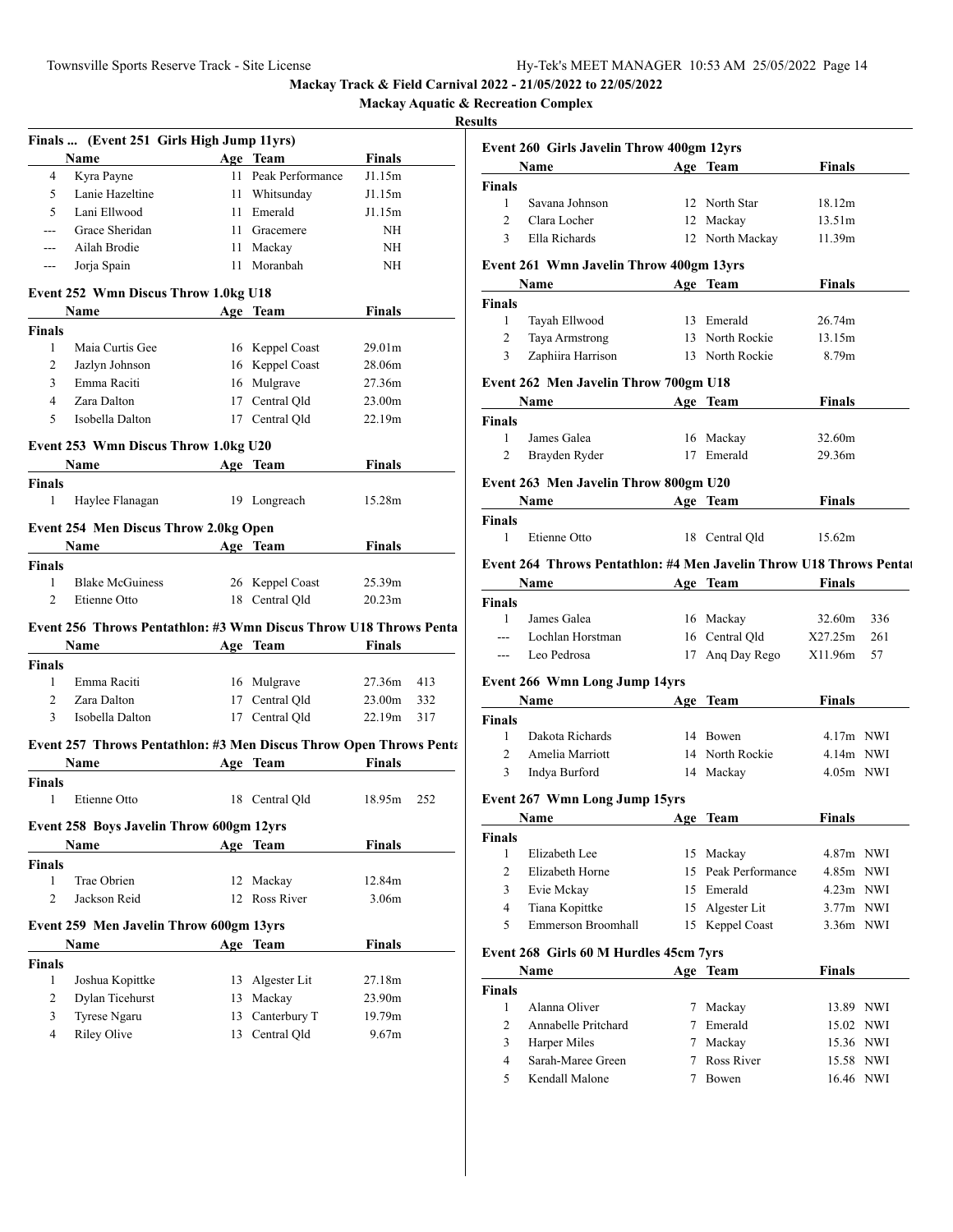**Mackay Track & Field Carnival 2022 - 21/05/2022 to 22/05/2022**

**Mackay Aquatic & Recreation Complex**

**Results**

### Finals ... (Event 251 Girls High Jump 11yrs)

| | Name | Age | Team | Finals |
|---|---|---|---|---|
| 4 | Kyra Payne | 11 | Peak Performance | J1.15m |
| 5 | Lanie Hazeltine | 11 | Whitsunday | J1.15m |
| 5 | Lani Ellwood | 11 | Emerald | J1.15m |
| --- | Grace Sheridan | 11 | Gracemere | NH |
| --- | Ailah Brodie | 11 | Mackay | NH |
| --- | Jorja Spain | 11 | Moranbah | NH |

### Event 252 Wmn Discus Throw 1.0kg U18

| | Name | Age | Team | Finals |
|---|---|---|---|---|
| **Finals** | | | | |
| 1 | Maia Curtis Gee | 16 | Keppel Coast | 29.01m |
| 2 | Jazlyn Johnson | 16 | Keppel Coast | 28.06m |
| 3 | Emma Raciti | 16 | Mulgrave | 27.36m |
| 4 | Zara Dalton | 17 | Central Qld | 23.00m |
| 5 | Isobella Dalton | 17 | Central Qld | 22.19m |

### Event 253 Wmn Discus Throw 1.0kg U20

| | Name | Age | Team | Finals |
|---|---|---|---|---|
| **Finals** | | | | |
| 1 | Haylee Flanagan | 19 | Longreach | 15.28m |

### Event 254 Men Discus Throw 2.0kg Open

| | Name | Age | Team | Finals |
|---|---|---|---|---|
| **Finals** | | | | |
| 1 | Blake McGuiness | 26 | Keppel Coast | 25.39m |
| 2 | Etienne Otto | 18 | Central Qld | 20.23m |

### Event 256 Throws Pentathlon: #3 Wmn Discus Throw U18 Throws Penta

| | Name | Age | Team | Finals | |
|---|---|---|---|---|---|
| **Finals** | | | | | |
| 1 | Emma Raciti | 16 | Mulgrave | 27.36m | 413 |
| 2 | Zara Dalton | 17 | Central Qld | 23.00m | 332 |
| 3 | Isobella Dalton | 17 | Central Qld | 22.19m | 317 |

### Event 257 Throws Pentathlon: #3 Men Discus Throw Open Throws Penta

| | Name | Age | Team | Finals | |
|---|---|---|---|---|---|
| **Finals** | | | | | |
| 1 | Etienne Otto | 18 | Central Qld | 18.95m | 252 |

### Event 258 Boys Javelin Throw 600gm 12yrs

| | Name | Age | Team | Finals |
|---|---|---|---|---|
| **Finals** | | | | |
| 1 | Trae Obrien | 12 | Mackay | 12.84m |
| 2 | Jackson Reid | 12 | Ross River | 3.06m |

### Event 259 Men Javelin Throw 600gm 13yrs

| | Name | Age | Team | Finals |
|---|---|---|---|---|
| **Finals** | | | | |
| 1 | Joshua Kopittke | 13 | Algester Lit | 27.18m |
| 2 | Dylan Ticehurst | 13 | Mackay | 23.90m |
| 3 | Tyrese Ngaru | 13 | Canterbury T | 19.79m |
| 4 | Riley Olive | 13 | Central Qld | 9.67m |

### Event 260 Girls Javelin Throw 400gm 12yrs

| | Name | Age | Team | Finals |
|---|---|---|---|---|
| **Finals** | | | | |
| 1 | Savana Johnson | 12 | North Star | 18.12m |
| 2 | Clara Locher | 12 | Mackay | 13.51m |
| 3 | Ella Richards | 12 | North Mackay | 11.39m |

### Event 261 Wmn Javelin Throw 400gm 13yrs

| | Name | Age | Team | Finals |
|---|---|---|---|---|
| **Finals** | | | | |
| 1 | Tayah Ellwood | 13 | Emerald | 26.74m |
| 2 | Taya Armstrong | 13 | North Rockie | 13.15m |
| 3 | Zaphiira Harrison | 13 | North Rockie | 8.79m |

### Event 262 Men Javelin Throw 700gm U18

| | Name | Age | Team | Finals |
|---|---|---|---|---|
| **Finals** | | | | |
| 1 | James Galea | 16 | Mackay | 32.60m |
| 2 | Brayden Ryder | 17 | Emerald | 29.36m |

### Event 263 Men Javelin Throw 800gm U20

| | Name | Age | Team | Finals |
|---|---|---|---|---|
| **Finals** | | | | |
| 1 | Etienne Otto | 18 | Central Qld | 15.62m |

### Event 264 Throws Pentathlon: #4 Men Javelin Throw U18 Throws Pentat

| | Name | Age | Team | Finals | |
|---|---|---|---|---|---|
| **Finals** | | | | | |
| 1 | James Galea | 16 | Mackay | 32.60m | 336 |
| --- | Lochlan Horstman | 16 | Central Qld | X27.25m | 261 |
| --- | Leo Pedrosa | 17 | Anq Day Rego | X11.96m | 57 |

### Event 266 Wmn Long Jump 14yrs

| | Name | Age | Team | Finals | |
|---|---|---|---|---|---|
| **Finals** | | | | | |
| 1 | Dakota Richards | 14 | Bowen | 4.17m | NWI |
| 2 | Amelia Marriott | 14 | North Rockie | 4.14m | NWI |
| 3 | Indya Burford | 14 | Mackay | 4.05m | NWI |

### Event 267 Wmn Long Jump 15yrs

| | Name | Age | Team | Finals | |
|---|---|---|---|---|---|
| **Finals** | | | | | |
| 1 | Elizabeth Lee | 15 | Mackay | 4.87m | NWI |
| 2 | Elizabeth Horne | 15 | Peak Performance | 4.85m | NWI |
| 3 | Evie Mckay | 15 | Emerald | 4.23m | NWI |
| 4 | Tiana Kopittke | 15 | Algester Lit | 3.77m | NWI |
| 5 | Emmerson Broomhall | 15 | Keppel Coast | 3.36m | NWI |

### Event 268 Girls 60 M Hurdles 45cm 7yrs

| | Name | Age | Team | Finals | |
|---|---|---|---|---|---|
| **Finals** | | | | | |
| 1 | Alanna Oliver | 7 | Mackay | 13.89 | NWI |
| 2 | Annabelle Pritchard | 7 | Emerald | 15.02 | NWI |
| 3 | Harper Miles | 7 | Mackay | 15.36 | NWI |
| 4 | Sarah-Maree Green | 7 | Ross River | 15.58 | NWI |
| 5 | Kendall Malone | 7 | Bowen | 16.46 | NWI |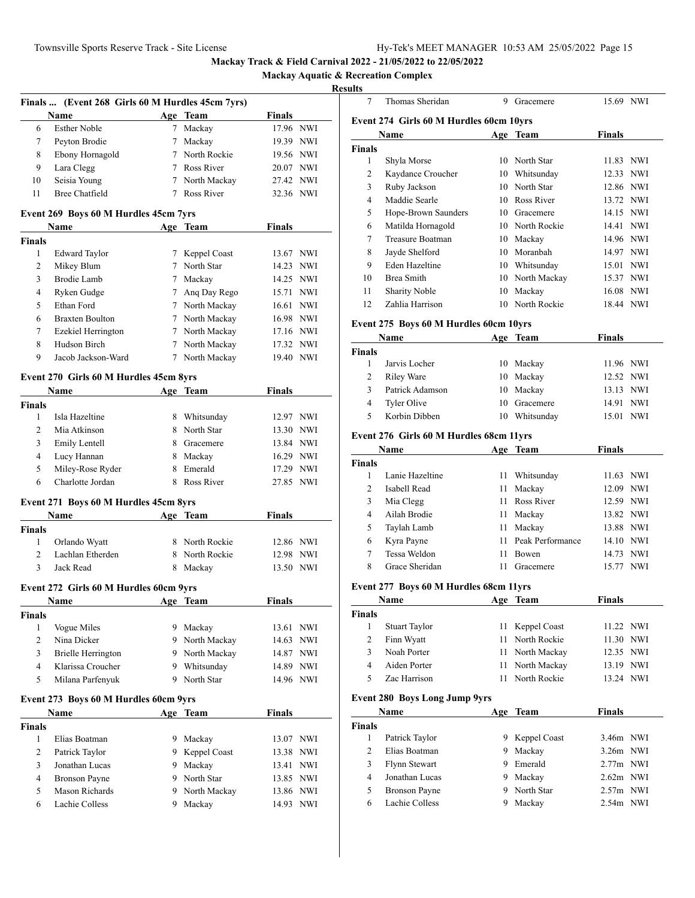## Mackay Track & Field Carnival 2022 - 21/05/2022 to 22/05/2022

### Mackay Aquatic & Recreation Complex

**Results**

### Finals ... (Event 268 Girls 60 M Hurdles 45cm 7yrs)

| | Name | Age | Team | Finals | |
|---|---|---|---|---|---|
| 6 | Esther Noble | 7 | Mackay | 17.96 | NWI |
| 7 | Peyton Brodie | 7 | Mackay | 19.39 | NWI |
| 8 | Ebony Hornagold | 7 | North Rockie | 19.56 | NWI |
| 9 | Lara Clegg | 7 | Ross River | 20.07 | NWI |
| 10 | Seisia Young | 7 | North Mackay | 27.42 | NWI |
| 11 | Bree Chatfield | 7 | Ross River | 32.36 | NWI |

### Event 269 Boys 60 M Hurdles 45cm 7yrs

| | Name | Age | Team | Finals | |
|---|---|---|---|---|---|
| **Finals** | | | | | |
| 1 | Edward Taylor | 7 | Keppel Coast | 13.67 | NWI |
| 2 | Mikey Blum | 7 | North Star | 14.23 | NWI |
| 3 | Brodie Lamb | 7 | Mackay | 14.25 | NWI |
| 4 | Ryken Gudge | 7 | Anq Day Rego | 15.71 | NWI |
| 5 | Ethan Ford | 7 | North Mackay | 16.61 | NWI |
| 6 | Braxten Boulton | 7 | North Mackay | 16.98 | NWI |
| 7 | Ezekiel Herrington | 7 | North Mackay | 17.16 | NWI |
| 8 | Hudson Birch | 7 | North Mackay | 17.32 | NWI |
| 9 | Jacob Jackson-Ward | 7 | North Mackay | 19.40 | NWI |

### Event 270 Girls 60 M Hurdles 45cm 8yrs

| | Name | Age | Team | Finals | |
|---|---|---|---|---|---|
| **Finals** | | | | | |
| 1 | Isla Hazeltine | 8 | Whitsunday | 12.97 | NWI |
| 2 | Mia Atkinson | 8 | North Star | 13.30 | NWI |
| 3 | Emily Lentell | 8 | Gracemere | 13.84 | NWI |
| 4 | Lucy Hannan | 8 | Mackay | 16.29 | NWI |
| 5 | Miley-Rose Ryder | 8 | Emerald | 17.29 | NWI |
| 6 | Charlotte Jordan | 8 | Ross River | 27.85 | NWI |

### Event 271 Boys 60 M Hurdles 45cm 8yrs

| | Name | Age | Team | Finals | |
|---|---|---|---|---|---|
| **Finals** | | | | | |
| 1 | Orlando Wyatt | 8 | North Rockie | 12.86 | NWI |
| 2 | Lachlan Etherden | 8 | North Rockie | 12.98 | NWI |
| 3 | Jack Read | 8 | Mackay | 13.50 | NWI |

### Event 272 Girls 60 M Hurdles 60cm 9yrs

| | Name | Age | Team | Finals | |
|---|---|---|---|---|---|
| **Finals** | | | | | |
| 1 | Vogue Miles | 9 | Mackay | 13.61 | NWI |
| 2 | Nina Dicker | 9 | North Mackay | 14.63 | NWI |
| 3 | Brielle Herrington | 9 | North Mackay | 14.87 | NWI |
| 4 | Klarissa Croucher | 9 | Whitsunday | 14.89 | NWI |
| 5 | Milana Parfenyuk | 9 | North Star | 14.96 | NWI |

### Event 273 Boys 60 M Hurdles 60cm 9yrs

| | Name | Age | Team | Finals | |
|---|---|---|---|---|---|
| **Finals** | | | | | |
| 1 | Elias Boatman | 9 | Mackay | 13.07 | NWI |
| 2 | Patrick Taylor | 9 | Keppel Coast | 13.38 | NWI |
| 3 | Jonathan Lucas | 9 | Mackay | 13.41 | NWI |
| 4 | Bronson Payne | 9 | North Star | 13.85 | NWI |
| 5 | Mason Richards | 9 | North Mackay | 13.86 | NWI |
| 6 | Lachie Colless | 9 | Mackay | 14.93 | NWI |
| 7 | Thomas Sheridan | 9 | Gracemere | 15.69 | NWI |

### Event 274 Girls 60 M Hurdles 60cm 10yrs

| | Name | Age | Team | Finals | |
|---|---|---|---|---|---|
| **Finals** | | | | | |
| 1 | Shyla Morse | 10 | North Star | 11.83 | NWI |
| 2 | Kaydance Croucher | 10 | Whitsunday | 12.33 | NWI |
| 3 | Ruby Jackson | 10 | North Star | 12.86 | NWI |
| 4 | Maddie Searle | 10 | Ross River | 13.72 | NWI |
| 5 | Hope-Brown Saunders | 10 | Gracemere | 14.15 | NWI |
| 6 | Matilda Hornagold | 10 | North Rockie | 14.41 | NWI |
| 7 | Treasure Boatman | 10 | Mackay | 14.96 | NWI |
| 8 | Jayde Shelford | 10 | Moranbah | 14.97 | NWI |
| 9 | Eden Hazeltine | 10 | Whitsunday | 15.01 | NWI |
| 10 | Brea Smith | 10 | North Mackay | 15.37 | NWI |
| 11 | Sharity Noble | 10 | Mackay | 16.08 | NWI |
| 12 | Zahlia Harrison | 10 | North Rockie | 18.44 | NWI |

### Event 275 Boys 60 M Hurdles 60cm 10yrs

| | Name | Age | Team | Finals | |
|---|---|---|---|---|---|
| **Finals** | | | | | |
| 1 | Jarvis Locher | 10 | Mackay | 11.96 | NWI |
| 2 | Riley Ware | 10 | Mackay | 12.52 | NWI |
| 3 | Patrick Adamson | 10 | Mackay | 13.13 | NWI |
| 4 | Tyler Olive | 10 | Gracemere | 14.91 | NWI |
| 5 | Korbin Dibben | 10 | Whitsunday | 15.01 | NWI |

### Event 276 Girls 60 M Hurdles 68cm 11yrs

| | Name | Age | Team | Finals | |
|---|---|---|---|---|---|
| **Finals** | | | | | |
| 1 | Lanie Hazeltine | 11 | Whitsunday | 11.63 | NWI |
| 2 | Isabell Read | 11 | Mackay | 12.09 | NWI |
| 3 | Mia Clegg | 11 | Ross River | 12.59 | NWI |
| 4 | Ailah Brodie | 11 | Mackay | 13.82 | NWI |
| 5 | Taylah Lamb | 11 | Mackay | 13.88 | NWI |
| 6 | Kyra Payne | 11 | Peak Performance | 14.10 | NWI |
| 7 | Tessa Weldon | 11 | Bowen | 14.73 | NWI |
| 8 | Grace Sheridan | 11 | Gracemere | 15.77 | NWI |

### Event 277 Boys 60 M Hurdles 68cm 11yrs

| | Name | Age | Team | Finals | |
|---|---|---|---|---|---|
| **Finals** | | | | | |
| 1 | Stuart Taylor | 11 | Keppel Coast | 11.22 | NWI |
| 2 | Finn Wyatt | 11 | North Rockie | 11.30 | NWI |
| 3 | Noah Porter | 11 | North Mackay | 12.35 | NWI |
| 4 | Aiden Porter | 11 | North Mackay | 13.19 | NWI |
| 5 | Zac Harrison | 11 | North Rockie | 13.24 | NWI |

### Event 280 Boys Long Jump 9yrs

| | Name | Age | Team | Finals | |
|---|---|---|---|---|---|
| **Finals** | | | | | |
| 1 | Patrick Taylor | 9 | Keppel Coast | 3.46m | NWI |
| 2 | Elias Boatman | 9 | Mackay | 3.26m | NWI |
| 3 | Flynn Stewart | 9 | Emerald | 2.77m | NWI |
| 4 | Jonathan Lucas | 9 | Mackay | 2.62m | NWI |
| 5 | Bronson Payne | 9 | North Star | 2.57m | NWI |
| 6 | Lachie Colless | 9 | Mackay | 2.54m | NWI |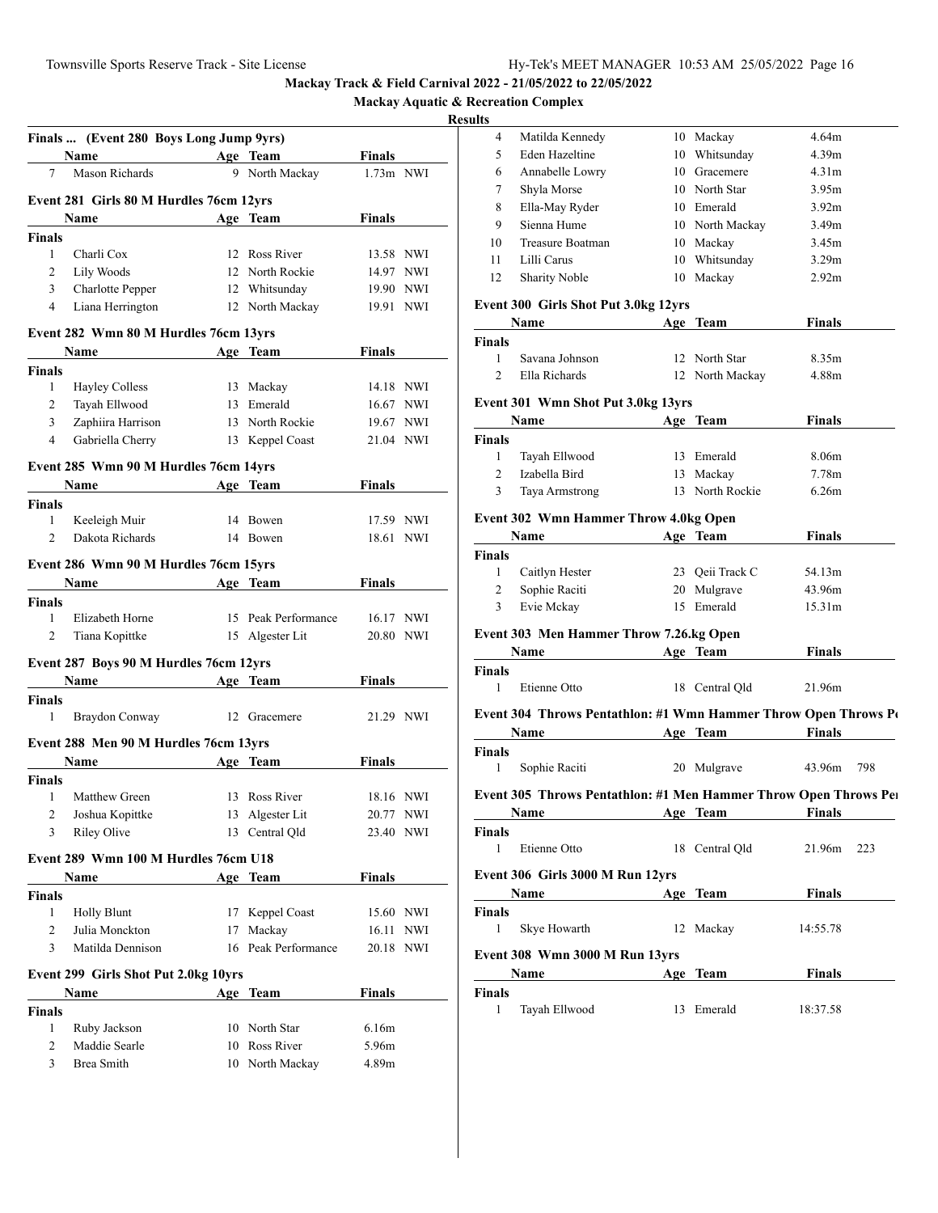Mackay Track & Field Carnival 2022 - 21/05/2022 to 22/05/2022

Mackay Aquatic & Recreation Complex

Results

### Finals ... (Event 280 Boys Long Jump 9yrs)

| | Name | Age | Team | Finals | |
|---|---|---|---|---|---|
| 7 | Mason Richards | 9 | North Mackay | 1.73m | NWI |

### Event 281 Girls 80 M Hurdles 76cm 12yrs

| | Name | Age | Team | Finals | |
|---|---|---|---|---|---|
| **Finals** | | | | | |
| 1 | Charli Cox | 12 | Ross River | 13.58 | NWI |
| 2 | Lily Woods | 12 | North Rockie | 14.97 | NWI |
| 3 | Charlotte Pepper | 12 | Whitsunday | 19.90 | NWI |
| 4 | Liana Herrington | 12 | North Mackay | 19.91 | NWI |

### Event 282 Wmn 80 M Hurdles 76cm 13yrs

| | Name | Age | Team | Finals | |
|---|---|---|---|---|---|
| **Finals** | | | | | |
| 1 | Hayley Colless | 13 | Mackay | 14.18 | NWI |
| 2 | Tayah Ellwood | 13 | Emerald | 16.67 | NWI |
| 3 | Zaphiira Harrison | 13 | North Rockie | 19.67 | NWI |
| 4 | Gabriella Cherry | 13 | Keppel Coast | 21.04 | NWI |

### Event 285 Wmn 90 M Hurdles 76cm 14yrs

| | Name | Age | Team | Finals | |
|---|---|---|---|---|---|
| **Finals** | | | | | |
| 1 | Keeleigh Muir | 14 | Bowen | 17.59 | NWI |
| 2 | Dakota Richards | 14 | Bowen | 18.61 | NWI |

### Event 286 Wmn 90 M Hurdles 76cm 15yrs

| | Name | Age | Team | Finals | |
|---|---|---|---|---|---|
| **Finals** | | | | | |
| 1 | Elizabeth Horne | 15 | Peak Performance | 16.17 | NWI |
| 2 | Tiana Kopittke | 15 | Algester Lit | 20.80 | NWI |

### Event 287 Boys 90 M Hurdles 76cm 12yrs

| | Name | Age | Team | Finals | |
|---|---|---|---|---|---|
| **Finals** | | | | | |
| 1 | Braydon Conway | 12 | Gracemere | 21.29 | NWI |

### Event 288 Men 90 M Hurdles 76cm 13yrs

| | Name | Age | Team | Finals | |
|---|---|---|---|---|---|
| **Finals** | | | | | |
| 1 | Matthew Green | 13 | Ross River | 18.16 | NWI |
| 2 | Joshua Kopittke | 13 | Algester Lit | 20.77 | NWI |
| 3 | Riley Olive | 13 | Central Qld | 23.40 | NWI |

### Event 289 Wmn 100 M Hurdles 76cm U18

| | Name | Age | Team | Finals | |
|---|---|---|---|---|---|
| **Finals** | | | | | |
| 1 | Holly Blunt | 17 | Keppel Coast | 15.60 | NWI |
| 2 | Julia Monckton | 17 | Mackay | 16.11 | NWI |
| 3 | Matilda Dennison | 16 | Peak Performance | 20.18 | NWI |

### Event 299 Girls Shot Put 2.0kg 10yrs

| | Name | Age | Team | Finals |
|---|---|---|---|---|
| **Finals** | | | | |
| 1 | Ruby Jackson | 10 | North Star | 6.16m |
| 2 | Maddie Searle | 10 | Ross River | 5.96m |
| 3 | Brea Smith | 10 | North Mackay | 4.89m |
| 4 | Matilda Kennedy | 10 | Mackay | 4.64m |
| 5 | Eden Hazeltine | 10 | Whitsunday | 4.39m |
| 6 | Annabelle Lowry | 10 | Gracemere | 4.31m |
| 7 | Shyla Morse | 10 | North Star | 3.95m |
| 8 | Ella-May Ryder | 10 | Emerald | 3.92m |
| 9 | Sienna Hume | 10 | North Mackay | 3.49m |
| 10 | Treasure Boatman | 10 | Mackay | 3.45m |
| 11 | Lilli Carus | 10 | Whitsunday | 3.29m |
| 12 | Sharity Noble | 10 | Mackay | 2.92m |

### Event 300 Girls Shot Put 3.0kg 12yrs

| | Name | Age | Team | Finals |
|---|---|---|---|---|
| **Finals** | | | | |
| 1 | Savana Johnson | 12 | North Star | 8.35m |
| 2 | Ella Richards | 12 | North Mackay | 4.88m |

### Event 301 Wmn Shot Put 3.0kg 13yrs

| | Name | Age | Team | Finals |
|---|---|---|---|---|
| **Finals** | | | | |
| 1 | Tayah Ellwood | 13 | Emerald | 8.06m |
| 2 | Izabella Bird | 13 | Mackay | 7.78m |
| 3 | Taya Armstrong | 13 | North Rockie | 6.26m |

### Event 302 Wmn Hammer Throw 4.0kg Open

| | Name | Age | Team | Finals |
|---|---|---|---|---|
| **Finals** | | | | |
| 1 | Caitlyn Hester | 23 | Qeii Track C | 54.13m |
| 2 | Sophie Raciti | 20 | Mulgrave | 43.96m |
| 3 | Evie Mckay | 15 | Emerald | 15.31m |

### Event 303 Men Hammer Throw 7.26.kg Open

| | Name | Age | Team | Finals |
|---|---|---|---|---|
| **Finals** | | | | |
| 1 | Etienne Otto | 18 | Central Qld | 21.96m |

### Event 304 Throws Pentathlon: #1 Wmn Hammer Throw Open Throws P

| | Name | Age | Team | Finals | |
|---|---|---|---|---|---|
| **Finals** | | | | | |
| 1 | Sophie Raciti | 20 | Mulgrave | 43.96m | 798 |

### Event 305 Throws Pentathlon: #1 Men Hammer Throw Open Throws Pe

| | Name | Age | Team | Finals | |
|---|---|---|---|---|---|
| **Finals** | | | | | |
| 1 | Etienne Otto | 18 | Central Qld | 21.96m | 223 |

### Event 306 Girls 3000 M Run 12yrs

| | Name | Age | Team | Finals |
|---|---|---|---|---|
| **Finals** | | | | |
| 1 | Skye Howarth | 12 | Mackay | 14:55.78 |

### Event 308 Wmn 3000 M Run 13yrs

| | Name | Age | Team | Finals |
|---|---|---|---|---|
| **Finals** | | | | |
| 1 | Tayah Ellwood | 13 | Emerald | 18:37.58 |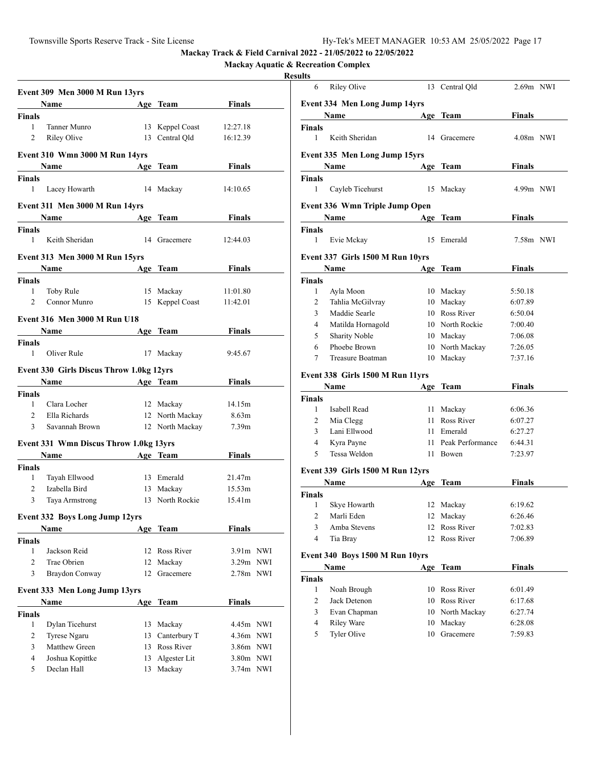# Mackay Track & Field Carnival 2022 - 21/05/2022 to 22/05/2022

## Mackay Aquatic & Recreation Complex

### Results

#### Event 309 Men 3000 M Run 13yrs

| | Name | Age | Team | Finals |
|---|---|---|---|---|
| **Finals** | | | | |
| 1 | Tanner Munro | 13 | Keppel Coast | 12:27.18 |
| 2 | Riley Olive | 13 | Central Qld | 16:12.39 |

#### Event 310 Wmn 3000 M Run 14yrs

| | Name | Age | Team | Finals |
|---|---|---|---|---|
| **Finals** | | | | |
| 1 | Lacey Howarth | 14 | Mackay | 14:10.65 |

#### Event 311 Men 3000 M Run 14yrs

| | Name | Age | Team | Finals |
|---|---|---|---|---|
| **Finals** | | | | |
| 1 | Keith Sheridan | 14 | Gracemere | 12:44.03 |

#### Event 313 Men 3000 M Run 15yrs

| | Name | Age | Team | Finals |
|---|---|---|---|---|
| **Finals** | | | | |
| 1 | Toby Rule | 15 | Mackay | 11:01.80 |
| 2 | Connor Munro | 15 | Keppel Coast | 11:42.01 |

#### Event 316 Men 3000 M Run U18

| | Name | Age | Team | Finals |
|---|---|---|---|---|
| **Finals** | | | | |
| 1 | Oliver Rule | 17 | Mackay | 9:45.67 |

#### Event 330 Girls Discus Throw 1.0kg 12yrs

| | Name | Age | Team | Finals |
|---|---|---|---|---|
| **Finals** | | | | |
| 1 | Clara Locher | 12 | Mackay | 14.15m |
| 2 | Ella Richards | 12 | North Mackay | 8.63m |
| 3 | Savannah Brown | 12 | North Mackay | 7.39m |

#### Event 331 Wmn Discus Throw 1.0kg 13yrs

| | Name | Age | Team | Finals |
|---|---|---|---|---|
| **Finals** | | | | |
| 1 | Tayah Ellwood | 13 | Emerald | 21.47m |
| 2 | Izabella Bird | 13 | Mackay | 15.53m |
| 3 | Taya Armstrong | 13 | North Rockie | 15.41m |

#### Event 332 Boys Long Jump 12yrs

| | Name | Age | Team | Finals | |
|---|---|---|---|---|---|
| **Finals** | | | | | |
| 1 | Jackson Reid | 12 | Ross River | 3.91m | NWI |
| 2 | Trae Obrien | 12 | Mackay | 3.29m | NWI |
| 3 | Braydon Conway | 12 | Gracemere | 2.78m | NWI |

#### Event 333 Men Long Jump 13yrs

| | Name | Age | Team | Finals | |
|---|---|---|---|---|---|
| **Finals** | | | | | |
| 1 | Dylan Ticehurst | 13 | Mackay | 4.45m | NWI |
| 2 | Tyrese Ngaru | 13 | Canterbury T | 4.36m | NWI |
| 3 | Matthew Green | 13 | Ross River | 3.86m | NWI |
| 4 | Joshua Kopittke | 13 | Algester Lit | 3.80m | NWI |
| 5 | Declan Hall | 13 | Mackay | 3.74m | NWI |
| 6 | Riley Olive | 13 | Central Qld | 2.69m | NWI |

#### Event 334 Men Long Jump 14yrs

| | Name | Age | Team | Finals | |
|---|---|---|---|---|---|
| **Finals** | | | | | |
| 1 | Keith Sheridan | 14 | Gracemere | 4.08m | NWI |

#### Event 335 Men Long Jump 15yrs

| | Name | Age | Team | Finals | |
|---|---|---|---|---|---|
| **Finals** | | | | | |
| 1 | Cayleb Ticehurst | 15 | Mackay | 4.99m | NWI |

#### Event 336 Wmn Triple Jump Open

| | Name | Age | Team | Finals | |
|---|---|---|---|---|---|
| **Finals** | | | | | |
| 1 | Evie Mckay | 15 | Emerald | 7.58m | NWI |

#### Event 337 Girls 1500 M Run 10yrs

| | Name | Age | Team | Finals |
|---|---|---|---|---|
| **Finals** | | | | |
| 1 | Ayla Moon | 10 | Mackay | 5:50.18 |
| 2 | Tahlia McGilvray | 10 | Mackay | 6:07.89 |
| 3 | Maddie Searle | 10 | Ross River | 6:50.04 |
| 4 | Matilda Hornagold | 10 | North Rockie | 7:00.40 |
| 5 | Sharity Noble | 10 | Mackay | 7:06.08 |
| 6 | Phoebe Brown | 10 | North Mackay | 7:26.05 |
| 7 | Treasure Boatman | 10 | Mackay | 7:37.16 |

#### Event 338 Girls 1500 M Run 11yrs

| | Name | Age | Team | Finals |
|---|---|---|---|---|
| **Finals** | | | | |
| 1 | Isabell Read | 11 | Mackay | 6:06.36 |
| 2 | Mia Clegg | 11 | Ross River | 6:07.27 |
| 3 | Lani Ellwood | 11 | Emerald | 6:27.27 |
| 4 | Kyra Payne | 11 | Peak Performance | 6:44.31 |
| 5 | Tessa Weldon | 11 | Bowen | 7:23.97 |

#### Event 339 Girls 1500 M Run 12yrs

| | Name | Age | Team | Finals |
|---|---|---|---|---|
| **Finals** | | | | |
| 1 | Skye Howarth | 12 | Mackay | 6:19.62 |
| 2 | Marli Eden | 12 | Mackay | 6:26.46 |
| 3 | Amba Stevens | 12 | Ross River | 7:02.83 |
| 4 | Tia Bray | 12 | Ross River | 7:06.89 |

#### Event 340 Boys 1500 M Run 10yrs

| | Name | Age | Team | Finals |
|---|---|---|---|---|
| **Finals** | | | | |
| 1 | Noah Brough | 10 | Ross River | 6:01.49 |
| 2 | Jack Detenon | 10 | Ross River | 6:17.68 |
| 3 | Evan Chapman | 10 | North Mackay | 6:27.74 |
| 4 | Riley Ware | 10 | Mackay | 6:28.08 |
| 5 | Tyler Olive | 10 | Gracemere | 7:59.83 |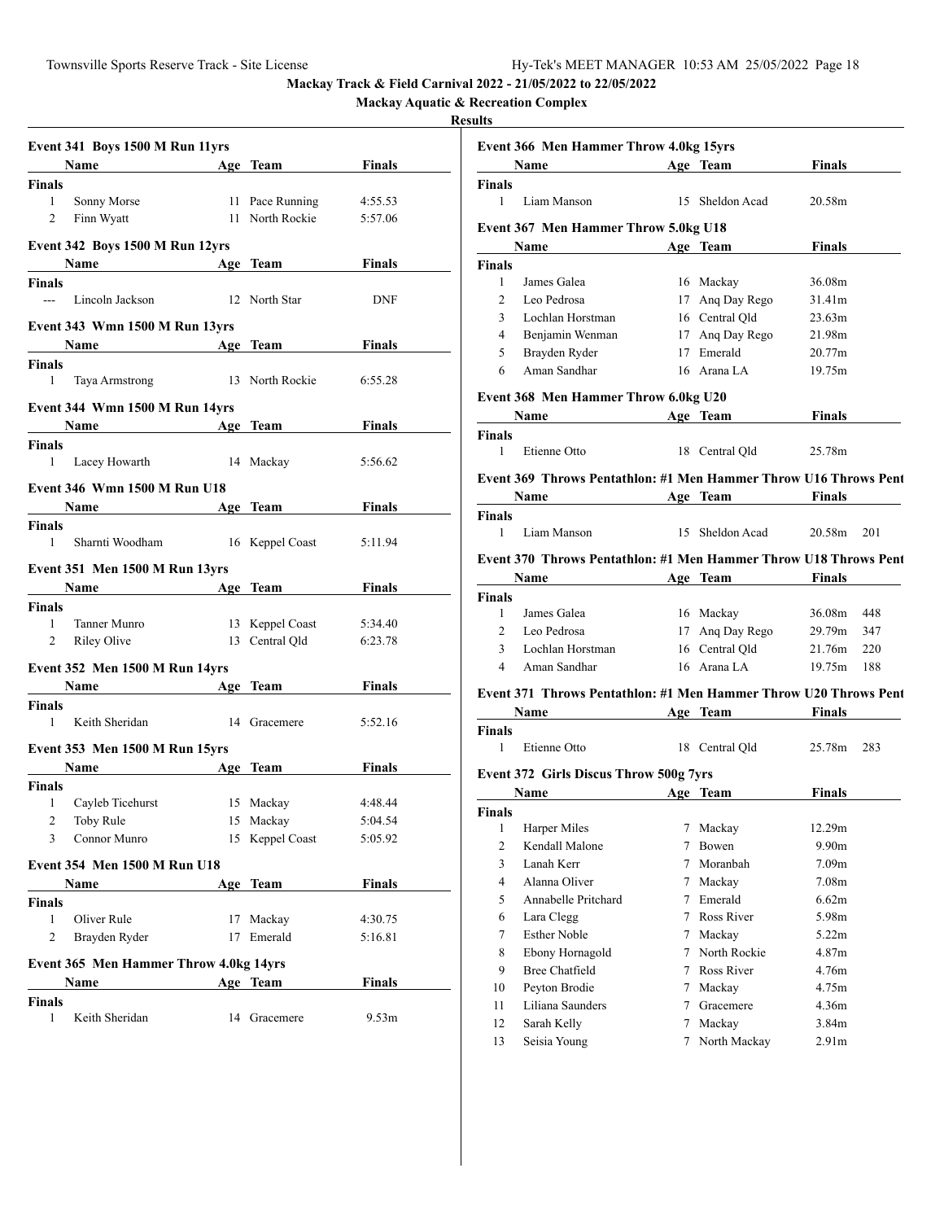## Mackay Track & Field Carnival 2022 - 21/05/2022 to 22/05/2022

### Mackay Aquatic & Recreation Complex

### Results

#### Event 341 Boys 1500 M Run 11yrs

| | Name | Age | Team | Finals |
|---|---|---|---|---|
| **Finals** | | | | |
| 1 | Sonny Morse | 11 | Pace Running | 4:55.53 |
| 2 | Finn Wyatt | 11 | North Rockie | 5:57.06 |

#### Event 342 Boys 1500 M Run 12yrs

| | Name | Age | Team | Finals |
|---|---|---|---|---|
| **Finals** | | | | |
| --- | Lincoln Jackson | 12 | North Star | DNF |

#### Event 343 Wmn 1500 M Run 13yrs

| | Name | Age | Team | Finals |
|---|---|---|---|---|
| **Finals** | | | | |
| 1 | Taya Armstrong | 13 | North Rockie | 6:55.28 |

#### Event 344 Wmn 1500 M Run 14yrs

| | Name | Age | Team | Finals |
|---|---|---|---|---|
| **Finals** | | | | |
| 1 | Lacey Howarth | 14 | Mackay | 5:56.62 |

#### Event 346 Wmn 1500 M Run U18

| | Name | Age | Team | Finals |
|---|---|---|---|---|
| **Finals** | | | | |
| 1 | Sharnti Woodham | 16 | Keppel Coast | 5:11.94 |

#### Event 351 Men 1500 M Run 13yrs

| | Name | Age | Team | Finals |
|---|---|---|---|---|
| **Finals** | | | | |
| 1 | Tanner Munro | 13 | Keppel Coast | 5:34.40 |
| 2 | Riley Olive | 13 | Central Qld | 6:23.78 |

#### Event 352 Men 1500 M Run 14yrs

| | Name | Age | Team | Finals |
|---|---|---|---|---|
| **Finals** | | | | |
| 1 | Keith Sheridan | 14 | Gracemere | 5:52.16 |

#### Event 353 Men 1500 M Run 15yrs

| | Name | Age | Team | Finals |
|---|---|---|---|---|
| **Finals** | | | | |
| 1 | Cayleb Ticehurst | 15 | Mackay | 4:48.44 |
| 2 | Toby Rule | 15 | Mackay | 5:04.54 |
| 3 | Connor Munro | 15 | Keppel Coast | 5:05.92 |

#### Event 354 Men 1500 M Run U18

| | Name | Age | Team | Finals |
|---|---|---|---|---|
| **Finals** | | | | |
| 1 | Oliver Rule | 17 | Mackay | 4:30.75 |
| 2 | Brayden Ryder | 17 | Emerald | 5:16.81 |

#### Event 365 Men Hammer Throw 4.0kg 14yrs

| | Name | Age | Team | Finals |
|---|---|---|---|---|
| **Finals** | | | | |
| 1 | Keith Sheridan | 14 | Gracemere | 9.53m |

#### Event 366 Men Hammer Throw 4.0kg 15yrs

| | Name | Age | Team | Finals |
|---|---|---|---|---|
| **Finals** | | | | |
| 1 | Liam Manson | 15 | Sheldon Acad | 20.58m |

#### Event 367 Men Hammer Throw 5.0kg U18

| | Name | Age | Team | Finals |
|---|---|---|---|---|
| **Finals** | | | | |
| 1 | James Galea | 16 | Mackay | 36.08m |
| 2 | Leo Pedrosa | 17 | Anq Day Rego | 31.41m |
| 3 | Lochlan Horstman | 16 | Central Qld | 23.63m |
| 4 | Benjamin Wenman | 17 | Anq Day Rego | 21.98m |
| 5 | Brayden Ryder | 17 | Emerald | 20.77m |
| 6 | Aman Sandhar | 16 | Arana LA | 19.75m |

#### Event 368 Men Hammer Throw 6.0kg U20

| | Name | Age | Team | Finals |
|---|---|---|---|---|
| **Finals** | | | | |
| 1 | Etienne Otto | 18 | Central Qld | 25.78m |

#### Event 369 Throws Pentathlon: #1 Men Hammer Throw U16 Throws Pent

| | Name | Age | Team | Finals | |
|---|---|---|---|---|---|
| **Finals** | | | | | |
| 1 | Liam Manson | 15 | Sheldon Acad | 20.58m | 201 |

#### Event 370 Throws Pentathlon: #1 Men Hammer Throw U18 Throws Pent

| | Name | Age | Team | Finals | |
|---|---|---|---|---|---|
| **Finals** | | | | | |
| 1 | James Galea | 16 | Mackay | 36.08m | 448 |
| 2 | Leo Pedrosa | 17 | Anq Day Rego | 29.79m | 347 |
| 3 | Lochlan Horstman | 16 | Central Qld | 21.76m | 220 |
| 4 | Aman Sandhar | 16 | Arana LA | 19.75m | 188 |

#### Event 371 Throws Pentathlon: #1 Men Hammer Throw U20 Throws Pent

| | Name | Age | Team | Finals | |
|---|---|---|---|---|---|
| **Finals** | | | | | |
| 1 | Etienne Otto | 18 | Central Qld | 25.78m | 283 |

#### Event 372 Girls Discus Throw 500g 7yrs

| | Name | Age | Team | Finals |
|---|---|---|---|---|
| **Finals** | | | | |
| 1 | Harper Miles | 7 | Mackay | 12.29m |
| 2 | Kendall Malone | 7 | Bowen | 9.90m |
| 3 | Lanah Kerr | 7 | Moranbah | 7.09m |
| 4 | Alanna Oliver | 7 | Mackay | 7.08m |
| 5 | Annabelle Pritchard | 7 | Emerald | 6.62m |
| 6 | Lara Clegg | 7 | Ross River | 5.98m |
| 7 | Esther Noble | 7 | Mackay | 5.22m |
| 8 | Ebony Hornagold | 7 | North Rockie | 4.87m |
| 9 | Bree Chatfield | 7 | Ross River | 4.76m |
| 10 | Peyton Brodie | 7 | Mackay | 4.75m |
| 11 | Liliana Saunders | 7 | Gracemere | 4.36m |
| 12 | Sarah Kelly | 7 | Mackay | 3.84m |
| 13 | Seisia Young | 7 | North Mackay | 2.91m |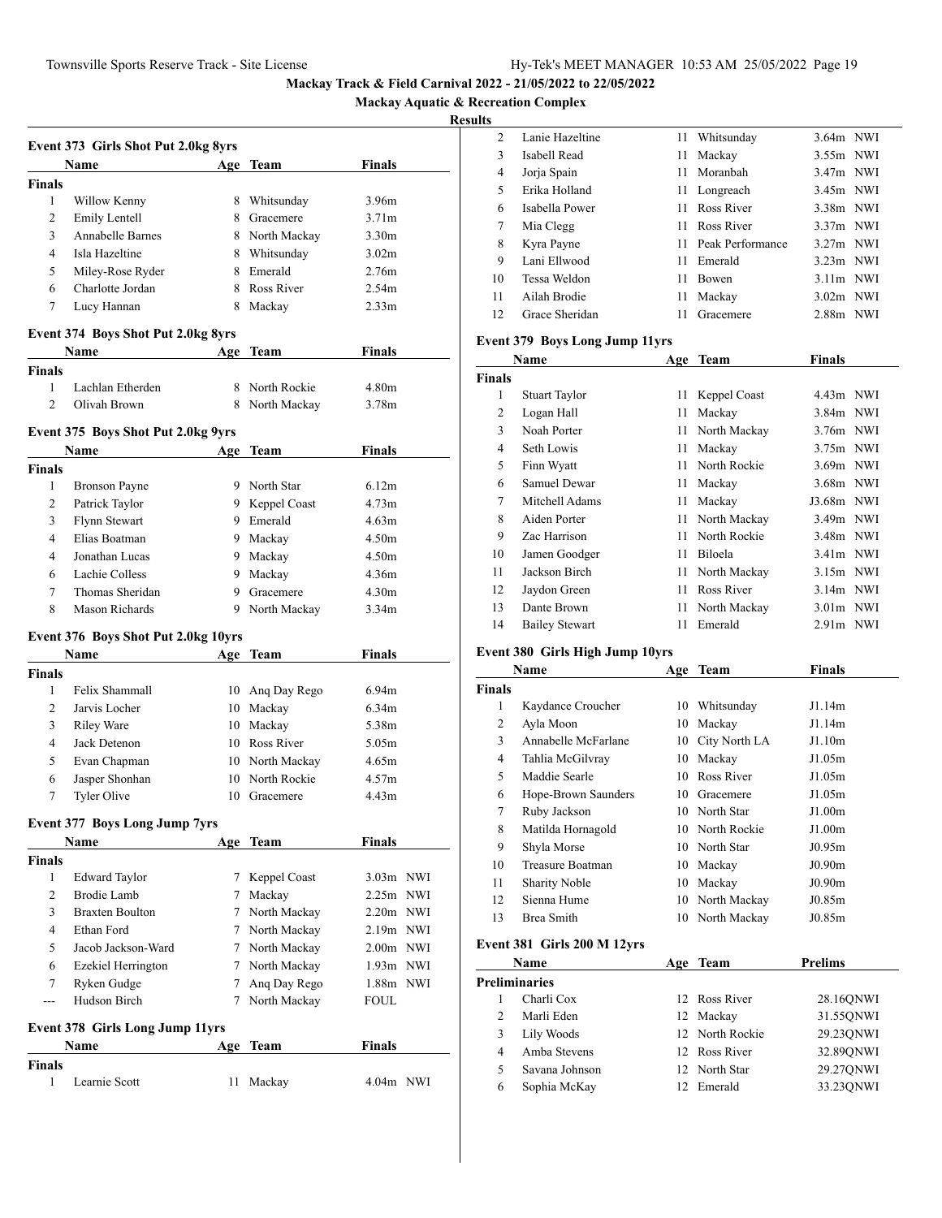Mackay Track & Field Carnival 2022 - 21/05/2022 to 22/05/2022

Mackay Aquatic & Recreation Complex

**Results**

### Event 373 Girls Shot Put 2.0kg 8yrs

| | Name | Age | Team | Finals |
|---|---|---|---|---|
| **Finals** | | | | |
| 1 | Willow Kenny | 8 | Whitsunday | 3.96m |
| 2 | Emily Lentell | 8 | Gracemere | 3.71m |
| 3 | Annabelle Barnes | 8 | North Mackay | 3.30m |
| 4 | Isla Hazeltine | 8 | Whitsunday | 3.02m |
| 5 | Miley-Rose Ryder | 8 | Emerald | 2.76m |
| 6 | Charlotte Jordan | 8 | Ross River | 2.54m |
| 7 | Lucy Hannan | 8 | Mackay | 2.33m |

### Event 374 Boys Shot Put 2.0kg 8yrs

| | Name | Age | Team | Finals |
|---|---|---|---|---|
| **Finals** | | | | |
| 1 | Lachlan Etherden | 8 | North Rockie | 4.80m |
| 2 | Olivah Brown | 8 | North Mackay | 3.78m |

### Event 375 Boys Shot Put 2.0kg 9yrs

| | Name | Age | Team | Finals |
|---|---|---|---|---|
| **Finals** | | | | |
| 1 | Bronson Payne | 9 | North Star | 6.12m |
| 2 | Patrick Taylor | 9 | Keppel Coast | 4.73m |
| 3 | Flynn Stewart | 9 | Emerald | 4.63m |
| 4 | Elias Boatman | 9 | Mackay | 4.50m |
| 4 | Jonathan Lucas | 9 | Mackay | 4.50m |
| 6 | Lachie Colless | 9 | Mackay | 4.36m |
| 7 | Thomas Sheridan | 9 | Gracemere | 4.30m |
| 8 | Mason Richards | 9 | North Mackay | 3.34m |

### Event 376 Boys Shot Put 2.0kg 10yrs

| | Name | Age | Team | Finals |
|---|---|---|---|---|
| **Finals** | | | | |
| 1 | Felix Shammall | 10 | Anq Day Rego | 6.94m |
| 2 | Jarvis Locher | 10 | Mackay | 6.34m |
| 3 | Riley Ware | 10 | Mackay | 5.38m |
| 4 | Jack Detenon | 10 | Ross River | 5.05m |
| 5 | Evan Chapman | 10 | North Mackay | 4.65m |
| 6 | Jasper Shonhan | 10 | North Rockie | 4.57m |
| 7 | Tyler Olive | 10 | Gracemere | 4.43m |

### Event 377 Boys Long Jump 7yrs

| | Name | Age | Team | Finals | |
|---|---|---|---|---|---|
| **Finals** | | | | | |
| 1 | Edward Taylor | 7 | Keppel Coast | 3.03m | NWI |
| 2 | Brodie Lamb | 7 | Mackay | 2.25m | NWI |
| 3 | Braxten Boulton | 7 | North Mackay | 2.20m | NWI |
| 4 | Ethan Ford | 7 | North Mackay | 2.19m | NWI |
| 5 | Jacob Jackson-Ward | 7 | North Mackay | 2.00m | NWI |
| 6 | Ezekiel Herrington | 7 | North Mackay | 1.93m | NWI |
| 7 | Ryken Gudge | 7 | Anq Day Rego | 1.88m | NWI |
| --- | Hudson Birch | 7 | North Mackay | FOUL | |

### Event 378 Girls Long Jump 11yrs

| | Name | Age | Team | Finals | |
|---|---|---|---|---|---|
| **Finals** | | | | | |
| 1 | Learnie Scott | 11 | Mackay | 4.04m | NWI |
| 2 | Lanie Hazeltine | 11 | Whitsunday | 3.64m | NWI |
| 3 | Isabell Read | 11 | Mackay | 3.55m | NWI |
| 4 | Jorja Spain | 11 | Moranbah | 3.47m | NWI |
| 5 | Erika Holland | 11 | Longreach | 3.45m | NWI |
| 6 | Isabella Power | 11 | Ross River | 3.38m | NWI |
| 7 | Mia Clegg | 11 | Ross River | 3.37m | NWI |
| 8 | Kyra Payne | 11 | Peak Performance | 3.27m | NWI |
| 9 | Lani Ellwood | 11 | Emerald | 3.23m | NWI |
| 10 | Tessa Weldon | 11 | Bowen | 3.11m | NWI |
| 11 | Ailah Brodie | 11 | Mackay | 3.02m | NWI |
| 12 | Grace Sheridan | 11 | Gracemere | 2.88m | NWI |

### Event 379 Boys Long Jump 11yrs

| | Name | Age | Team | Finals | |
|---|---|---|---|---|---|
| **Finals** | | | | | |
| 1 | Stuart Taylor | 11 | Keppel Coast | 4.43m | NWI |
| 2 | Logan Hall | 11 | Mackay | 3.84m | NWI |
| 3 | Noah Porter | 11 | North Mackay | 3.76m | NWI |
| 4 | Seth Lowis | 11 | Mackay | 3.75m | NWI |
| 5 | Finn Wyatt | 11 | North Rockie | 3.69m | NWI |
| 6 | Samuel Dewar | 11 | Mackay | 3.68m | NWI |
| 7 | Mitchell Adams | 11 | Mackay | J3.68m | NWI |
| 8 | Aiden Porter | 11 | North Mackay | 3.49m | NWI |
| 9 | Zac Harrison | 11 | North Rockie | 3.48m | NWI |
| 10 | Jamen Goodger | 11 | Biloela | 3.41m | NWI |
| 11 | Jackson Birch | 11 | North Mackay | 3.15m | NWI |
| 12 | Jaydon Green | 11 | Ross River | 3.14m | NWI |
| 13 | Dante Brown | 11 | North Mackay | 3.01m | NWI |
| 14 | Bailey Stewart | 11 | Emerald | 2.91m | NWI |

### Event 380 Girls High Jump 10yrs

| | Name | Age | Team | Finals |
|---|---|---|---|---|
| **Finals** | | | | |
| 1 | Kaydance Croucher | 10 | Whitsunday | J1.14m |
| 2 | Ayla Moon | 10 | Mackay | J1.14m |
| 3 | Annabelle McFarlane | 10 | City North LA | J1.10m |
| 4 | Tahlia McGilvray | 10 | Mackay | J1.05m |
| 5 | Maddie Searle | 10 | Ross River | J1.05m |
| 6 | Hope-Brown Saunders | 10 | Gracemere | J1.05m |
| 7 | Ruby Jackson | 10 | North Star | J1.00m |
| 8 | Matilda Hornagold | 10 | North Rockie | J1.00m |
| 9 | Shyla Morse | 10 | North Star | J0.95m |
| 10 | Treasure Boatman | 10 | Mackay | J0.90m |
| 11 | Sharity Noble | 10 | Mackay | J0.90m |
| 12 | Sienna Hume | 10 | North Mackay | J0.85m |
| 13 | Brea Smith | 10 | North Mackay | J0.85m |

### Event 381 Girls 200 M 12yrs

| | Name | Age | Team | Prelims |
|---|---|---|---|---|
| **Preliminaries** | | | | |
| 1 | Charli Cox | 12 | Ross River | 28.16QNWI |
| 2 | Marli Eden | 12 | Mackay | 31.55QNWI |
| 3 | Lily Woods | 12 | North Rockie | 29.23QNWI |
| 4 | Amba Stevens | 12 | Ross River | 32.89QNWI |
| 5 | Savana Johnson | 12 | North Star | 29.27QNWI |
| 6 | Sophia McKay | 12 | Emerald | 33.23QNWI |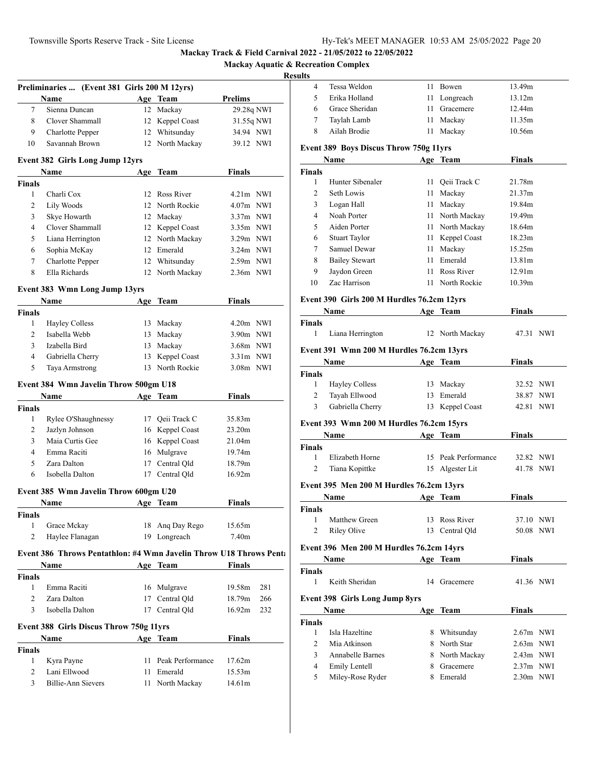Mackay Track & Field Carnival 2022 - 21/05/2022 to 22/05/2022

Mackay Aquatic & Recreation Complex

**Results**

### Preliminaries ... (Event 381 Girls 200 M 12yrs)

| | Name | Age | Team | Prelims | |
|---|---|---|---|---|---|
| 7 | Sienna Duncan | 12 | Mackay | 29.28q | NWI |
| 8 | Clover Shammall | 12 | Keppel Coast | 31.55q | NWI |
| 9 | Charlotte Pepper | 12 | Whitsunday | 34.94 | NWI |
| 10 | Savannah Brown | 12 | North Mackay | 39.12 | NWI |

### Event 382 Girls Long Jump 12yrs

| | Name | Age | Team | Finals | |
|---|---|---|---|---|---|
| **Finals** | | | | | |
| 1 | Charli Cox | 12 | Ross River | 4.21m | NWI |
| 2 | Lily Woods | 12 | North Rockie | 4.07m | NWI |
| 3 | Skye Howarth | 12 | Mackay | 3.37m | NWI |
| 4 | Clover Shammall | 12 | Keppel Coast | 3.35m | NWI |
| 5 | Liana Herrington | 12 | North Mackay | 3.29m | NWI |
| 6 | Sophia McKay | 12 | Emerald | 3.24m | NWI |
| 7 | Charlotte Pepper | 12 | Whitsunday | 2.59m | NWI |
| 8 | Ella Richards | 12 | North Mackay | 2.36m | NWI |

### Event 383 Wmn Long Jump 13yrs

| | Name | Age | Team | Finals | |
|---|---|---|---|---|---|
| **Finals** | | | | | |
| 1 | Hayley Colless | 13 | Mackay | 4.20m | NWI |
| 2 | Isabella Webb | 13 | Mackay | 3.90m | NWI |
| 3 | Izabella Bird | 13 | Mackay | 3.68m | NWI |
| 4 | Gabriella Cherry | 13 | Keppel Coast | 3.31m | NWI |
| 5 | Taya Armstrong | 13 | North Rockie | 3.08m | NWI |

### Event 384 Wmn Javelin Throw 500gm U18

| | Name | Age | Team | Finals |
|---|---|---|---|---|
| **Finals** | | | | |
| 1 | Rylee O'Shaughnessy | 17 | Qeii Track C | 35.83m |
| 2 | Jazlyn Johnson | 16 | Keppel Coast | 23.20m |
| 3 | Maia Curtis Gee | 16 | Keppel Coast | 21.04m |
| 4 | Emma Raciti | 16 | Mulgrave | 19.74m |
| 5 | Zara Dalton | 17 | Central Qld | 18.79m |
| 6 | Isobella Dalton | 17 | Central Qld | 16.92m |

### Event 385 Wmn Javelin Throw 600gm U20

| | Name | Age | Team | Finals |
|---|---|---|---|---|
| **Finals** | | | | |
| 1 | Grace Mckay | 18 | Anq Day Rego | 15.65m |
| 2 | Haylee Flanagan | 19 | Longreach | 7.40m |

### Event 386 Throws Pentathlon: #4 Wmn Javelin Throw U18 Throws Penta

| | Name | Age | Team | Finals | |
|---|---|---|---|---|---|
| **Finals** | | | | | |
| 1 | Emma Raciti | 16 | Mulgrave | 19.58m | 281 |
| 2 | Zara Dalton | 17 | Central Qld | 18.79m | 266 |
| 3 | Isobella Dalton | 17 | Central Qld | 16.92m | 232 |

### Event 388 Girls Discus Throw 750g 11yrs

| | Name | Age | Team | Finals |
|---|---|---|---|---|
| **Finals** | | | | |
| 1 | Kyra Payne | 11 | Peak Performance | 17.62m |
| 2 | Lani Ellwood | 11 | Emerald | 15.53m |
| 3 | Billie-Ann Sievers | 11 | North Mackay | 14.61m |
| 4 | Tessa Weldon | 11 | Bowen | 13.49m |
| 5 | Erika Holland | 11 | Longreach | 13.12m |
| 6 | Grace Sheridan | 11 | Gracemere | 12.44m |
| 7 | Taylah Lamb | 11 | Mackay | 11.35m |
| 8 | Ailah Brodie | 11 | Mackay | 10.56m |

### Event 389 Boys Discus Throw 750g 11yrs

| | Name | Age | Team | Finals |
|---|---|---|---|---|
| **Finals** | | | | |
| 1 | Hunter Sibenaler | 11 | Qeii Track C | 21.78m |
| 2 | Seth Lowis | 11 | Mackay | 21.37m |
| 3 | Logan Hall | 11 | Mackay | 19.84m |
| 4 | Noah Porter | 11 | North Mackay | 19.49m |
| 5 | Aiden Porter | 11 | North Mackay | 18.64m |
| 6 | Stuart Taylor | 11 | Keppel Coast | 18.23m |
| 7 | Samuel Dewar | 11 | Mackay | 15.25m |
| 8 | Bailey Stewart | 11 | Emerald | 13.81m |
| 9 | Jaydon Green | 11 | Ross River | 12.91m |
| 10 | Zac Harrison | 11 | North Rockie | 10.39m |

### Event 390 Girls 200 M Hurdles 76.2cm 12yrs

| | Name | Age | Team | Finals | |
|---|---|---|---|---|---|
| **Finals** | | | | | |
| 1 | Liana Herrington | 12 | North Mackay | 47.31 | NWI |

### Event 391 Wmn 200 M Hurdles 76.2cm 13yrs

| | Name | Age | Team | Finals | |
|---|---|---|---|---|---|
| **Finals** | | | | | |
| 1 | Hayley Colless | 13 | Mackay | 32.52 | NWI |
| 2 | Tayah Ellwood | 13 | Emerald | 38.87 | NWI |
| 3 | Gabriella Cherry | 13 | Keppel Coast | 42.81 | NWI |

### Event 393 Wmn 200 M Hurdles 76.2cm 15yrs

| | Name | Age | Team | Finals | |
|---|---|---|---|---|---|
| **Finals** | | | | | |
| 1 | Elizabeth Horne | 15 | Peak Performance | 32.82 | NWI |
| 2 | Tiana Kopittke | 15 | Algester Lit | 41.78 | NWI |

### Event 395 Men 200 M Hurdles 76.2cm 13yrs

| | Name | Age | Team | Finals | |
|---|---|---|---|---|---|
| **Finals** | | | | | |
| 1 | Matthew Green | 13 | Ross River | 37.10 | NWI |
| 2 | Riley Olive | 13 | Central Qld | 50.08 | NWI |

### Event 396 Men 200 M Hurdles 76.2cm 14yrs

| | Name | Age | Team | Finals | |
|---|---|---|---|---|---|
| **Finals** | | | | | |
| 1 | Keith Sheridan | 14 | Gracemere | 41.36 | NWI |

### Event 398 Girls Long Jump 8yrs

| | Name | Age | Team | Finals | |
|---|---|---|---|---|---|
| **Finals** | | | | | |
| 1 | Isla Hazeltine | 8 | Whitsunday | 2.67m | NWI |
| 2 | Mia Atkinson | 8 | North Star | 2.63m | NWI |
| 3 | Annabelle Barnes | 8 | North Mackay | 2.43m | NWI |
| 4 | Emily Lentell | 8 | Gracemere | 2.37m | NWI |
| 5 | Miley-Rose Ryder | 8 | Emerald | 2.30m | NWI |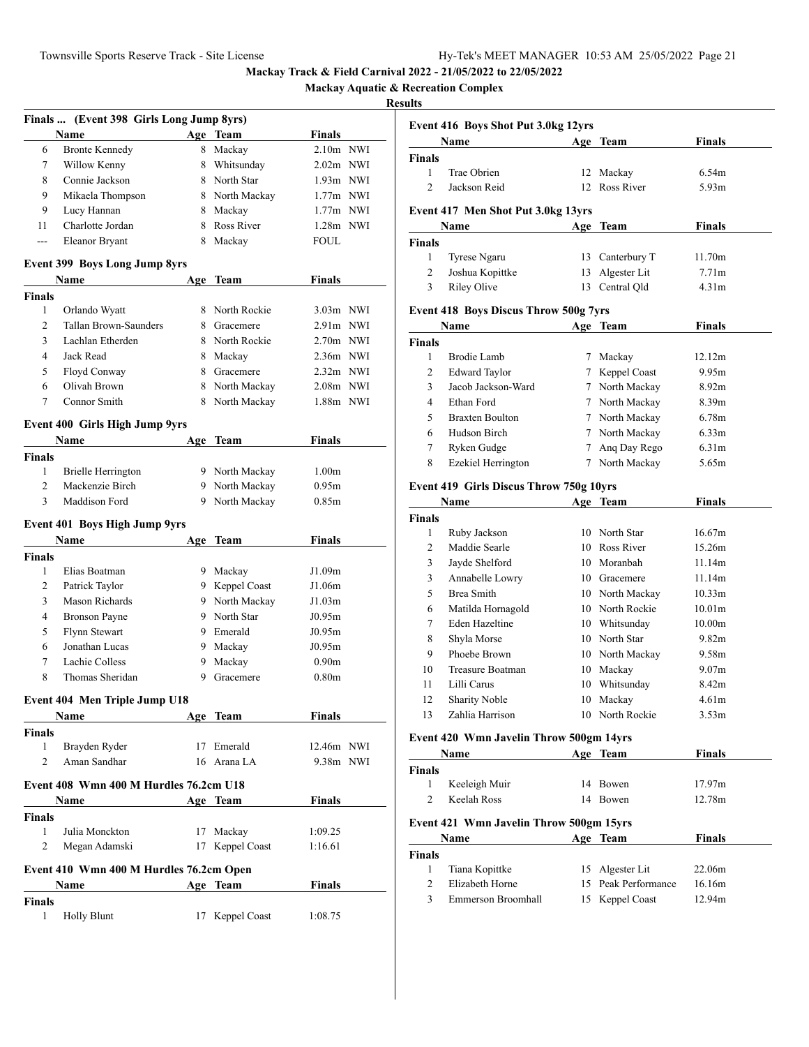# Mackay Track & Field Carnival 2022 - 21/05/2022 to 22/05/2022

**Mackay Aquatic & Recreation Complex**

**Results**

### Finals ... (Event 398 Girls Long Jump 8yrs)

| | Name | Age | Team | Finals | |
|---|---|---|---|---|---|
| 6 | Bronte Kennedy | 8 | Mackay | 2.10m | NWI |
| 7 | Willow Kenny | 8 | Whitsunday | 2.02m | NWI |
| 8 | Connie Jackson | 8 | North Star | 1.93m | NWI |
| 9 | Mikaela Thompson | 8 | North Mackay | 1.77m | NWI |
| 9 | Lucy Hannan | 8 | Mackay | 1.77m | NWI |
| 11 | Charlotte Jordan | 8 | Ross River | 1.28m | NWI |
| --- | Eleanor Bryant | 8 | Mackay | FOUL | |

### Event 399 Boys Long Jump 8yrs

| | Name | Age | Team | Finals | |
|---|---|---|---|---|---|
| **Finals** | | | | | |
| 1 | Orlando Wyatt | 8 | North Rockie | 3.03m | NWI |
| 2 | Tallan Brown-Saunders | 8 | Gracemere | 2.91m | NWI |
| 3 | Lachlan Etherden | 8 | North Rockie | 2.70m | NWI |
| 4 | Jack Read | 8 | Mackay | 2.36m | NWI |
| 5 | Floyd Conway | 8 | Gracemere | 2.32m | NWI |
| 6 | Olivah Brown | 8 | North Mackay | 2.08m | NWI |
| 7 | Connor Smith | 8 | North Mackay | 1.88m | NWI |

### Event 400 Girls High Jump 9yrs

| | Name | Age | Team | Finals |
|---|---|---|---|---|
| **Finals** | | | | |
| 1 | Brielle Herrington | 9 | North Mackay | 1.00m |
| 2 | Mackenzie Birch | 9 | North Mackay | 0.95m |
| 3 | Maddison Ford | 9 | North Mackay | 0.85m |

### Event 401 Boys High Jump 9yrs

| | Name | Age | Team | Finals |
|---|---|---|---|---|
| **Finals** | | | | |
| 1 | Elias Boatman | 9 | Mackay | J1.09m |
| 2 | Patrick Taylor | 9 | Keppel Coast | J1.06m |
| 3 | Mason Richards | 9 | North Mackay | J1.03m |
| 4 | Bronson Payne | 9 | North Star | J0.95m |
| 5 | Flynn Stewart | 9 | Emerald | J0.95m |
| 6 | Jonathan Lucas | 9 | Mackay | J0.95m |
| 7 | Lachie Colless | 9 | Mackay | 0.90m |
| 8 | Thomas Sheridan | 9 | Gracemere | 0.80m |

### Event 404 Men Triple Jump U18

| | Name | Age | Team | Finals | |
|---|---|---|---|---|---|
| **Finals** | | | | | |
| 1 | Brayden Ryder | 17 | Emerald | 12.46m | NWI |
| 2 | Aman Sandhar | 16 | Arana LA | 9.38m | NWI |

### Event 408 Wmn 400 M Hurdles 76.2cm U18

| | Name | Age | Team | Finals |
|---|---|---|---|---|
| **Finals** | | | | |
| 1 | Julia Monckton | 17 | Mackay | 1:09.25 |
| 2 | Megan Adamski | 17 | Keppel Coast | 1:16.61 |

### Event 410 Wmn 400 M Hurdles 76.2cm Open

| | Name | Age | Team | Finals |
|---|---|---|---|---|
| **Finals** | | | | |
| 1 | Holly Blunt | 17 | Keppel Coast | 1:08.75 |

### Event 416 Boys Shot Put 3.0kg 12yrs

| | Name | Age | Team | Finals |
|---|---|---|---|---|
| **Finals** | | | | |
| 1 | Trae Obrien | 12 | Mackay | 6.54m |
| 2 | Jackson Reid | 12 | Ross River | 5.93m |

### Event 417 Men Shot Put 3.0kg 13yrs

| | Name | Age | Team | Finals |
|---|---|---|---|---|
| **Finals** | | | | |
| 1 | Tyrese Ngaru | 13 | Canterbury T | 11.70m |
| 2 | Joshua Kopittke | 13 | Algester Lit | 7.71m |
| 3 | Riley Olive | 13 | Central Qld | 4.31m |

### Event 418 Boys Discus Throw 500g 7yrs

| | Name | Age | Team | Finals |
|---|---|---|---|---|
| **Finals** | | | | |
| 1 | Brodie Lamb | 7 | Mackay | 12.12m |
| 2 | Edward Taylor | 7 | Keppel Coast | 9.95m |
| 3 | Jacob Jackson-Ward | 7 | North Mackay | 8.92m |
| 4 | Ethan Ford | 7 | North Mackay | 8.39m |
| 5 | Braxten Boulton | 7 | North Mackay | 6.78m |
| 6 | Hudson Birch | 7 | North Mackay | 6.33m |
| 7 | Ryken Gudge | 7 | Anq Day Rego | 6.31m |
| 8 | Ezekiel Herrington | 7 | North Mackay | 5.65m |

### Event 419 Girls Discus Throw 750g 10yrs

| | Name | Age | Team | Finals |
|---|---|---|---|---|
| **Finals** | | | | |
| 1 | Ruby Jackson | 10 | North Star | 16.67m |
| 2 | Maddie Searle | 10 | Ross River | 15.26m |
| 3 | Jayde Shelford | 10 | Moranbah | 11.14m |
| 3 | Annabelle Lowry | 10 | Gracemere | 11.14m |
| 5 | Brea Smith | 10 | North Mackay | 10.33m |
| 6 | Matilda Hornagold | 10 | North Rockie | 10.01m |
| 7 | Eden Hazeltine | 10 | Whitsunday | 10.00m |
| 8 | Shyla Morse | 10 | North Star | 9.82m |
| 9 | Phoebe Brown | 10 | North Mackay | 9.58m |
| 10 | Treasure Boatman | 10 | Mackay | 9.07m |
| 11 | Lilli Carus | 10 | Whitsunday | 8.42m |
| 12 | Sharity Noble | 10 | Mackay | 4.61m |
| 13 | Zahlia Harrison | 10 | North Rockie | 3.53m |

### Event 420 Wmn Javelin Throw 500gm 14yrs

| | Name | Age | Team | Finals |
|---|---|---|---|---|
| **Finals** | | | | |
| 1 | Keeleigh Muir | 14 | Bowen | 17.97m |
| 2 | Keelah Ross | 14 | Bowen | 12.78m |

### Event 421 Wmn Javelin Throw 500gm 15yrs

| | Name | Age | Team | Finals |
|---|---|---|---|---|
| **Finals** | | | | |
| 1 | Tiana Kopittke | 15 | Algester Lit | 22.06m |
| 2 | Elizabeth Horne | 15 | Peak Performance | 16.16m |
| 3 | Emmerson Broomhall | 15 | Keppel Coast | 12.94m |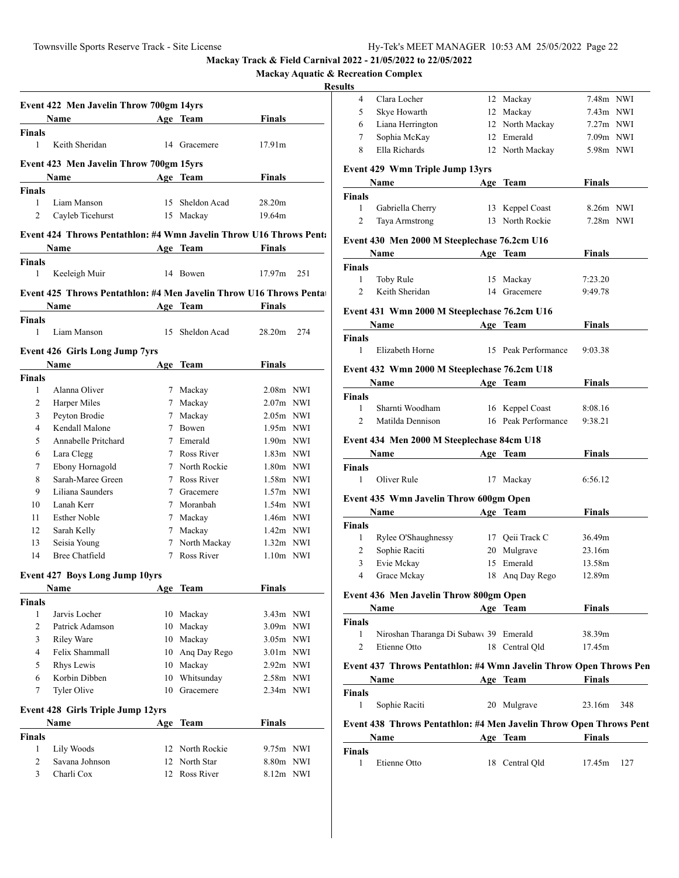Mackay Track & Field Carnival 2022 - 21/05/2022 to 22/05/2022

Mackay Aquatic & Recreation Complex

Results

### Event 422 Men Javelin Throw 700gm 14yrs

| | Name | Age | Team | Finals | |
|---|---|---|---|---|---|
| **Finals** | | | | | |
| 1 | Keith Sheridan | 14 | Gracemere | 17.91m | |

### Event 423 Men Javelin Throw 700gm 15yrs

| | Name | Age | Team | Finals | |
|---|---|---|---|---|---|
| **Finals** | | | | | |
| 1 | Liam Manson | 15 | Sheldon Acad | 28.20m | |
| 2 | Cayleb Ticehurst | 15 | Mackay | 19.64m | |

### Event 424 Throws Pentathlon: #4 Wmn Javelin Throw U16 Throws Penta

| | Name | Age | Team | Finals | |
|---|---|---|---|---|---|
| **Finals** | | | | | |
| 1 | Keeleigh Muir | 14 | Bowen | 17.97m | 251 |

### Event 425 Throws Pentathlon: #4 Men Javelin Throw U16 Throws Penta

| | Name | Age | Team | Finals | |
|---|---|---|---|---|---|
| **Finals** | | | | | |
| 1 | Liam Manson | 15 | Sheldon Acad | 28.20m | 274 |

### Event 426 Girls Long Jump 7yrs

| | Name | Age | Team | Finals | |
|---|---|---|---|---|---|
| **Finals** | | | | | |
| 1 | Alanna Oliver | 7 | Mackay | 2.08m | NWI |
| 2 | Harper Miles | 7 | Mackay | 2.07m | NWI |
| 3 | Peyton Brodie | 7 | Mackay | 2.05m | NWI |
| 4 | Kendall Malone | 7 | Bowen | 1.95m | NWI |
| 5 | Annabelle Pritchard | 7 | Emerald | 1.90m | NWI |
| 6 | Lara Clegg | 7 | Ross River | 1.83m | NWI |
| 7 | Ebony Hornagold | 7 | North Rockie | 1.80m | NWI |
| 8 | Sarah-Maree Green | 7 | Ross River | 1.58m | NWI |
| 9 | Liliana Saunders | 7 | Gracemere | 1.57m | NWI |
| 10 | Lanah Kerr | 7 | Moranbah | 1.54m | NWI |
| 11 | Esther Noble | 7 | Mackay | 1.46m | NWI |
| 12 | Sarah Kelly | 7 | Mackay | 1.42m | NWI |
| 13 | Seisia Young | 7 | North Mackay | 1.32m | NWI |
| 14 | Bree Chatfield | 7 | Ross River | 1.10m | NWI |

### Event 427 Boys Long Jump 10yrs

| | Name | Age | Team | Finals | |
|---|---|---|---|---|---|
| **Finals** | | | | | |
| 1 | Jarvis Locher | 10 | Mackay | 3.43m | NWI |
| 2 | Patrick Adamson | 10 | Mackay | 3.09m | NWI |
| 3 | Riley Ware | 10 | Mackay | 3.05m | NWI |
| 4 | Felix Shammall | 10 | Anq Day Rego | 3.01m | NWI |
| 5 | Rhys Lewis | 10 | Mackay | 2.92m | NWI |
| 6 | Korbin Dibben | 10 | Whitsunday | 2.58m | NWI |
| 7 | Tyler Olive | 10 | Gracemere | 2.34m | NWI |

### Event 428 Girls Triple Jump 12yrs

| | Name | Age | Team | Finals | |
|---|---|---|---|---|---|
| **Finals** | | | | | |
| 1 | Lily Woods | 12 | North Rockie | 9.75m | NWI |
| 2 | Savana Johnson | 12 | North Star | 8.80m | NWI |
| 3 | Charli Cox | 12 | Ross River | 8.12m | NWI |
| 4 | Clara Locher | 12 | Mackay | 7.48m | NWI |
| 5 | Skye Howarth | 12 | Mackay | 7.43m | NWI |
| 6 | Liana Herrington | 12 | North Mackay | 7.27m | NWI |
| 7 | Sophia McKay | 12 | Emerald | 7.09m | NWI |
| 8 | Ella Richards | 12 | North Mackay | 5.98m | NWI |

### Event 429 Wmn Triple Jump 13yrs

| | Name | Age | Team | Finals | |
|---|---|---|---|---|---|
| **Finals** | | | | | |
| 1 | Gabriella Cherry | 13 | Keppel Coast | 8.26m | NWI |
| 2 | Taya Armstrong | 13 | North Rockie | 7.28m | NWI |

### Event 430 Men 2000 M Steeplechase 76.2cm U16

| | Name | Age | Team | Finals |
|---|---|---|---|---|
| **Finals** | | | | |
| 1 | Toby Rule | 15 | Mackay | 7:23.20 |
| 2 | Keith Sheridan | 14 | Gracemere | 9:49.78 |

### Event 431 Wmn 2000 M Steeplechase 76.2cm U16

| | Name | Age | Team | Finals |
|---|---|---|---|---|
| **Finals** | | | | |
| 1 | Elizabeth Horne | 15 | Peak Performance | 9:03.38 |

### Event 432 Wmn 2000 M Steeplechase 76.2cm U18

| | Name | Age | Team | Finals |
|---|---|---|---|---|
| **Finals** | | | | |
| 1 | Sharnti Woodham | 16 | Keppel Coast | 8:08.16 |
| 2 | Matilda Dennison | 16 | Peak Performance | 9:38.21 |

### Event 434 Men 2000 M Steeplechase 84cm U18

| | Name | Age | Team | Finals |
|---|---|---|---|---|
| **Finals** | | | | |
| 1 | Oliver Rule | 17 | Mackay | 6:56.12 |

### Event 435 Wmn Javelin Throw 600gm Open

| | Name | Age | Team | Finals |
|---|---|---|---|---|
| **Finals** | | | | |
| 1 | Rylee O'Shaughnessy | 17 | Qeii Track C | 36.49m |
| 2 | Sophie Raciti | 20 | Mulgrave | 23.16m |
| 3 | Evie Mckay | 15 | Emerald | 13.58m |
| 4 | Grace Mckay | 18 | Anq Day Rego | 12.89m |

### Event 436 Men Javelin Throw 800gm Open

| | Name | Age | Team | Finals |
|---|---|---|---|---|
| **Finals** | | | | |
| 1 | Niroshan Tharanga Di Subaw | 39 | Emerald | 38.39m |
| 2 | Etienne Otto | 18 | Central Qld | 17.45m |

### Event 437 Throws Pentathlon: #4 Wmn Javelin Throw Open Throws Pen

| | Name | Age | Team | Finals | |
|---|---|---|---|---|---|
| **Finals** | | | | | |
| 1 | Sophie Raciti | 20 | Mulgrave | 23.16m | 348 |

### Event 438 Throws Pentathlon: #4 Men Javelin Throw Open Throws Pent

| | Name | Age | Team | Finals | |
|---|---|---|---|---|---|
| **Finals** | | | | | |
| 1 | Etienne Otto | 18 | Central Qld | 17.45m | 127 |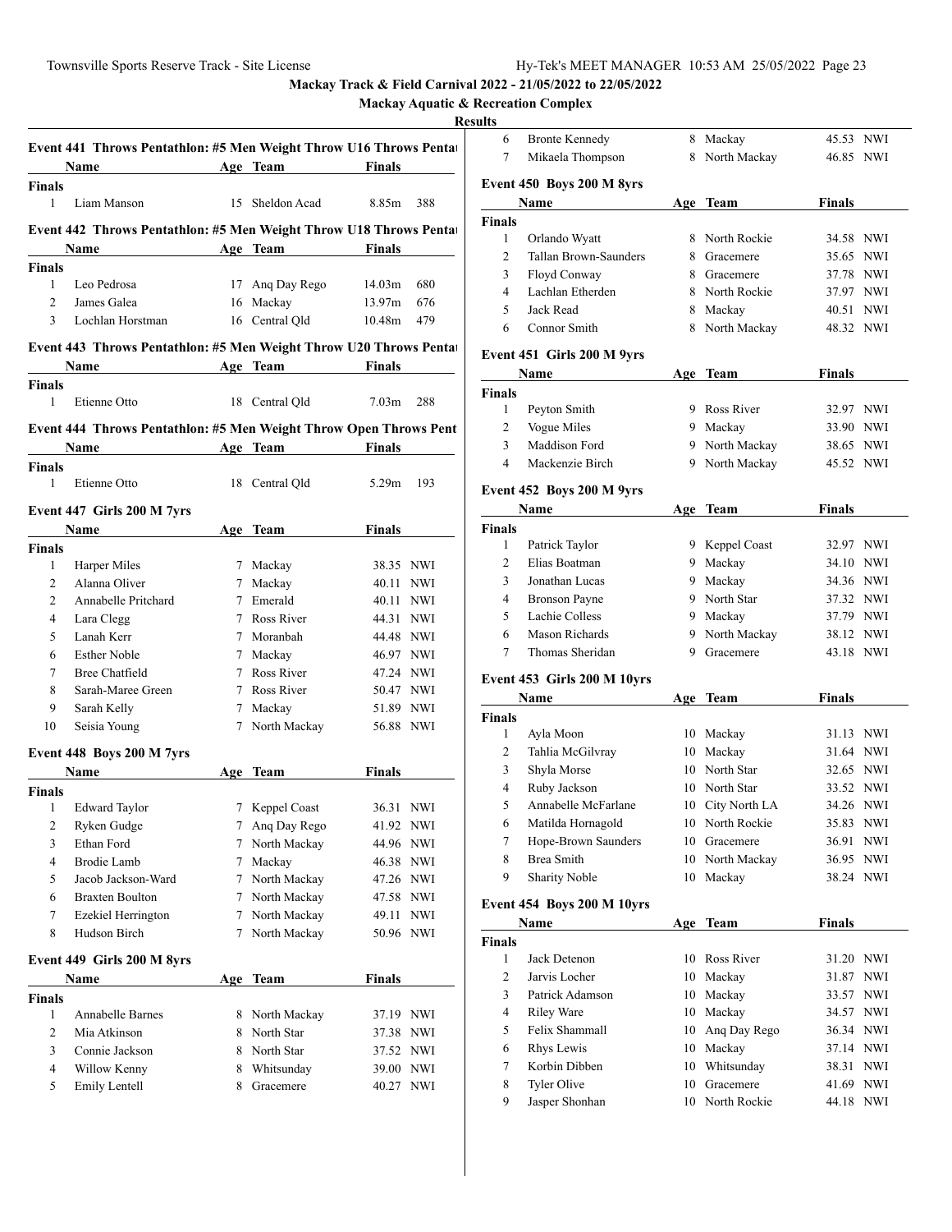Mackay Track & Field Carnival 2022 - 21/05/2022 to 22/05/2022

Mackay Aquatic & Recreation Complex

**Results**

### Event 441 Throws Pentathlon: #5 Men Weight Throw U16 Throws Pentat

| | Name | Age | Team | Finals | |
|---|---|---|---|---|---|
| **Finals** | | | | | |
| 1 | Liam Manson | 15 | Sheldon Acad | 8.85m | 388 |

### Event 442 Throws Pentathlon: #5 Men Weight Throw U18 Throws Pentat

| | Name | Age | Team | Finals | |
|---|---|---|---|---|---|
| **Finals** | | | | | |
| 1 | Leo Pedrosa | 17 | Anq Day Rego | 14.03m | 680 |
| 2 | James Galea | 16 | Mackay | 13.97m | 676 |
| 3 | Lochlan Horstman | 16 | Central Qld | 10.48m | 479 |

### Event 443 Throws Pentathlon: #5 Men Weight Throw U20 Throws Pentat

| | Name | Age | Team | Finals | |
|---|---|---|---|---|---|
| **Finals** | | | | | |
| 1 | Etienne Otto | 18 | Central Qld | 7.03m | 288 |

### Event 444 Throws Pentathlon: #5 Men Weight Throw Open Throws Pent

| | Name | Age | Team | Finals | |
|---|---|---|---|---|---|
| **Finals** | | | | | |
| 1 | Etienne Otto | 18 | Central Qld | 5.29m | 193 |

### Event 447 Girls 200 M 7yrs

| | Name | Age | Team | Finals | |
|---|---|---|---|---|---|
| **Finals** | | | | | |
| 1 | Harper Miles | 7 | Mackay | 38.35 | NWI |
| 2 | Alanna Oliver | 7 | Mackay | 40.11 | NWI |
| 2 | Annabelle Pritchard | 7 | Emerald | 40.11 | NWI |
| 4 | Lara Clegg | 7 | Ross River | 44.31 | NWI |
| 5 | Lanah Kerr | 7 | Moranbah | 44.48 | NWI |
| 6 | Esther Noble | 7 | Mackay | 46.97 | NWI |
| 7 | Bree Chatfield | 7 | Ross River | 47.24 | NWI |
| 8 | Sarah-Maree Green | 7 | Ross River | 50.47 | NWI |
| 9 | Sarah Kelly | 7 | Mackay | 51.89 | NWI |
| 10 | Seisia Young | 7 | North Mackay | 56.88 | NWI |

### Event 448 Boys 200 M 7yrs

| | Name | Age | Team | Finals | |
|---|---|---|---|---|---|
| **Finals** | | | | | |
| 1 | Edward Taylor | 7 | Keppel Coast | 36.31 | NWI |
| 2 | Ryken Gudge | 7 | Anq Day Rego | 41.92 | NWI |
| 3 | Ethan Ford | 7 | North Mackay | 44.96 | NWI |
| 4 | Brodie Lamb | 7 | Mackay | 46.38 | NWI |
| 5 | Jacob Jackson-Ward | 7 | North Mackay | 47.26 | NWI |
| 6 | Braxten Boulton | 7 | North Mackay | 47.58 | NWI |
| 7 | Ezekiel Herrington | 7 | North Mackay | 49.11 | NWI |
| 8 | Hudson Birch | 7 | North Mackay | 50.96 | NWI |

### Event 449 Girls 200 M 8yrs

| | Name | Age | Team | Finals | |
|---|---|---|---|---|---|
| **Finals** | | | | | |
| 1 | Annabelle Barnes | 8 | North Mackay | 37.19 | NWI |
| 2 | Mia Atkinson | 8 | North Star | 37.38 | NWI |
| 3 | Connie Jackson | 8 | North Star | 37.52 | NWI |
| 4 | Willow Kenny | 8 | Whitsunday | 39.00 | NWI |
| 5 | Emily Lentell | 8 | Gracemere | 40.27 | NWI |
| 6 | Bronte Kennedy | 8 | Mackay | 45.53 | NWI |
| 7 | Mikaela Thompson | 8 | North Mackay | 46.85 | NWI |

### Event 450 Boys 200 M 8yrs

| | Name | Age | Team | Finals | |
|---|---|---|---|---|---|
| **Finals** | | | | | |
| 1 | Orlando Wyatt | 8 | North Rockie | 34.58 | NWI |
| 2 | Tallan Brown-Saunders | 8 | Gracemere | 35.65 | NWI |
| 3 | Floyd Conway | 8 | Gracemere | 37.78 | NWI |
| 4 | Lachlan Etherden | 8 | North Rockie | 37.97 | NWI |
| 5 | Jack Read | 8 | Mackay | 40.51 | NWI |
| 6 | Connor Smith | 8 | North Mackay | 48.32 | NWI |

### Event 451 Girls 200 M 9yrs

| | Name | Age | Team | Finals | |
|---|---|---|---|---|---|
| **Finals** | | | | | |
| 1 | Peyton Smith | 9 | Ross River | 32.97 | NWI |
| 2 | Vogue Miles | 9 | Mackay | 33.90 | NWI |
| 3 | Maddison Ford | 9 | North Mackay | 38.65 | NWI |
| 4 | Mackenzie Birch | 9 | North Mackay | 45.52 | NWI |

### Event 452 Boys 200 M 9yrs

| | Name | Age | Team | Finals | |
|---|---|---|---|---|---|
| **Finals** | | | | | |
| 1 | Patrick Taylor | 9 | Keppel Coast | 32.97 | NWI |
| 2 | Elias Boatman | 9 | Mackay | 34.10 | NWI |
| 3 | Jonathan Lucas | 9 | Mackay | 34.36 | NWI |
| 4 | Bronson Payne | 9 | North Star | 37.32 | NWI |
| 5 | Lachie Colless | 9 | Mackay | 37.79 | NWI |
| 6 | Mason Richards | 9 | North Mackay | 38.12 | NWI |
| 7 | Thomas Sheridan | 9 | Gracemere | 43.18 | NWI |

### Event 453 Girls 200 M 10yrs

| | Name | Age | Team | Finals | |
|---|---|---|---|---|---|
| **Finals** | | | | | |
| 1 | Ayla Moon | 10 | Mackay | 31.13 | NWI |
| 2 | Tahlia McGilvray | 10 | Mackay | 31.64 | NWI |
| 3 | Shyla Morse | 10 | North Star | 32.65 | NWI |
| 4 | Ruby Jackson | 10 | North Star | 33.52 | NWI |
| 5 | Annabelle McFarlane | 10 | City North LA | 34.26 | NWI |
| 6 | Matilda Hornagold | 10 | North Rockie | 35.83 | NWI |
| 7 | Hope-Brown Saunders | 10 | Gracemere | 36.91 | NWI |
| 8 | Brea Smith | 10 | North Mackay | 36.95 | NWI |
| 9 | Sharity Noble | 10 | Mackay | 38.24 | NWI |

### Event 454 Boys 200 M 10yrs

| | Name | Age | Team | Finals | |
|---|---|---|---|---|---|
| **Finals** | | | | | |
| 1 | Jack Detenon | 10 | Ross River | 31.20 | NWI |
| 2 | Jarvis Locher | 10 | Mackay | 31.87 | NWI |
| 3 | Patrick Adamson | 10 | Mackay | 33.57 | NWI |
| 4 | Riley Ware | 10 | Mackay | 34.57 | NWI |
| 5 | Felix Shammall | 10 | Anq Day Rego | 36.34 | NWI |
| 6 | Rhys Lewis | 10 | Mackay | 37.14 | NWI |
| 7 | Korbin Dibben | 10 | Whitsunday | 38.31 | NWI |
| 8 | Tyler Olive | 10 | Gracemere | 41.69 | NWI |
| 9 | Jasper Shonhan | 10 | North Rockie | 44.18 | NWI |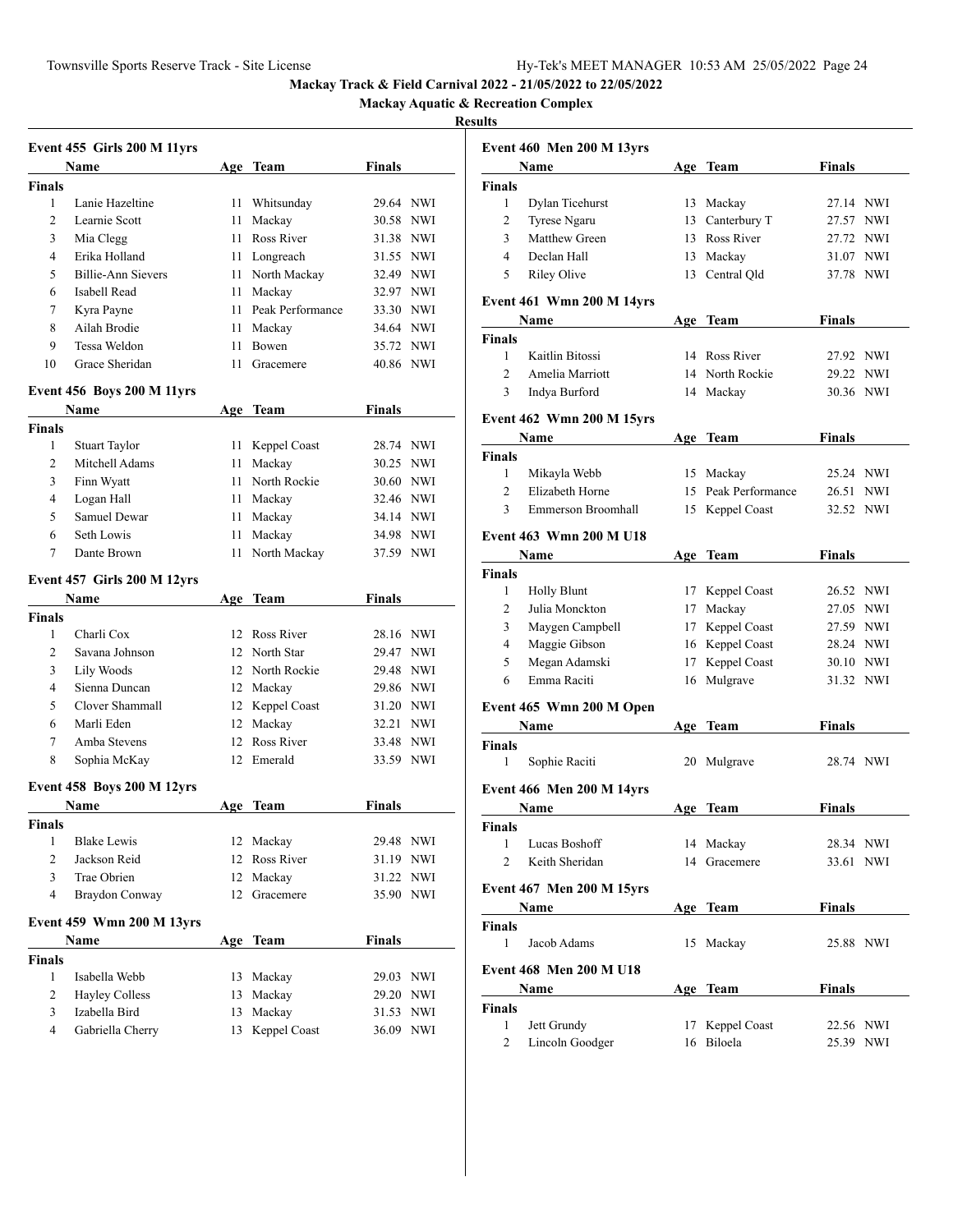**Mackay Track & Field Carnival 2022 - 21/05/2022 to 22/05/2022**

**Mackay Aquatic & Recreation Complex**

**Results**

### Event 455 Girls 200 M 11yrs

| | Name | Age | Team | Finals | |
|---|---|---|---|---|---|
| **Finals** | | | | | |
| 1 | Lanie Hazeltine | 11 | Whitsunday | 29.64 | NWI |
| 2 | Learnie Scott | 11 | Mackay | 30.58 | NWI |
| 3 | Mia Clegg | 11 | Ross River | 31.38 | NWI |
| 4 | Erika Holland | 11 | Longreach | 31.55 | NWI |
| 5 | Billie-Ann Sievers | 11 | North Mackay | 32.49 | NWI |
| 6 | Isabell Read | 11 | Mackay | 32.97 | NWI |
| 7 | Kyra Payne | 11 | Peak Performance | 33.30 | NWI |
| 8 | Ailah Brodie | 11 | Mackay | 34.64 | NWI |
| 9 | Tessa Weldon | 11 | Bowen | 35.72 | NWI |
| 10 | Grace Sheridan | 11 | Gracemere | 40.86 | NWI |

### Event 456 Boys 200 M 11yrs

| | Name | Age | Team | Finals | |
|---|---|---|---|---|---|
| **Finals** | | | | | |
| 1 | Stuart Taylor | 11 | Keppel Coast | 28.74 | NWI |
| 2 | Mitchell Adams | 11 | Mackay | 30.25 | NWI |
| 3 | Finn Wyatt | 11 | North Rockie | 30.60 | NWI |
| 4 | Logan Hall | 11 | Mackay | 32.46 | NWI |
| 5 | Samuel Dewar | 11 | Mackay | 34.14 | NWI |
| 6 | Seth Lowis | 11 | Mackay | 34.98 | NWI |
| 7 | Dante Brown | 11 | North Mackay | 37.59 | NWI |

### Event 457 Girls 200 M 12yrs

| | Name | Age | Team | Finals | |
|---|---|---|---|---|---|
| **Finals** | | | | | |
| 1 | Charli Cox | 12 | Ross River | 28.16 | NWI |
| 2 | Savana Johnson | 12 | North Star | 29.47 | NWI |
| 3 | Lily Woods | 12 | North Rockie | 29.48 | NWI |
| 4 | Sienna Duncan | 12 | Mackay | 29.86 | NWI |
| 5 | Clover Shammall | 12 | Keppel Coast | 31.20 | NWI |
| 6 | Marli Eden | 12 | Mackay | 32.21 | NWI |
| 7 | Amba Stevens | 12 | Ross River | 33.48 | NWI |
| 8 | Sophia McKay | 12 | Emerald | 33.59 | NWI |

### Event 458 Boys 200 M 12yrs

| | Name | Age | Team | Finals | |
|---|---|---|---|---|---|
| **Finals** | | | | | |
| 1 | Blake Lewis | 12 | Mackay | 29.48 | NWI |
| 2 | Jackson Reid | 12 | Ross River | 31.19 | NWI |
| 3 | Trae Obrien | 12 | Mackay | 31.22 | NWI |
| 4 | Braydon Conway | 12 | Gracemere | 35.90 | NWI |

### Event 459 Wmn 200 M 13yrs

| | Name | Age | Team | Finals | |
|---|---|---|---|---|---|
| **Finals** | | | | | |
| 1 | Isabella Webb | 13 | Mackay | 29.03 | NWI |
| 2 | Hayley Colless | 13 | Mackay | 29.20 | NWI |
| 3 | Izabella Bird | 13 | Mackay | 31.53 | NWI |
| 4 | Gabriella Cherry | 13 | Keppel Coast | 36.09 | NWI |

### Event 460 Men 200 M 13yrs

| | Name | Age | Team | Finals | |
|---|---|---|---|---|---|
| **Finals** | | | | | |
| 1 | Dylan Ticehurst | 13 | Mackay | 27.14 | NWI |
| 2 | Tyrese Ngaru | 13 | Canterbury T | 27.57 | NWI |
| 3 | Matthew Green | 13 | Ross River | 27.72 | NWI |
| 4 | Declan Hall | 13 | Mackay | 31.07 | NWI |
| 5 | Riley Olive | 13 | Central Qld | 37.78 | NWI |

### Event 461 Wmn 200 M 14yrs

| | Name | Age | Team | Finals | |
|---|---|---|---|---|---|
| **Finals** | | | | | |
| 1 | Kaitlin Bitossi | 14 | Ross River | 27.92 | NWI |
| 2 | Amelia Marriott | 14 | North Rockie | 29.22 | NWI |
| 3 | Indya Burford | 14 | Mackay | 30.36 | NWI |

### Event 462 Wmn 200 M 15yrs

| | Name | Age | Team | Finals | |
|---|---|---|---|---|---|
| **Finals** | | | | | |
| 1 | Mikayla Webb | 15 | Mackay | 25.24 | NWI |
| 2 | Elizabeth Horne | 15 | Peak Performance | 26.51 | NWI |
| 3 | Emmerson Broomhall | 15 | Keppel Coast | 32.52 | NWI |

### Event 463 Wmn 200 M U18

| | Name | Age | Team | Finals | |
|---|---|---|---|---|---|
| **Finals** | | | | | |
| 1 | Holly Blunt | 17 | Keppel Coast | 26.52 | NWI |
| 2 | Julia Monckton | 17 | Mackay | 27.05 | NWI |
| 3 | Maygen Campbell | 17 | Keppel Coast | 27.59 | NWI |
| 4 | Maggie Gibson | 16 | Keppel Coast | 28.24 | NWI |
| 5 | Megan Adamski | 17 | Keppel Coast | 30.10 | NWI |
| 6 | Emma Raciti | 16 | Mulgrave | 31.32 | NWI |

### Event 465 Wmn 200 M Open

| | Name | Age | Team | Finals | |
|---|---|---|---|---|---|
| **Finals** | | | | | |
| 1 | Sophie Raciti | 20 | Mulgrave | 28.74 | NWI |

### Event 466 Men 200 M 14yrs

| | Name | Age | Team | Finals | |
|---|---|---|---|---|---|
| **Finals** | | | | | |
| 1 | Lucas Boshoff | 14 | Mackay | 28.34 | NWI |
| 2 | Keith Sheridan | 14 | Gracemere | 33.61 | NWI |

### Event 467 Men 200 M 15yrs

| | Name | Age | Team | Finals | |
|---|---|---|---|---|---|
| **Finals** | | | | | |
| 1 | Jacob Adams | 15 | Mackay | 25.88 | NWI |

### Event 468 Men 200 M U18

| | Name | Age | Team | Finals | |
|---|---|---|---|---|---|
| **Finals** | | | | | |
| 1 | Jett Grundy | 17 | Keppel Coast | 22.56 | NWI |
| 2 | Lincoln Goodger | 16 | Biloela | 25.39 | NWI |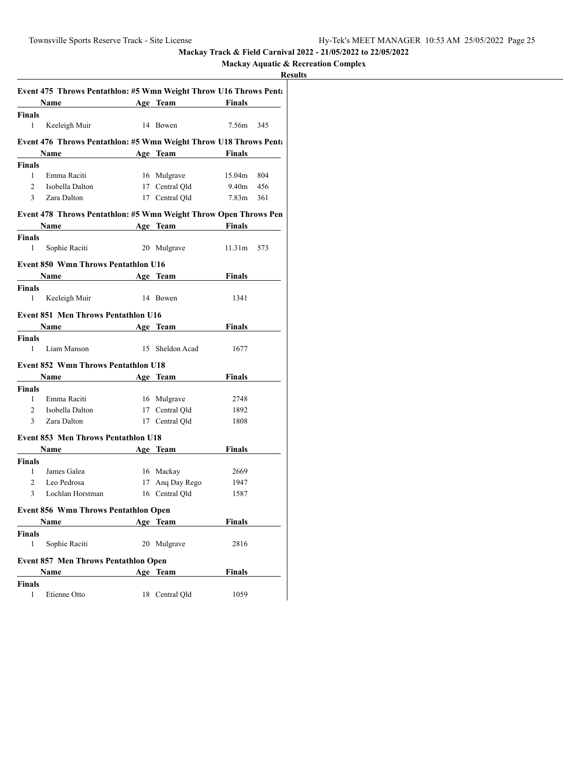Mackay Track & Field Carnival 2022 - 21/05/2022 to 22/05/2022

Mackay Aquatic & Recreation Complex

**Results**

### Event 475 Throws Pentathlon: #5 Wmn Weight Throw U16 Throws Penta

| | Name | Age | Team | Finals | |
|---|---|---|---|---|---|
| **Finals** | | | | | |
| 1 | Keeleigh Muir | 14 | Bowen | 7.56m | 345 |

### Event 476 Throws Pentathlon: #5 Wmn Weight Throw U18 Throws Penta

| | Name | Age | Team | Finals | |
|---|---|---|---|---|---|
| **Finals** | | | | | |
| 1 | Emma Raciti | 16 | Mulgrave | 15.04m | 804 |
| 2 | Isobella Dalton | 17 | Central Qld | 9.40m | 456 |
| 3 | Zara Dalton | 17 | Central Qld | 7.83m | 361 |

### Event 478 Throws Pentathlon: #5 Wmn Weight Throw Open Throws Pen

| | Name | Age | Team | Finals | |
|---|---|---|---|---|---|
| **Finals** | | | | | |
| 1 | Sophie Raciti | 20 | Mulgrave | 11.31m | 573 |

### Event 850 Wmn Throws Pentathlon U16

| | Name | Age | Team | Finals |
|---|---|---|---|---|
| **Finals** | | | | |
| 1 | Keeleigh Muir | 14 | Bowen | 1341 |

### Event 851 Men Throws Pentathlon U16

| | Name | Age | Team | Finals |
|---|---|---|---|---|
| **Finals** | | | | |
| 1 | Liam Manson | 15 | Sheldon Acad | 1677 |

### Event 852 Wmn Throws Pentathlon U18

| | Name | Age | Team | Finals |
|---|---|---|---|---|
| **Finals** | | | | |
| 1 | Emma Raciti | 16 | Mulgrave | 2748 |
| 2 | Isobella Dalton | 17 | Central Qld | 1892 |
| 3 | Zara Dalton | 17 | Central Qld | 1808 |

### Event 853 Men Throws Pentathlon U18

| | Name | Age | Team | Finals |
|---|---|---|---|---|
| **Finals** | | | | |
| 1 | James Galea | 16 | Mackay | 2669 |
| 2 | Leo Pedrosa | 17 | Anq Day Rego | 1947 |
| 3 | Lochlan Horstman | 16 | Central Qld | 1587 |

### Event 856 Wmn Throws Pentathlon Open

| | Name | Age | Team | Finals |
|---|---|---|---|---|
| **Finals** | | | | |
| 1 | Sophie Raciti | 20 | Mulgrave | 2816 |

### Event 857 Men Throws Pentathlon Open

| | Name | Age | Team | Finals |
|---|---|---|---|---|
| **Finals** | | | | |
| 1 | Etienne Otto | 18 | Central Qld | 1059 |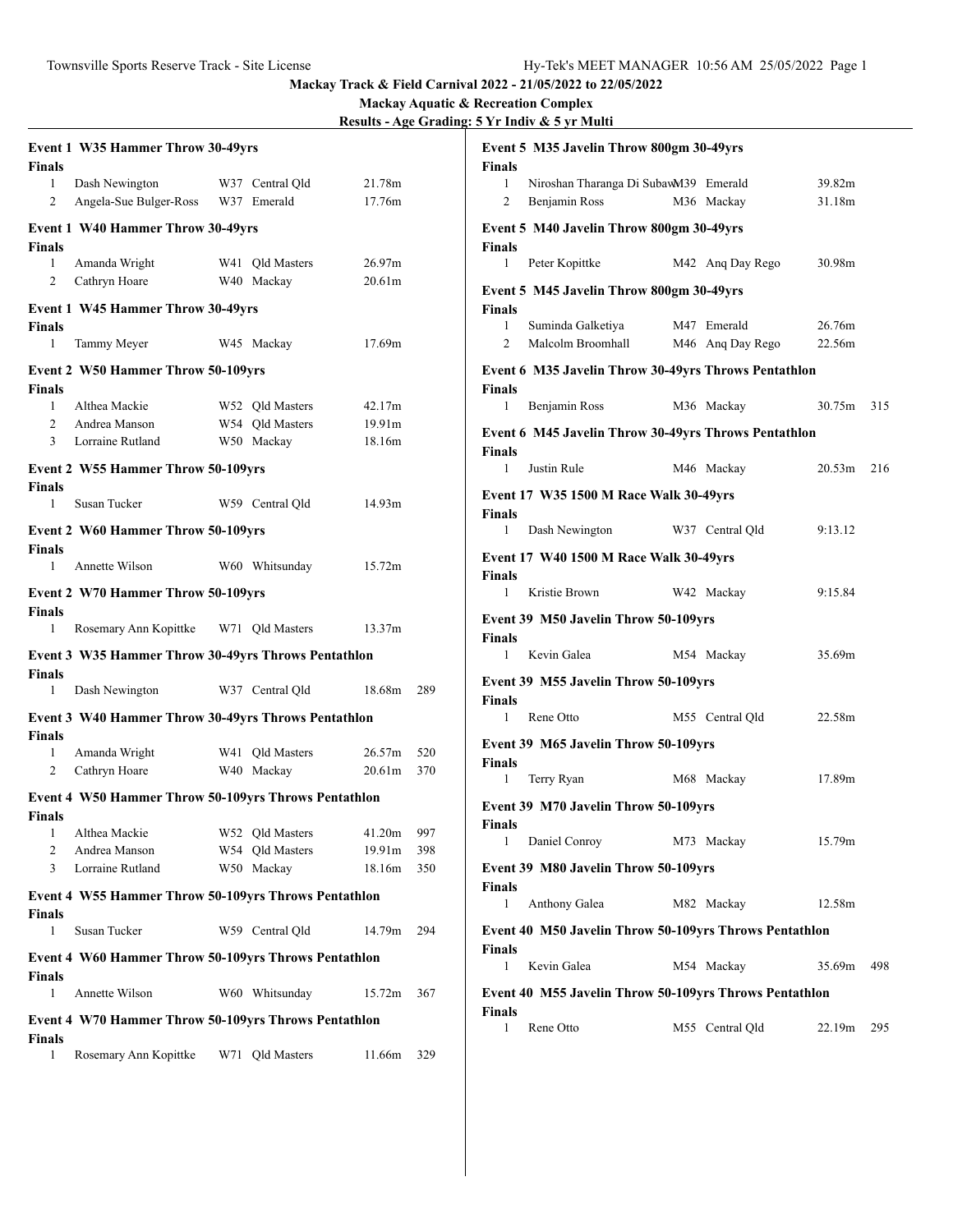**Mackay Track & Field Carnival 2022 - 21/05/2022 to 22/05/2022**

**Mackay Aquatic & Recreation Complex**

**Results - Age Grading: 5 Yr Indiv & 5 yr Multi**

### Event 1 W35 Hammer Throw 30-49yrs

**Finals**

| Place | Name | Age | Team | Mark |
|---|---|---|---|---|
| 1 | Dash Newington | W37 | Central Qld | 21.78m |
| 2 | Angela-Sue Bulger-Ross | W37 | Emerald | 17.76m |

### Event 1 W40 Hammer Throw 30-49yrs

**Finals**

| Place | Name | Age | Team | Mark |
|---|---|---|---|---|
| 1 | Amanda Wright | W41 | Qld Masters | 26.97m |
| 2 | Cathryn Hoare | W40 | Mackay | 20.61m |

### Event 1 W45 Hammer Throw 30-49yrs

**Finals**

| Place | Name | Age | Team | Mark |
|---|---|---|---|---|
| 1 | Tammy Meyer | W45 | Mackay | 17.69m |

### Event 2 W50 Hammer Throw 50-109yrs

**Finals**

| Place | Name | Age | Team | Mark |
|---|---|---|---|---|
| 1 | Althea Mackie | W52 | Qld Masters | 42.17m |
| 2 | Andrea Manson | W54 | Qld Masters | 19.91m |
| 3 | Lorraine Rutland | W50 | Mackay | 18.16m |

### Event 2 W55 Hammer Throw 50-109yrs

**Finals**

| Place | Name | Age | Team | Mark |
|---|---|---|---|---|
| 1 | Susan Tucker | W59 | Central Qld | 14.93m |

### Event 2 W60 Hammer Throw 50-109yrs

**Finals**

| Place | Name | Age | Team | Mark |
|---|---|---|---|---|
| 1 | Annette Wilson | W60 | Whitsunday | 15.72m |

### Event 2 W70 Hammer Throw 50-109yrs

**Finals**

| Place | Name | Age | Team | Mark |
|---|---|---|---|---|
| 1 | Rosemary Ann Kopittke | W71 | Qld Masters | 13.37m |

### Event 3 W35 Hammer Throw 30-49yrs Throws Pentathlon

**Finals**

| Place | Name | Age | Team | Mark | Points |
|---|---|---|---|---|---|
| 1 | Dash Newington | W37 | Central Qld | 18.68m | 289 |

### Event 3 W40 Hammer Throw 30-49yrs Throws Pentathlon

**Finals**

| Place | Name | Age | Team | Mark | Points |
|---|---|---|---|---|---|
| 1 | Amanda Wright | W41 | Qld Masters | 26.57m | 520 |
| 2 | Cathryn Hoare | W40 | Mackay | 20.61m | 370 |

### Event 4 W50 Hammer Throw 50-109yrs Throws Pentathlon

**Finals**

| Place | Name | Age | Team | Mark | Points |
|---|---|---|---|---|---|
| 1 | Althea Mackie | W52 | Qld Masters | 41.20m | 997 |
| 2 | Andrea Manson | W54 | Qld Masters | 19.91m | 398 |
| 3 | Lorraine Rutland | W50 | Mackay | 18.16m | 350 |

### Event 4 W55 Hammer Throw 50-109yrs Throws Pentathlon

**Finals**

| Place | Name | Age | Team | Mark | Points |
|---|---|---|---|---|---|
| 1 | Susan Tucker | W59 | Central Qld | 14.79m | 294 |

### Event 4 W60 Hammer Throw 50-109yrs Throws Pentathlon

**Finals**

| Place | Name | Age | Team | Mark | Points |
|---|---|---|---|---|---|
| 1 | Annette Wilson | W60 | Whitsunday | 15.72m | 367 |

### Event 4 W70 Hammer Throw 50-109yrs Throws Pentathlon

**Finals**

| Place | Name | Age | Team | Mark | Points |
|---|---|---|---|---|---|
| 1 | Rosemary Ann Kopittke | W71 | Qld Masters | 11.66m | 329 |

### Event 5 M35 Javelin Throw 800gm 30-49yrs

**Finals**

| Place | Name | Age | Team | Mark |
|---|---|---|---|---|
| 1 | Niroshan Tharanga Di Subaw | M39 | Emerald | 39.82m |
| 2 | Benjamin Ross | M36 | Mackay | 31.18m |

### Event 5 M40 Javelin Throw 800gm 30-49yrs

**Finals**

| Place | Name | Age | Team | Mark |
|---|---|---|---|---|
| 1 | Peter Kopittke | M42 | Anq Day Rego | 30.98m |

### Event 5 M45 Javelin Throw 800gm 30-49yrs

**Finals**

| Place | Name | Age | Team | Mark |
|---|---|---|---|---|
| 1 | Suminda Galketiya | M47 | Emerald | 26.76m |
| 2 | Malcolm Broomhall | M46 | Anq Day Rego | 22.56m |

### Event 6 M35 Javelin Throw 30-49yrs Throws Pentathlon

**Finals**

| Place | Name | Age | Team | Mark | Points |
|---|---|---|---|---|---|
| 1 | Benjamin Ross | M36 | Mackay | 30.75m | 315 |

### Event 6 M45 Javelin Throw 30-49yrs Throws Pentathlon

**Finals**

| Place | Name | Age | Team | Mark | Points |
|---|---|---|---|---|---|
| 1 | Justin Rule | M46 | Mackay | 20.53m | 216 |

### Event 17 W35 1500 M Race Walk 30-49yrs

**Finals**

| Place | Name | Age | Team | Time |
|---|---|---|---|---|
| 1 | Dash Newington | W37 | Central Qld | 9:13.12 |

### Event 17 W40 1500 M Race Walk 30-49yrs

**Finals**

| Place | Name | Age | Team | Time |
|---|---|---|---|---|
| 1 | Kristie Brown | W42 | Mackay | 9:15.84 |

### Event 39 M50 Javelin Throw 50-109yrs

**Finals**

| Place | Name | Age | Team | Mark |
|---|---|---|---|---|
| 1 | Kevin Galea | M54 | Mackay | 35.69m |

### Event 39 M55 Javelin Throw 50-109yrs

**Finals**

| Place | Name | Age | Team | Mark |
|---|---|---|---|---|
| 1 | Rene Otto | M55 | Central Qld | 22.58m |

### Event 39 M65 Javelin Throw 50-109yrs

**Finals**

| Place | Name | Age | Team | Mark |
|---|---|---|---|---|
| 1 | Terry Ryan | M68 | Mackay | 17.89m |

### Event 39 M70 Javelin Throw 50-109yrs

**Finals**

| Place | Name | Age | Team | Mark |
|---|---|---|---|---|
| 1 | Daniel Conroy | M73 | Mackay | 15.79m |

### Event 39 M80 Javelin Throw 50-109yrs

**Finals**

| Place | Name | Age | Team | Mark |
|---|---|---|---|---|
| 1 | Anthony Galea | M82 | Mackay | 12.58m |

### Event 40 M50 Javelin Throw 50-109yrs Throws Pentathlon

**Finals**

| Place | Name | Age | Team | Mark | Points |
|---|---|---|---|---|---|
| 1 | Kevin Galea | M54 | Mackay | 35.69m | 498 |

### Event 40 M55 Javelin Throw 50-109yrs Throws Pentathlon

**Finals**

| Place | Name | Age | Team | Mark | Points |
|---|---|---|---|---|---|
| 1 | Rene Otto | M55 | Central Qld | 22.19m | 295 |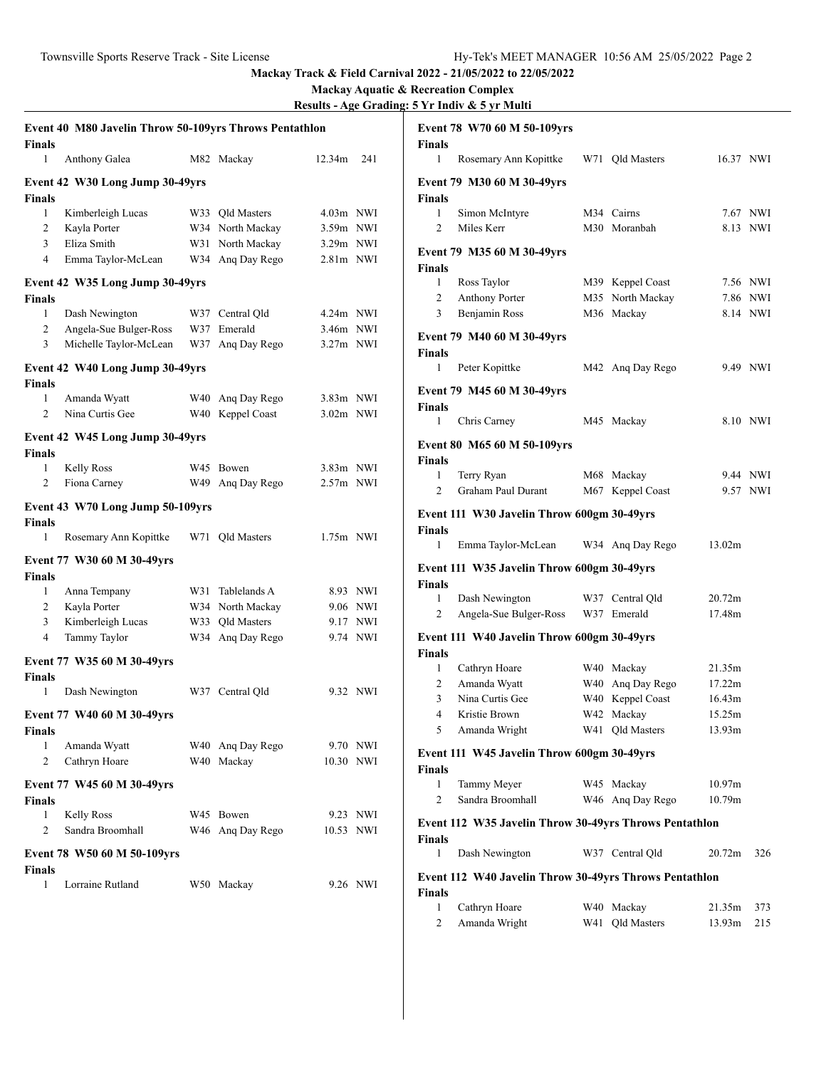# Mackay Track & Field Carnival 2022 - 21/05/2022 to 22/05/2022

## Mackay Aquatic & Recreation Complex

### Results - Age Grading: 5 Yr Indiv & 5 yr Multi

**Event 40 M80 Javelin Throw 50-109yrs Throws Pentathlon**

Finals

| Place | Name | Age | Team | Mark | Points |
|---|---|---|---|---|---|
| 1 | Anthony Galea | M82 | Mackay | 12.34m | 241 |

**Event 42 W30 Long Jump 30-49yrs**

Finals

| Place | Name | Age | Team | Mark | Wind |
|---|---|---|---|---|---|
| 1 | Kimberleigh Lucas | W33 | Qld Masters | 4.03m | NWI |
| 2 | Kayla Porter | W34 | North Mackay | 3.59m | NWI |
| 3 | Eliza Smith | W31 | North Mackay | 3.29m | NWI |
| 4 | Emma Taylor-McLean | W34 | Anq Day Rego | 2.81m | NWI |

**Event 42 W35 Long Jump 30-49yrs**

Finals

| Place | Name | Age | Team | Mark | Wind |
|---|---|---|---|---|---|
| 1 | Dash Newington | W37 | Central Qld | 4.24m | NWI |
| 2 | Angela-Sue Bulger-Ross | W37 | Emerald | 3.46m | NWI |
| 3 | Michelle Taylor-McLean | W37 | Anq Day Rego | 3.27m | NWI |

**Event 42 W40 Long Jump 30-49yrs**

Finals

| Place | Name | Age | Team | Mark | Wind |
|---|---|---|---|---|---|
| 1 | Amanda Wyatt | W40 | Anq Day Rego | 3.83m | NWI |
| 2 | Nina Curtis Gee | W40 | Keppel Coast | 3.02m | NWI |

**Event 42 W45 Long Jump 30-49yrs**

Finals

| Place | Name | Age | Team | Mark | Wind |
|---|---|---|---|---|---|
| 1 | Kelly Ross | W45 | Bowen | 3.83m | NWI |
| 2 | Fiona Carney | W49 | Anq Day Rego | 2.57m | NWI |

**Event 43 W70 Long Jump 50-109yrs**

Finals

| Place | Name | Age | Team | Mark | Wind |
|---|---|---|---|---|---|
| 1 | Rosemary Ann Kopittke | W71 | Qld Masters | 1.75m | NWI |

**Event 77 W30 60 M 30-49yrs**

Finals

| Place | Name | Age | Team | Time | Wind |
|---|---|---|---|---|---|
| 1 | Anna Tempany | W31 | Tablelands A | 8.93 | NWI |
| 2 | Kayla Porter | W34 | North Mackay | 9.06 | NWI |
| 3 | Kimberleigh Lucas | W33 | Qld Masters | 9.17 | NWI |
| 4 | Tammy Taylor | W34 | Anq Day Rego | 9.74 | NWI |

**Event 77 W35 60 M 30-49yrs**

Finals

| Place | Name | Age | Team | Time | Wind |
|---|---|---|---|---|---|
| 1 | Dash Newington | W37 | Central Qld | 9.32 | NWI |

**Event 77 W40 60 M 30-49yrs**

Finals

| Place | Name | Age | Team | Time | Wind |
|---|---|---|---|---|---|
| 1 | Amanda Wyatt | W40 | Anq Day Rego | 9.70 | NWI |
| 2 | Cathryn Hoare | W40 | Mackay | 10.30 | NWI |

**Event 77 W45 60 M 30-49yrs**

Finals

| Place | Name | Age | Team | Time | Wind |
|---|---|---|---|---|---|
| 1 | Kelly Ross | W45 | Bowen | 9.23 | NWI |
| 2 | Sandra Broomhall | W46 | Anq Day Rego | 10.53 | NWI |

**Event 78 W50 60 M 50-109yrs**

Finals

| Place | Name | Age | Team | Time | Wind |
|---|---|---|---|---|---|
| 1 | Lorraine Rutland | W50 | Mackay | 9.26 | NWI |

**Event 78 W70 60 M 50-109yrs**

Finals

| Place | Name | Age | Team | Time | Wind |
|---|---|---|---|---|---|
| 1 | Rosemary Ann Kopittke | W71 | Qld Masters | 16.37 | NWI |

**Event 79 M30 60 M 30-49yrs**

Finals

| Place | Name | Age | Team | Time | Wind |
|---|---|---|---|---|---|
| 1 | Simon McIntyre | M34 | Cairns | 7.67 | NWI |
| 2 | Miles Kerr | M30 | Moranbah | 8.13 | NWI |

**Event 79 M35 60 M 30-49yrs**

Finals

| Place | Name | Age | Team | Time | Wind |
|---|---|---|---|---|---|
| 1 | Ross Taylor | M39 | Keppel Coast | 7.56 | NWI |
| 2 | Anthony Porter | M35 | North Mackay | 7.86 | NWI |
| 3 | Benjamin Ross | M36 | Mackay | 8.14 | NWI |

**Event 79 M40 60 M 30-49yrs**

Finals

| Place | Name | Age | Team | Time | Wind |
|---|---|---|---|---|---|
| 1 | Peter Kopittke | M42 | Anq Day Rego | 9.49 | NWI |

**Event 79 M45 60 M 30-49yrs**

Finals

| Place | Name | Age | Team | Time | Wind |
|---|---|---|---|---|---|
| 1 | Chris Carney | M45 | Mackay | 8.10 | NWI |

**Event 80 M65 60 M 50-109yrs**

Finals

| Place | Name | Age | Team | Time | Wind |
|---|---|---|---|---|---|
| 1 | Terry Ryan | M68 | Mackay | 9.44 | NWI |
| 2 | Graham Paul Durant | M67 | Keppel Coast | 9.57 | NWI |

**Event 111 W30 Javelin Throw 600gm 30-49yrs**

Finals

| Place | Name | Age | Team | Mark |
|---|---|---|---|---|
| 1 | Emma Taylor-McLean | W34 | Anq Day Rego | 13.02m |

**Event 111 W35 Javelin Throw 600gm 30-49yrs**

Finals

| Place | Name | Age | Team | Mark |
|---|---|---|---|---|
| 1 | Dash Newington | W37 | Central Qld | 20.72m |
| 2 | Angela-Sue Bulger-Ross | W37 | Emerald | 17.48m |

**Event 111 W40 Javelin Throw 600gm 30-49yrs**

Finals

| Place | Name | Age | Team | Mark |
|---|---|---|---|---|
| 1 | Cathryn Hoare | W40 | Mackay | 21.35m |
| 2 | Amanda Wyatt | W40 | Anq Day Rego | 17.22m |
| 3 | Nina Curtis Gee | W40 | Keppel Coast | 16.43m |
| 4 | Kristie Brown | W42 | Mackay | 15.25m |
| 5 | Amanda Wright | W41 | Qld Masters | 13.93m |

**Event 111 W45 Javelin Throw 600gm 30-49yrs**

Finals

| Place | Name | Age | Team | Mark |
|---|---|---|---|---|
| 1 | Tammy Meyer | W45 | Mackay | 10.97m |
| 2 | Sandra Broomhall | W46 | Anq Day Rego | 10.79m |

**Event 112 W35 Javelin Throw 30-49yrs Throws Pentathlon**

Finals

| Place | Name | Age | Team | Mark | Points |
|---|---|---|---|---|---|
| 1 | Dash Newington | W37 | Central Qld | 20.72m | 326 |

**Event 112 W40 Javelin Throw 30-49yrs Throws Pentathlon**

Finals

| Place | Name | Age | Team | Mark | Points |
|---|---|---|---|---|---|
| 1 | Cathryn Hoare | W40 | Mackay | 21.35m | 373 |
| 2 | Amanda Wright | W41 | Qld Masters | 13.93m | 215 |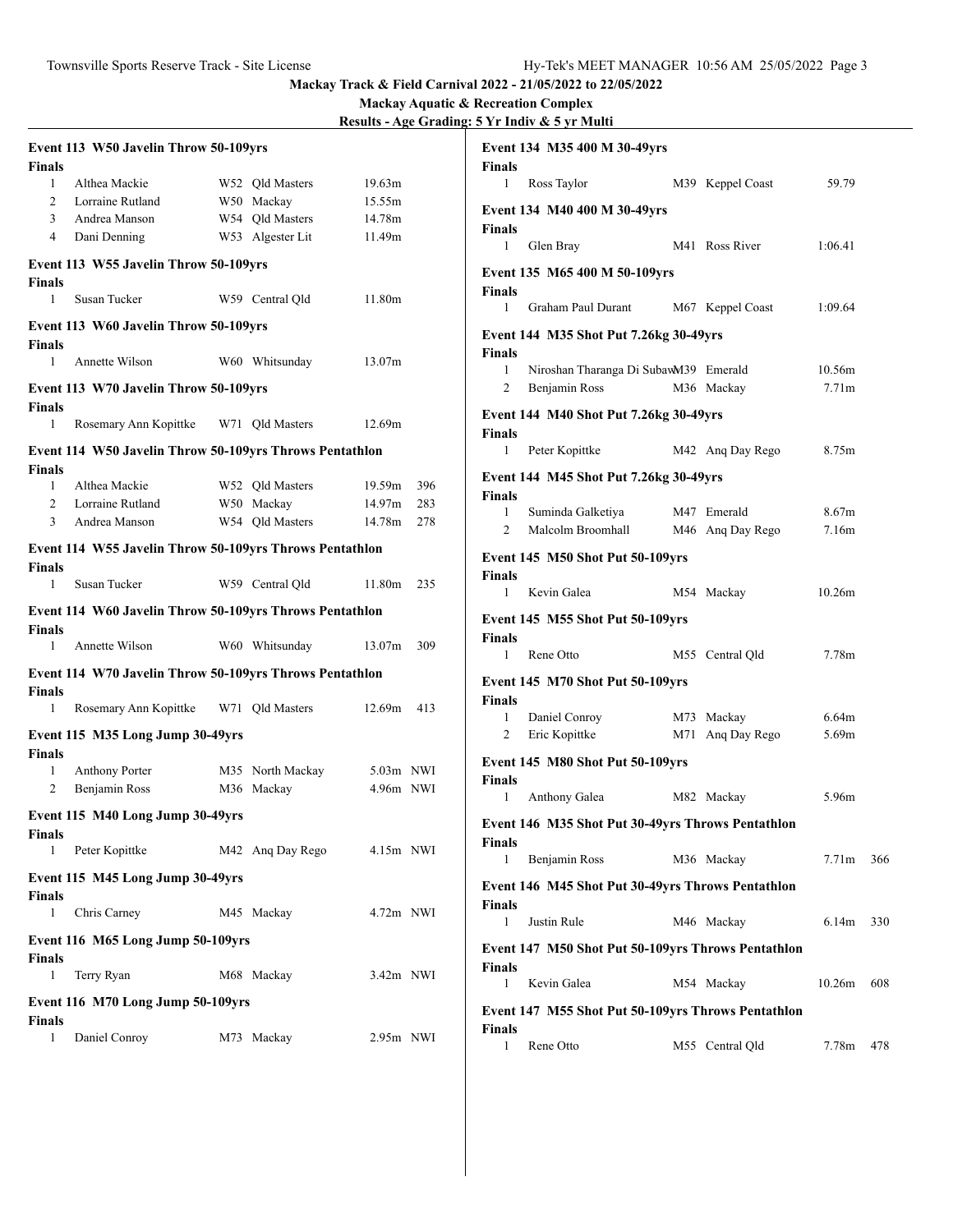**Mackay Track & Field Carnival 2022 - 21/05/2022 to 22/05/2022**

**Mackay Aquatic & Recreation Complex**

**Results - Age Grading: 5 Yr Indiv & 5 yr Multi**

### Event 113 W50 Javelin Throw 50-109yrs

**Finals**

| | Name | Age | Team | Mark |
|---|---|---|---|---|
| 1 | Althea Mackie | W52 | Qld Masters | 19.63m |
| 2 | Lorraine Rutland | W50 | Mackay | 15.55m |
| 3 | Andrea Manson | W54 | Qld Masters | 14.78m |
| 4 | Dani Denning | W53 | Algester Lit | 11.49m |

### Event 113 W55 Javelin Throw 50-109yrs

**Finals**

| | Name | Age | Team | Mark |
|---|---|---|---|---|
| 1 | Susan Tucker | W59 | Central Qld | 11.80m |

### Event 113 W60 Javelin Throw 50-109yrs

**Finals**

| | Name | Age | Team | Mark |
|---|---|---|---|---|
| 1 | Annette Wilson | W60 | Whitsunday | 13.07m |

### Event 113 W70 Javelin Throw 50-109yrs

**Finals**

| | Name | Age | Team | Mark |
|---|---|---|---|---|
| 1 | Rosemary Ann Kopittke | W71 | Qld Masters | 12.69m |

### Event 114 W50 Javelin Throw 50-109yrs Throws Pentathlon

**Finals**

| | Name | Age | Team | Mark | Points |
|---|---|---|---|---|---|
| 1 | Althea Mackie | W52 | Qld Masters | 19.59m | 396 |
| 2 | Lorraine Rutland | W50 | Mackay | 14.97m | 283 |
| 3 | Andrea Manson | W54 | Qld Masters | 14.78m | 278 |

### Event 114 W55 Javelin Throw 50-109yrs Throws Pentathlon

**Finals**

| | Name | Age | Team | Mark | Points |
|---|---|---|---|---|---|
| 1 | Susan Tucker | W59 | Central Qld | 11.80m | 235 |

### Event 114 W60 Javelin Throw 50-109yrs Throws Pentathlon

**Finals**

| | Name | Age | Team | Mark | Points |
|---|---|---|---|---|---|
| 1 | Annette Wilson | W60 | Whitsunday | 13.07m | 309 |

### Event 114 W70 Javelin Throw 50-109yrs Throws Pentathlon

**Finals**

| | Name | Age | Team | Mark | Points |
|---|---|---|---|---|---|
| 1 | Rosemary Ann Kopittke | W71 | Qld Masters | 12.69m | 413 |

### Event 115 M35 Long Jump 30-49yrs

**Finals**

| | Name | Age | Team | Mark | Wind |
|---|---|---|---|---|---|
| 1 | Anthony Porter | M35 | North Mackay | 5.03m | NWI |
| 2 | Benjamin Ross | M36 | Mackay | 4.96m | NWI |

### Event 115 M40 Long Jump 30-49yrs

**Finals**

| | Name | Age | Team | Mark | Wind |
|---|---|---|---|---|---|
| 1 | Peter Kopittke | M42 | Anq Day Rego | 4.15m | NWI |

### Event 115 M45 Long Jump 30-49yrs

**Finals**

| | Name | Age | Team | Mark | Wind |
|---|---|---|---|---|---|
| 1 | Chris Carney | M45 | Mackay | 4.72m | NWI |

### Event 116 M65 Long Jump 50-109yrs

**Finals**

| | Name | Age | Team | Mark | Wind |
|---|---|---|---|---|---|
| 1 | Terry Ryan | M68 | Mackay | 3.42m | NWI |

### Event 116 M70 Long Jump 50-109yrs

**Finals**

| | Name | Age | Team | Mark | Wind |
|---|---|---|---|---|---|
| 1 | Daniel Conroy | M73 | Mackay | 2.95m | NWI |

### Event 134 M35 400 M 30-49yrs

**Finals**

| | Name | Age | Team | Time |
|---|---|---|---|---|
| 1 | Ross Taylor | M39 | Keppel Coast | 59.79 |

### Event 134 M40 400 M 30-49yrs

**Finals**

| | Name | Age | Team | Time |
|---|---|---|---|---|
| 1 | Glen Bray | M41 | Ross River | 1:06.41 |

### Event 135 M65 400 M 50-109yrs

**Finals**

| | Name | Age | Team | Time |
|---|---|---|---|---|
| 1 | Graham Paul Durant | M67 | Keppel Coast | 1:09.64 |

### Event 144 M35 Shot Put 7.26kg 30-49yrs

**Finals**

| | Name | Age | Team | Mark |
|---|---|---|---|---|
| 1 | Niroshan Tharanga Di Subaw | M39 | Emerald | 10.56m |
| 2 | Benjamin Ross | M36 | Mackay | 7.71m |

### Event 144 M40 Shot Put 7.26kg 30-49yrs

**Finals**

| | Name | Age | Team | Mark |
|---|---|---|---|---|
| 1 | Peter Kopittke | M42 | Anq Day Rego | 8.75m |

### Event 144 M45 Shot Put 7.26kg 30-49yrs

**Finals**

| | Name | Age | Team | Mark |
|---|---|---|---|---|
| 1 | Suminda Galketiya | M47 | Emerald | 8.67m |
| 2 | Malcolm Broomhall | M46 | Anq Day Rego | 7.16m |

### Event 145 M50 Shot Put 50-109yrs

**Finals**

| | Name | Age | Team | Mark |
|---|---|---|---|---|
| 1 | Kevin Galea | M54 | Mackay | 10.26m |

### Event 145 M55 Shot Put 50-109yrs

**Finals**

| | Name | Age | Team | Mark |
|---|---|---|---|---|
| 1 | Rene Otto | M55 | Central Qld | 7.78m |

### Event 145 M70 Shot Put 50-109yrs

**Finals**

| | Name | Age | Team | Mark |
|---|---|---|---|---|
| 1 | Daniel Conroy | M73 | Mackay | 6.64m |
| 2 | Eric Kopittke | M71 | Anq Day Rego | 5.69m |

### Event 145 M80 Shot Put 50-109yrs

**Finals**

| | Name | Age | Team | Mark |
|---|---|---|---|---|
| 1 | Anthony Galea | M82 | Mackay | 5.96m |

### Event 146 M35 Shot Put 30-49yrs Throws Pentathlon

**Finals**

| | Name | Age | Team | Mark | Points |
|---|---|---|---|---|---|
| 1 | Benjamin Ross | M36 | Mackay | 7.71m | 366 |

### Event 146 M45 Shot Put 30-49yrs Throws Pentathlon

**Finals**

| | Name | Age | Team | Mark | Points |
|---|---|---|---|---|---|
| 1 | Justin Rule | M46 | Mackay | 6.14m | 330 |

### Event 147 M50 Shot Put 50-109yrs Throws Pentathlon

**Finals**

| | Name | Age | Team | Mark | Points |
|---|---|---|---|---|---|
| 1 | Kevin Galea | M54 | Mackay | 10.26m | 608 |

### Event 147 M55 Shot Put 50-109yrs Throws Pentathlon

**Finals**

| | Name | Age | Team | Mark | Points |
|---|---|---|---|---|---|
| 1 | Rene Otto | M55 | Central Qld | 7.78m | 478 |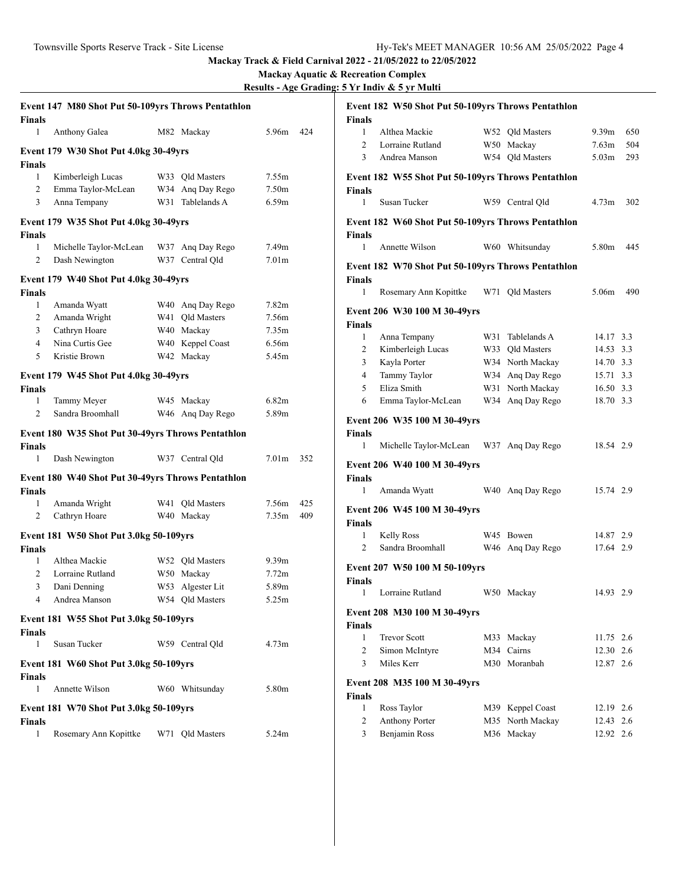Mackay Track & Field Carnival 2022 - 21/05/2022 to 22/05/2022

Mackay Aquatic & Recreation Complex

Results - Age Grading: 5 Yr Indiv & 5 yr Multi

### Event 147 M80 Shot Put 50-109yrs Throws Pentathlon

**Finals**

| Place | Name | Age | Team | Mark | Points |
|---|---|---|---|---|---|
| 1 | Anthony Galea | M82 | Mackay | 5.96m | 424 |

### Event 179 W30 Shot Put 4.0kg 30-49yrs

**Finals**

| Place | Name | Age | Team | Mark |
|---|---|---|---|---|
| 1 | Kimberleigh Lucas | W33 | Qld Masters | 7.55m |
| 2 | Emma Taylor-McLean | W34 | Anq Day Rego | 7.50m |
| 3 | Anna Tempany | W31 | Tablelands A | 6.59m |

### Event 179 W35 Shot Put 4.0kg 30-49yrs

**Finals**

| Place | Name | Age | Team | Mark |
|---|---|---|---|---|
| 1 | Michelle Taylor-McLean | W37 | Anq Day Rego | 7.49m |
| 2 | Dash Newington | W37 | Central Qld | 7.01m |

### Event 179 W40 Shot Put 4.0kg 30-49yrs

**Finals**

| Place | Name | Age | Team | Mark |
|---|---|---|---|---|
| 1 | Amanda Wyatt | W40 | Anq Day Rego | 7.82m |
| 2 | Amanda Wright | W41 | Qld Masters | 7.56m |
| 3 | Cathryn Hoare | W40 | Mackay | 7.35m |
| 4 | Nina Curtis Gee | W40 | Keppel Coast | 6.56m |
| 5 | Kristie Brown | W42 | Mackay | 5.45m |

### Event 179 W45 Shot Put 4.0kg 30-49yrs

**Finals**

| Place | Name | Age | Team | Mark |
|---|---|---|---|---|
| 1 | Tammy Meyer | W45 | Mackay | 6.82m |
| 2 | Sandra Broomhall | W46 | Anq Day Rego | 5.89m |

### Event 180 W35 Shot Put 30-49yrs Throws Pentathlon

**Finals**

| Place | Name | Age | Team | Mark | Points |
|---|---|---|---|---|---|
| 1 | Dash Newington | W37 | Central Qld | 7.01m | 352 |

### Event 180 W40 Shot Put 30-49yrs Throws Pentathlon

**Finals**

| Place | Name | Age | Team | Mark | Points |
|---|---|---|---|---|---|
| 1 | Amanda Wright | W41 | Qld Masters | 7.56m | 425 |
| 2 | Cathryn Hoare | W40 | Mackay | 7.35m | 409 |

### Event 181 W50 Shot Put 3.0kg 50-109yrs

**Finals**

| Place | Name | Age | Team | Mark |
|---|---|---|---|---|
| 1 | Althea Mackie | W52 | Qld Masters | 9.39m |
| 2 | Lorraine Rutland | W50 | Mackay | 7.72m |
| 3 | Dani Denning | W53 | Algester Lit | 5.89m |
| 4 | Andrea Manson | W54 | Qld Masters | 5.25m |

### Event 181 W55 Shot Put 3.0kg 50-109yrs

**Finals**

| Place | Name | Age | Team | Mark |
|---|---|---|---|---|
| 1 | Susan Tucker | W59 | Central Qld | 4.73m |

### Event 181 W60 Shot Put 3.0kg 50-109yrs

**Finals**

| Place | Name | Age | Team | Mark |
|---|---|---|---|---|
| 1 | Annette Wilson | W60 | Whitsunday | 5.80m |

### Event 181 W70 Shot Put 3.0kg 50-109yrs

**Finals**

| Place | Name | Age | Team | Mark |
|---|---|---|---|---|
| 1 | Rosemary Ann Kopittke | W71 | Qld Masters | 5.24m |

### Event 182 W50 Shot Put 50-109yrs Throws Pentathlon

**Finals**

| Place | Name | Age | Team | Mark | Points |
|---|---|---|---|---|---|
| 1 | Althea Mackie | W52 | Qld Masters | 9.39m | 650 |
| 2 | Lorraine Rutland | W50 | Mackay | 7.63m | 504 |
| 3 | Andrea Manson | W54 | Qld Masters | 5.03m | 293 |

### Event 182 W55 Shot Put 50-109yrs Throws Pentathlon

**Finals**

| Place | Name | Age | Team | Mark | Points |
|---|---|---|---|---|---|
| 1 | Susan Tucker | W59 | Central Qld | 4.73m | 302 |

### Event 182 W60 Shot Put 50-109yrs Throws Pentathlon

**Finals**

| Place | Name | Age | Team | Mark | Points |
|---|---|---|---|---|---|
| 1 | Annette Wilson | W60 | Whitsunday | 5.80m | 445 |

### Event 182 W70 Shot Put 50-109yrs Throws Pentathlon

**Finals**

| Place | Name | Age | Team | Mark | Points |
|---|---|---|---|---|---|
| 1 | Rosemary Ann Kopittke | W71 | Qld Masters | 5.06m | 490 |

### Event 206 W30 100 M 30-49yrs

**Finals**

| Place | Name | Age | Team | Time | Wind |
|---|---|---|---|---|---|
| 1 | Anna Tempany | W31 | Tablelands A | 14.17 | 3.3 |
| 2 | Kimberleigh Lucas | W33 | Qld Masters | 14.53 | 3.3 |
| 3 | Kayla Porter | W34 | North Mackay | 14.70 | 3.3 |
| 4 | Tammy Taylor | W34 | Anq Day Rego | 15.71 | 3.3 |
| 5 | Eliza Smith | W31 | North Mackay | 16.50 | 3.3 |
| 6 | Emma Taylor-McLean | W34 | Anq Day Rego | 18.70 | 3.3 |

### Event 206 W35 100 M 30-49yrs

**Finals**

| Place | Name | Age | Team | Time | Wind |
|---|---|---|---|---|---|
| 1 | Michelle Taylor-McLean | W37 | Anq Day Rego | 18.54 | 2.9 |

### Event 206 W40 100 M 30-49yrs

**Finals**

| Place | Name | Age | Team | Time | Wind |
|---|---|---|---|---|---|
| 1 | Amanda Wyatt | W40 | Anq Day Rego | 15.74 | 2.9 |

### Event 206 W45 100 M 30-49yrs

**Finals**

| Place | Name | Age | Team | Time | Wind |
|---|---|---|---|---|---|
| 1 | Kelly Ross | W45 | Bowen | 14.87 | 2.9 |
| 2 | Sandra Broomhall | W46 | Anq Day Rego | 17.64 | 2.9 |

### Event 207 W50 100 M 50-109yrs

**Finals**

| Place | Name | Age | Team | Time | Wind |
|---|---|---|---|---|---|
| 1 | Lorraine Rutland | W50 | Mackay | 14.93 | 2.9 |

### Event 208 M30 100 M 30-49yrs

**Finals**

| Place | Name | Age | Team | Time | Wind |
|---|---|---|---|---|---|
| 1 | Trevor Scott | M33 | Mackay | 11.75 | 2.6 |
| 2 | Simon McIntyre | M34 | Cairns | 12.30 | 2.6 |
| 3 | Miles Kerr | M30 | Moranbah | 12.87 | 2.6 |

### Event 208 M35 100 M 30-49yrs

**Finals**

| Place | Name | Age | Team | Time | Wind |
|---|---|---|---|---|---|
| 1 | Ross Taylor | M39 | Keppel Coast | 12.19 | 2.6 |
| 2 | Anthony Porter | M35 | North Mackay | 12.43 | 2.6 |
| 3 | Benjamin Ross | M36 | Mackay | 12.92 | 2.6 |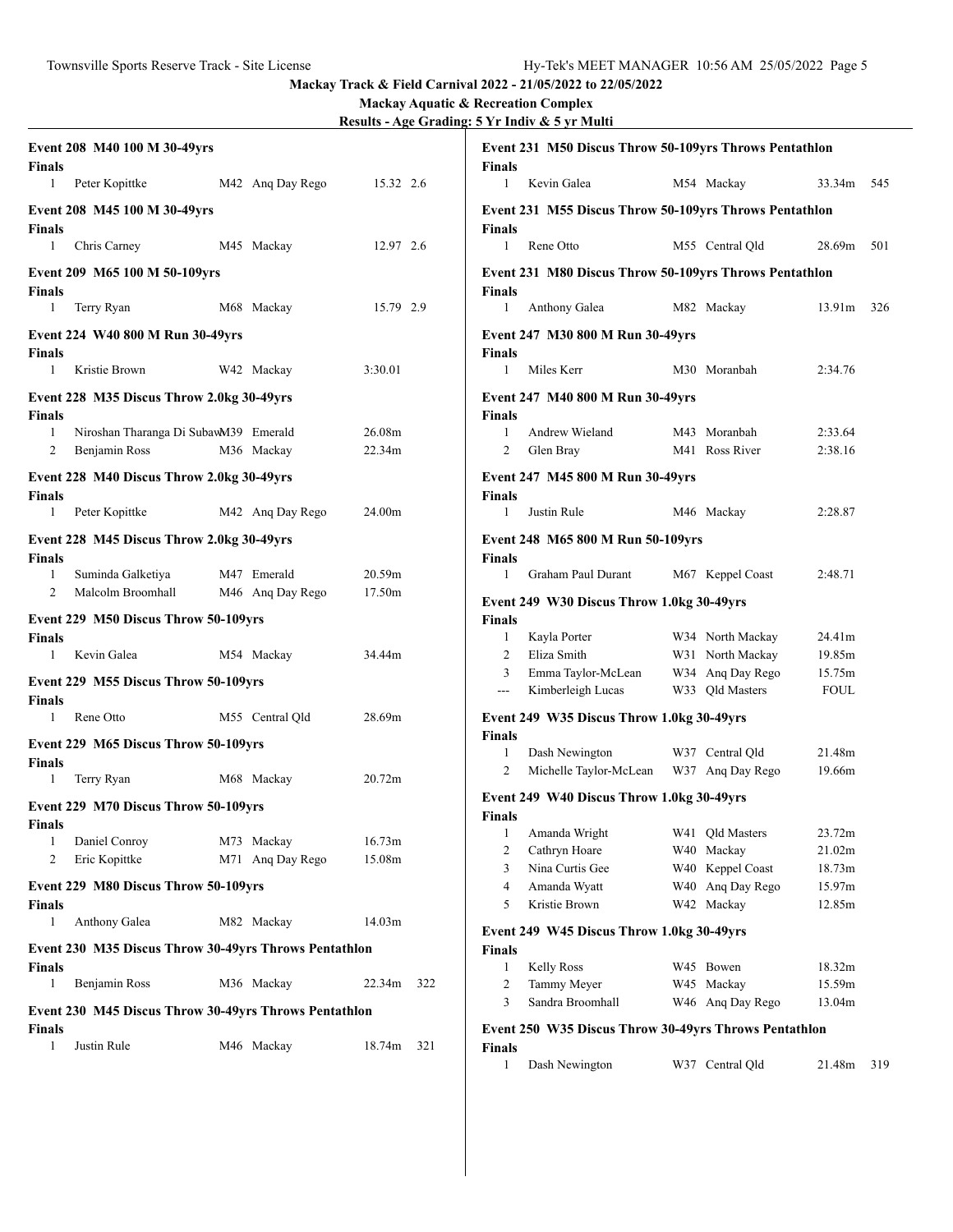**Mackay Track & Field Carnival 2022 - 21/05/2022 to 22/05/2022**

**Mackay Aquatic & Recreation Complex**

**Results - Age Grading: 5 Yr Indiv & 5 yr Multi**

### Event 208 M40 100 M 30-49yrs

**Finals**

| | Name | Age | Team | Result | |
|---|---|---|---|---|---|
| 1 | Peter Kopittke | M42 | Anq Day Rego | 15.32 | 2.6 |

### Event 208 M45 100 M 30-49yrs

**Finals**

| | Name | Age | Team | Result | |
|---|---|---|---|---|---|
| 1 | Chris Carney | M45 | Mackay | 12.97 | 2.6 |

### Event 209 M65 100 M 50-109yrs

**Finals**

| | Name | Age | Team | Result | |
|---|---|---|---|---|---|
| 1 | Terry Ryan | M68 | Mackay | 15.79 | 2.9 |

### Event 224 W40 800 M Run 30-49yrs

**Finals**

| | Name | Age | Team | Result |
|---|---|---|---|---|
| 1 | Kristie Brown | W42 | Mackay | 3:30.01 |

### Event 228 M35 Discus Throw 2.0kg 30-49yrs

**Finals**

| | Name | Age | Team | Result |
|---|---|---|---|---|
| 1 | Niroshan Tharanga Di Subaw | M39 | Emerald | 26.08m |
| 2 | Benjamin Ross | M36 | Mackay | 22.34m |

### Event 228 M40 Discus Throw 2.0kg 30-49yrs

**Finals**

| | Name | Age | Team | Result |
|---|---|---|---|---|
| 1 | Peter Kopittke | M42 | Anq Day Rego | 24.00m |

### Event 228 M45 Discus Throw 2.0kg 30-49yrs

**Finals**

| | Name | Age | Team | Result |
|---|---|---|---|---|
| 1 | Suminda Galketiya | M47 | Emerald | 20.59m |
| 2 | Malcolm Broomhall | M46 | Anq Day Rego | 17.50m |

### Event 229 M50 Discus Throw 50-109yrs

**Finals**

| | Name | Age | Team | Result |
|---|---|---|---|---|
| 1 | Kevin Galea | M54 | Mackay | 34.44m |

### Event 229 M55 Discus Throw 50-109yrs

**Finals**

| | Name | Age | Team | Result |
|---|---|---|---|---|
| 1 | Rene Otto | M55 | Central Qld | 28.69m |

### Event 229 M65 Discus Throw 50-109yrs

**Finals**

| | Name | Age | Team | Result |
|---|---|---|---|---|
| 1 | Terry Ryan | M68 | Mackay | 20.72m |

### Event 229 M70 Discus Throw 50-109yrs

**Finals**

| | Name | Age | Team | Result |
|---|---|---|---|---|
| 1 | Daniel Conroy | M73 | Mackay | 16.73m |
| 2 | Eric Kopittke | M71 | Anq Day Rego | 15.08m |

### Event 229 M80 Discus Throw 50-109yrs

**Finals**

| | Name | Age | Team | Result |
|---|---|---|---|---|
| 1 | Anthony Galea | M82 | Mackay | 14.03m |

### Event 230 M35 Discus Throw 30-49yrs Throws Pentathlon

**Finals**

| | Name | Age | Team | Result | Points |
|---|---|---|---|---|---|
| 1 | Benjamin Ross | M36 | Mackay | 22.34m | 322 |

### Event 230 M45 Discus Throw 30-49yrs Throws Pentathlon

**Finals**

| | Name | Age | Team | Result | Points |
|---|---|---|---|---|---|
| 1 | Justin Rule | M46 | Mackay | 18.74m | 321 |

### Event 231 M50 Discus Throw 50-109yrs Throws Pentathlon

**Finals**

| | Name | Age | Team | Result | Points |
|---|---|---|---|---|---|
| 1 | Kevin Galea | M54 | Mackay | 33.34m | 545 |

### Event 231 M55 Discus Throw 50-109yrs Throws Pentathlon

**Finals**

| | Name | Age | Team | Result | Points |
|---|---|---|---|---|---|
| 1 | Rene Otto | M55 | Central Qld | 28.69m | 501 |

### Event 231 M80 Discus Throw 50-109yrs Throws Pentathlon

**Finals**

| | Name | Age | Team | Result | Points |
|---|---|---|---|---|---|
| 1 | Anthony Galea | M82 | Mackay | 13.91m | 326 |

### Event 247 M30 800 M Run 30-49yrs

**Finals**

| | Name | Age | Team | Result |
|---|---|---|---|---|
| 1 | Miles Kerr | M30 | Moranbah | 2:34.76 |

### Event 247 M40 800 M Run 30-49yrs

**Finals**

| | Name | Age | Team | Result |
|---|---|---|---|---|
| 1 | Andrew Wieland | M43 | Moranbah | 2:33.64 |
| 2 | Glen Bray | M41 | Ross River | 2:38.16 |

### Event 247 M45 800 M Run 30-49yrs

**Finals**

| | Name | Age | Team | Result |
|---|---|---|---|---|
| 1 | Justin Rule | M46 | Mackay | 2:28.87 |

### Event 248 M65 800 M Run 50-109yrs

**Finals**

| | Name | Age | Team | Result |
|---|---|---|---|---|
| 1 | Graham Paul Durant | M67 | Keppel Coast | 2:48.71 |

### Event 249 W30 Discus Throw 1.0kg 30-49yrs

**Finals**

| | Name | Age | Team | Result |
|---|---|---|---|---|
| 1 | Kayla Porter | W34 | North Mackay | 24.41m |
| 2 | Eliza Smith | W31 | North Mackay | 19.85m |
| 3 | Emma Taylor-McLean | W34 | Anq Day Rego | 15.75m |
| --- | Kimberleigh Lucas | W33 | Qld Masters | FOUL |

### Event 249 W35 Discus Throw 1.0kg 30-49yrs

**Finals**

| | Name | Age | Team | Result |
|---|---|---|---|---|
| 1 | Dash Newington | W37 | Central Qld | 21.48m |
| 2 | Michelle Taylor-McLean | W37 | Anq Day Rego | 19.66m |

### Event 249 W40 Discus Throw 1.0kg 30-49yrs

**Finals**

| | Name | Age | Team | Result |
|---|---|---|---|---|
| 1 | Amanda Wright | W41 | Qld Masters | 23.72m |
| 2 | Cathryn Hoare | W40 | Mackay | 21.02m |
| 3 | Nina Curtis Gee | W40 | Keppel Coast | 18.73m |
| 4 | Amanda Wyatt | W40 | Anq Day Rego | 15.97m |
| 5 | Kristie Brown | W42 | Mackay | 12.85m |

### Event 249 W45 Discus Throw 1.0kg 30-49yrs

**Finals**

| | Name | Age | Team | Result |
|---|---|---|---|---|
| 1 | Kelly Ross | W45 | Bowen | 18.32m |
| 2 | Tammy Meyer | W45 | Mackay | 15.59m |
| 3 | Sandra Broomhall | W46 | Anq Day Rego | 13.04m |

### Event 250 W35 Discus Throw 30-49yrs Throws Pentathlon

**Finals**

| | Name | Age | Team | Result | Points |
|---|---|---|---|---|---|
| 1 | Dash Newington | W37 | Central Qld | 21.48m | 319 |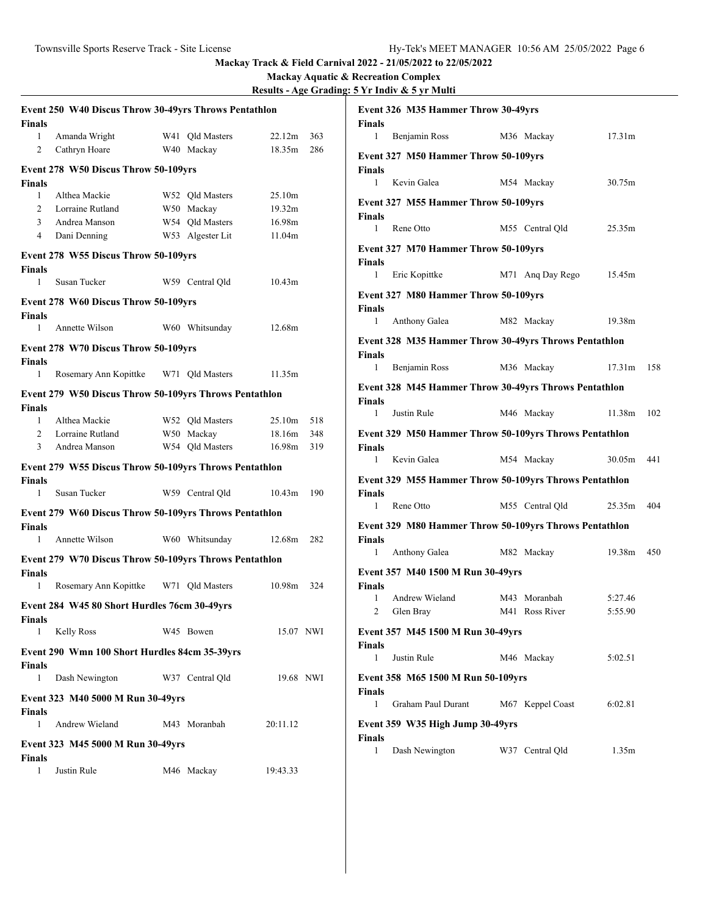Mackay Track & Field Carnival 2022 - 21/05/2022 to 22/05/2022

Mackay Aquatic & Recreation Complex

Results - Age Grading: 5 Yr Indiv & 5 yr Multi

### Event 250 W40 Discus Throw 30-49yrs Throws Pentathlon

**Finals**

| | Name | Age | Team | Mark | Points |
|---|---|---|---|---|---|
| 1 | Amanda Wright | W41 | Qld Masters | 22.12m | 363 |
| 2 | Cathryn Hoare | W40 | Mackay | 18.35m | 286 |

### Event 278 W50 Discus Throw 50-109yrs

**Finals**

| | Name | Age | Team | Mark |
|---|---|---|---|---|
| 1 | Althea Mackie | W52 | Qld Masters | 25.10m |
| 2 | Lorraine Rutland | W50 | Mackay | 19.32m |
| 3 | Andrea Manson | W54 | Qld Masters | 16.98m |
| 4 | Dani Denning | W53 | Algester Lit | 11.04m |

### Event 278 W55 Discus Throw 50-109yrs

**Finals**

| | Name | Age | Team | Mark |
|---|---|---|---|---|
| 1 | Susan Tucker | W59 | Central Qld | 10.43m |

### Event 278 W60 Discus Throw 50-109yrs

**Finals**

| | Name | Age | Team | Mark |
|---|---|---|---|---|
| 1 | Annette Wilson | W60 | Whitsunday | 12.68m |

### Event 278 W70 Discus Throw 50-109yrs

**Finals**

| | Name | Age | Team | Mark |
|---|---|---|---|---|
| 1 | Rosemary Ann Kopittke | W71 | Qld Masters | 11.35m |

### Event 279 W50 Discus Throw 50-109yrs Throws Pentathlon

**Finals**

| | Name | Age | Team | Mark | Points |
|---|---|---|---|---|---|
| 1 | Althea Mackie | W52 | Qld Masters | 25.10m | 518 |
| 2 | Lorraine Rutland | W50 | Mackay | 18.16m | 348 |
| 3 | Andrea Manson | W54 | Qld Masters | 16.98m | 319 |

### Event 279 W55 Discus Throw 50-109yrs Throws Pentathlon

**Finals**

| | Name | Age | Team | Mark | Points |
|---|---|---|---|---|---|
| 1 | Susan Tucker | W59 | Central Qld | 10.43m | 190 |

### Event 279 W60 Discus Throw 50-109yrs Throws Pentathlon

**Finals**

| | Name | Age | Team | Mark | Points |
|---|---|---|---|---|---|
| 1 | Annette Wilson | W60 | Whitsunday | 12.68m | 282 |

### Event 279 W70 Discus Throw 50-109yrs Throws Pentathlon

**Finals**

| | Name | Age | Team | Mark | Points |
|---|---|---|---|---|---|
| 1 | Rosemary Ann Kopittke | W71 | Qld Masters | 10.98m | 324 |

### Event 284 W45 80 Short Hurdles 76cm 30-49yrs

**Finals**

| | Name | Age | Team | Time | |
|---|---|---|---|---|---|
| 1 | Kelly Ross | W45 | Bowen | 15.07 | NWI |

### Event 290 Wmn 100 Short Hurdles 84cm 35-39yrs

**Finals**

| | Name | Age | Team | Time | |
|---|---|---|---|---|---|
| 1 | Dash Newington | W37 | Central Qld | 19.68 | NWI |

### Event 323 M40 5000 M Run 30-49yrs

**Finals**

| | Name | Age | Team | Time |
|---|---|---|---|---|
| 1 | Andrew Wieland | M43 | Moranbah | 20:11.12 |

### Event 323 M45 5000 M Run 30-49yrs

**Finals**

| | Name | Age | Team | Time |
|---|---|---|---|---|
| 1 | Justin Rule | M46 | Mackay | 19:43.33 |

### Event 326 M35 Hammer Throw 30-49yrs

**Finals**

| | Name | Age | Team | Mark |
|---|---|---|---|---|
| 1 | Benjamin Ross | M36 | Mackay | 17.31m |

### Event 327 M50 Hammer Throw 50-109yrs

**Finals**

| | Name | Age | Team | Mark |
|---|---|---|---|---|
| 1 | Kevin Galea | M54 | Mackay | 30.75m |

### Event 327 M55 Hammer Throw 50-109yrs

**Finals**

| | Name | Age | Team | Mark |
|---|---|---|---|---|
| 1 | Rene Otto | M55 | Central Qld | 25.35m |

### Event 327 M70 Hammer Throw 50-109yrs

**Finals**

| | Name | Age | Team | Mark |
|---|---|---|---|---|
| 1 | Eric Kopittke | M71 | Anq Day Rego | 15.45m |

### Event 327 M80 Hammer Throw 50-109yrs

**Finals**

| | Name | Age | Team | Mark |
|---|---|---|---|---|
| 1 | Anthony Galea | M82 | Mackay | 19.38m |

### Event 328 M35 Hammer Throw 30-49yrs Throws Pentathlon

**Finals**

| | Name | Age | Team | Mark | Points |
|---|---|---|---|---|---|
| 1 | Benjamin Ross | M36 | Mackay | 17.31m | 158 |

### Event 328 M45 Hammer Throw 30-49yrs Throws Pentathlon

**Finals**

| | Name | Age | Team | Mark | Points |
|---|---|---|---|---|---|
| 1 | Justin Rule | M46 | Mackay | 11.38m | 102 |

### Event 329 M50 Hammer Throw 50-109yrs Throws Pentathlon

**Finals**

| | Name | Age | Team | Mark | Points |
|---|---|---|---|---|---|
| 1 | Kevin Galea | M54 | Mackay | 30.05m | 441 |

### Event 329 M55 Hammer Throw 50-109yrs Throws Pentathlon

**Finals**

| | Name | Age | Team | Mark | Points |
|---|---|---|---|---|---|
| 1 | Rene Otto | M55 | Central Qld | 25.35m | 404 |

### Event 329 M80 Hammer Throw 50-109yrs Throws Pentathlon

**Finals**

| | Name | Age | Team | Mark | Points |
|---|---|---|---|---|---|
| 1 | Anthony Galea | M82 | Mackay | 19.38m | 450 |

### Event 357 M40 1500 M Run 30-49yrs

**Finals**

| | Name | Age | Team | Time |
|---|---|---|---|---|
| 1 | Andrew Wieland | M43 | Moranbah | 5:27.46 |
| 2 | Glen Bray | M41 | Ross River | 5:55.90 |

### Event 357 M45 1500 M Run 30-49yrs

**Finals**

| | Name | Age | Team | Time |
|---|---|---|---|---|
| 1 | Justin Rule | M46 | Mackay | 5:02.51 |

### Event 358 M65 1500 M Run 50-109yrs

**Finals**

| | Name | Age | Team | Time |
|---|---|---|---|---|
| 1 | Graham Paul Durant | M67 | Keppel Coast | 6:02.81 |

### Event 359 W35 High Jump 30-49yrs

**Finals**

| | Name | Age | Team | Mark |
|---|---|---|---|---|
| 1 | Dash Newington | W37 | Central Qld | 1.35m |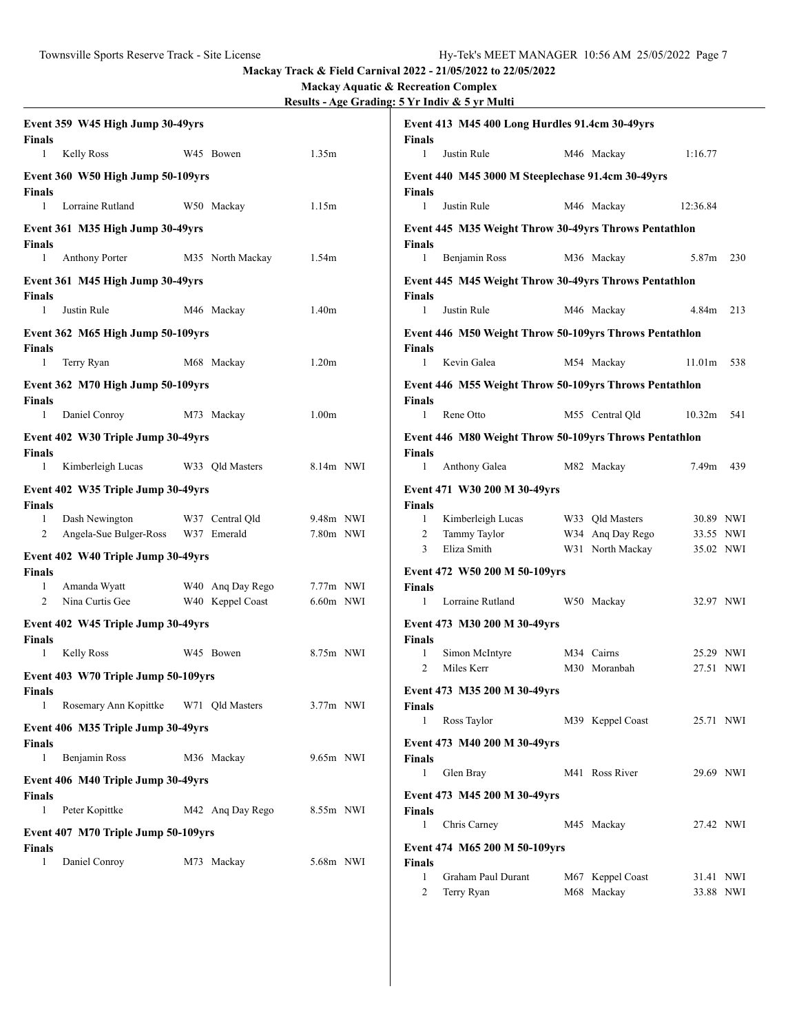**Mackay Track & Field Carnival 2022 - 21/05/2022 to 22/05/2022**

**Mackay Aquatic & Recreation Complex**

**Results - Age Grading: 5 Yr Indiv & 5 yr Multi**

### Event 359 W45 High Jump 30-49yrs

**Finals**

| | Name | Age | Team | Mark |
|---|---|---|---|---|
| 1 | Kelly Ross | W45 | Bowen | 1.35m |

### Event 360 W50 High Jump 50-109yrs

**Finals**

| | Name | Age | Team | Mark |
|---|---|---|---|---|
| 1 | Lorraine Rutland | W50 | Mackay | 1.15m |

### Event 361 M35 High Jump 30-49yrs

**Finals**

| | Name | Age | Team | Mark |
|---|---|---|---|---|
| 1 | Anthony Porter | M35 | North Mackay | 1.54m |

### Event 361 M45 High Jump 30-49yrs

**Finals**

| | Name | Age | Team | Mark |
|---|---|---|---|---|
| 1 | Justin Rule | M46 | Mackay | 1.40m |

### Event 362 M65 High Jump 50-109yrs

**Finals**

| | Name | Age | Team | Mark |
|---|---|---|---|---|
| 1 | Terry Ryan | M68 | Mackay | 1.20m |

### Event 362 M70 High Jump 50-109yrs

**Finals**

| | Name | Age | Team | Mark |
|---|---|---|---|---|
| 1 | Daniel Conroy | M73 | Mackay | 1.00m |

### Event 402 W30 Triple Jump 30-49yrs

**Finals**

| | Name | Age | Team | Mark | |
|---|---|---|---|---|---|
| 1 | Kimberleigh Lucas | W33 | Qld Masters | 8.14m | NWI |

### Event 402 W35 Triple Jump 30-49yrs

**Finals**

| | Name | Age | Team | Mark | |
|---|---|---|---|---|---|
| 1 | Dash Newington | W37 | Central Qld | 9.48m | NWI |
| 2 | Angela-Sue Bulger-Ross | W37 | Emerald | 7.80m | NWI |

### Event 402 W40 Triple Jump 30-49yrs

**Finals**

| | Name | Age | Team | Mark | |
|---|---|---|---|---|---|
| 1 | Amanda Wyatt | W40 | Anq Day Rego | 7.77m | NWI |
| 2 | Nina Curtis Gee | W40 | Keppel Coast | 6.60m | NWI |

### Event 402 W45 Triple Jump 30-49yrs

**Finals**

| | Name | Age | Team | Mark | |
|---|---|---|---|---|---|
| 1 | Kelly Ross | W45 | Bowen | 8.75m | NWI |

### Event 403 W70 Triple Jump 50-109yrs

**Finals**

| | Name | Age | Team | Mark | |
|---|---|---|---|---|---|
| 1 | Rosemary Ann Kopittke | W71 | Qld Masters | 3.77m | NWI |

### Event 406 M35 Triple Jump 30-49yrs

**Finals**

| | Name | Age | Team | Mark | |
|---|---|---|---|---|---|
| 1 | Benjamin Ross | M36 | Mackay | 9.65m | NWI |

### Event 406 M40 Triple Jump 30-49yrs

**Finals**

| | Name | Age | Team | Mark | |
|---|---|---|---|---|---|
| 1 | Peter Kopittke | M42 | Anq Day Rego | 8.55m | NWI |

### Event 407 M70 Triple Jump 50-109yrs

**Finals**

| | Name | Age | Team | Mark | |
|---|---|---|---|---|---|
| 1 | Daniel Conroy | M73 | Mackay | 5.68m | NWI |

### Event 413 M45 400 Long Hurdles 91.4cm 30-49yrs

**Finals**

| | Name | Age | Team | Time |
|---|---|---|---|---|
| 1 | Justin Rule | M46 | Mackay | 1:16.77 |

### Event 440 M45 3000 M Steeplechase 91.4cm 30-49yrs

**Finals**

| | Name | Age | Team | Time |
|---|---|---|---|---|
| 1 | Justin Rule | M46 | Mackay | 12:36.84 |

### Event 445 M35 Weight Throw 30-49yrs Throws Pentathlon

**Finals**

| | Name | Age | Team | Mark | Points |
|---|---|---|---|---|---|
| 1 | Benjamin Ross | M36 | Mackay | 5.87m | 230 |

### Event 445 M45 Weight Throw 30-49yrs Throws Pentathlon

**Finals**

| | Name | Age | Team | Mark | Points |
|---|---|---|---|---|---|
| 1 | Justin Rule | M46 | Mackay | 4.84m | 213 |

### Event 446 M50 Weight Throw 50-109yrs Throws Pentathlon

**Finals**

| | Name | Age | Team | Mark | Points |
|---|---|---|---|---|---|
| 1 | Kevin Galea | M54 | Mackay | 11.01m | 538 |

### Event 446 M55 Weight Throw 50-109yrs Throws Pentathlon

**Finals**

| | Name | Age | Team | Mark | Points |
|---|---|---|---|---|---|
| 1 | Rene Otto | M55 | Central Qld | 10.32m | 541 |

### Event 446 M80 Weight Throw 50-109yrs Throws Pentathlon

**Finals**

| | Name | Age | Team | Mark | Points |
|---|---|---|---|---|---|
| 1 | Anthony Galea | M82 | Mackay | 7.49m | 439 |

### Event 471 W30 200 M 30-49yrs

**Finals**

| | Name | Age | Team | Time | |
|---|---|---|---|---|---|
| 1 | Kimberleigh Lucas | W33 | Qld Masters | 30.89 | NWI |
| 2 | Tammy Taylor | W34 | Anq Day Rego | 33.55 | NWI |
| 3 | Eliza Smith | W31 | North Mackay | 35.02 | NWI |

### Event 472 W50 200 M 50-109yrs

**Finals**

| | Name | Age | Team | Time | |
|---|---|---|---|---|---|
| 1 | Lorraine Rutland | W50 | Mackay | 32.97 | NWI |

### Event 473 M30 200 M 30-49yrs

**Finals**

| | Name | Age | Team | Time | |
|---|---|---|---|---|---|
| 1 | Simon McIntyre | M34 | Cairns | 25.29 | NWI |
| 2 | Miles Kerr | M30 | Moranbah | 27.51 | NWI |

### Event 473 M35 200 M 30-49yrs

**Finals**

| | Name | Age | Team | Time | |
|---|---|---|---|---|---|
| 1 | Ross Taylor | M39 | Keppel Coast | 25.71 | NWI |

### Event 473 M40 200 M 30-49yrs

**Finals**

| | Name | Age | Team | Time | |
|---|---|---|---|---|---|
| 1 | Glen Bray | M41 | Ross River | 29.69 | NWI |

### Event 473 M45 200 M 30-49yrs

**Finals**

| | Name | Age | Team | Time | |
|---|---|---|---|---|---|
| 1 | Chris Carney | M45 | Mackay | 27.42 | NWI |

### Event 474 M65 200 M 50-109yrs

**Finals**

| | Name | Age | Team | Time | |
|---|---|---|---|---|---|
| 1 | Graham Paul Durant | M67 | Keppel Coast | 31.41 | NWI |
| 2 | Terry Ryan | M68 | Mackay | 33.88 | NWI |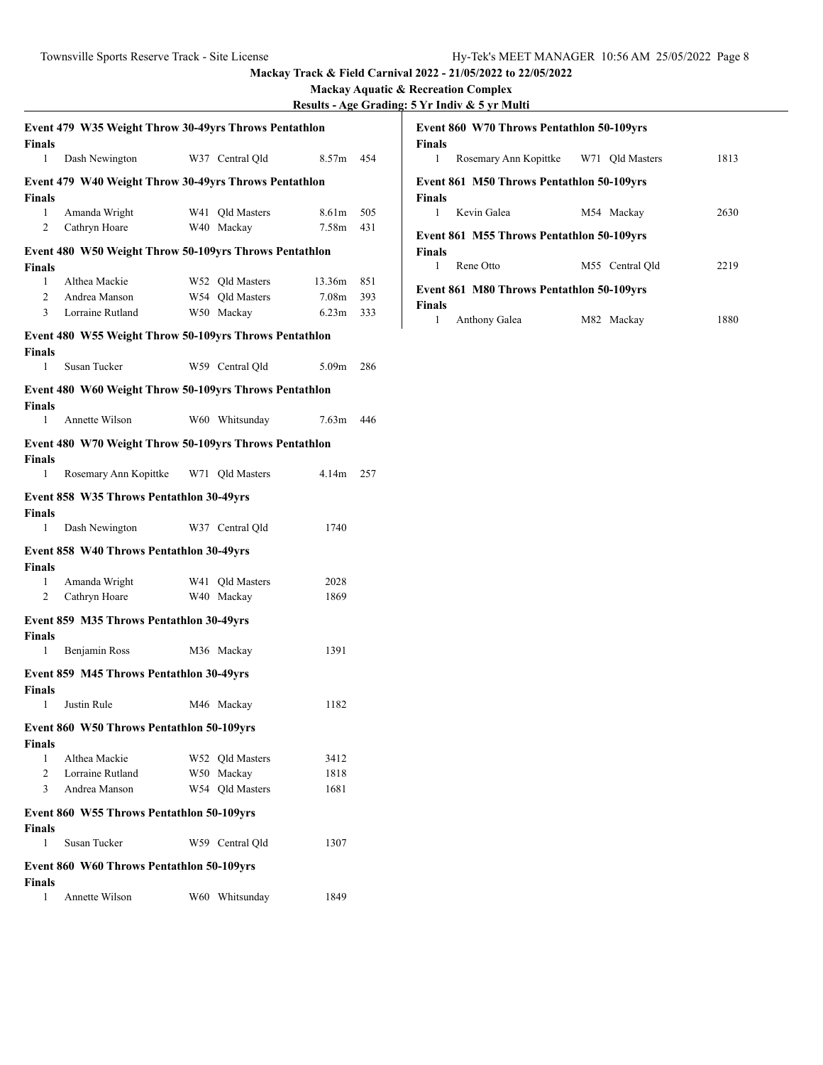## Event 479 W35 Weight Throw 30-49yrs Throws Pentathlon

**Finals**

| | Name | Age | Team | Mark | Points |
|---|---|---|---|---|---|
| 1 | Dash Newington | W37 | Central Qld | 8.57m | 454 |

## Event 479 W40 Weight Throw 30-49yrs Throws Pentathlon

**Finals**

| | Name | Age | Team | Mark | Points |
|---|---|---|---|---|---|
| 1 | Amanda Wright | W41 | Qld Masters | 8.61m | 505 |
| 2 | Cathryn Hoare | W40 | Mackay | 7.58m | 431 |

## Event 480 W50 Weight Throw 50-109yrs Throws Pentathlon

**Finals**

| | Name | Age | Team | Mark | Points |
|---|---|---|---|---|---|
| 1 | Althea Mackie | W52 | Qld Masters | 13.36m | 851 |
| 2 | Andrea Manson | W54 | Qld Masters | 7.08m | 393 |
| 3 | Lorraine Rutland | W50 | Mackay | 6.23m | 333 |

## Event 480 W55 Weight Throw 50-109yrs Throws Pentathlon

**Finals**

| | Name | Age | Team | Mark | Points |
|---|---|---|---|---|---|
| 1 | Susan Tucker | W59 | Central Qld | 5.09m | 286 |

## Event 480 W60 Weight Throw 50-109yrs Throws Pentathlon

**Finals**

| | Name | Age | Team | Mark | Points |
|---|---|---|---|---|---|
| 1 | Annette Wilson | W60 | Whitsunday | 7.63m | 446 |

## Event 480 W70 Weight Throw 50-109yrs Throws Pentathlon

**Finals**

| | Name | Age | Team | Mark | Points |
|---|---|---|---|---|---|
| 1 | Rosemary Ann Kopittke | W71 | Qld Masters | 4.14m | 257 |

## Event 858 W35 Throws Pentathlon 30-49yrs

**Finals**

| | Name | Age | Team | Points |
|---|---|---|---|---|
| 1 | Dash Newington | W37 | Central Qld | 1740 |

## Event 858 W40 Throws Pentathlon 30-49yrs

**Finals**

| | Name | Age | Team | Points |
|---|---|---|---|---|
| 1 | Amanda Wright | W41 | Qld Masters | 2028 |
| 2 | Cathryn Hoare | W40 | Mackay | 1869 |

## Event 859 M35 Throws Pentathlon 30-49yrs

**Finals**

| | Name | Age | Team | Points |
|---|---|---|---|---|
| 1 | Benjamin Ross | M36 | Mackay | 1391 |

## Event 859 M45 Throws Pentathlon 30-49yrs

**Finals**

| | Name | Age | Team | Points |
|---|---|---|---|---|
| 1 | Justin Rule | M46 | Mackay | 1182 |

## Event 860 W50 Throws Pentathlon 50-109yrs

**Finals**

| | Name | Age | Team | Points |
|---|---|---|---|---|
| 1 | Althea Mackie | W52 | Qld Masters | 3412 |
| 2 | Lorraine Rutland | W50 | Mackay | 1818 |
| 3 | Andrea Manson | W54 | Qld Masters | 1681 |

## Event 860 W55 Throws Pentathlon 50-109yrs

**Finals**

| | Name | Age | Team | Points |
|---|---|---|---|---|
| 1 | Susan Tucker | W59 | Central Qld | 1307 |

## Event 860 W60 Throws Pentathlon 50-109yrs

**Finals**

| | Name | Age | Team | Points |
|---|---|---|---|---|
| 1 | Annette Wilson | W60 | Whitsunday | 1849 |

## Event 860 W70 Throws Pentathlon 50-109yrs

**Finals**

| | Name | Age | Team | Points |
|---|---|---|---|---|
| 1 | Rosemary Ann Kopittke | W71 | Qld Masters | 1813 |

## Event 861 M50 Throws Pentathlon 50-109yrs

**Finals**

| | Name | Age | Team | Points |
|---|---|---|---|---|
| 1 | Kevin Galea | M54 | Mackay | 2630 |

## Event 861 M55 Throws Pentathlon 50-109yrs

**Finals**

| | Name | Age | Team | Points |
|---|---|---|---|---|
| 1 | Rene Otto | M55 | Central Qld | 2219 |

## Event 861 M80 Throws Pentathlon 50-109yrs

**Finals**

| | Name | Age | Team | Points |
|---|---|---|---|---|
| 1 | Anthony Galea | M82 | Mackay | 1880 |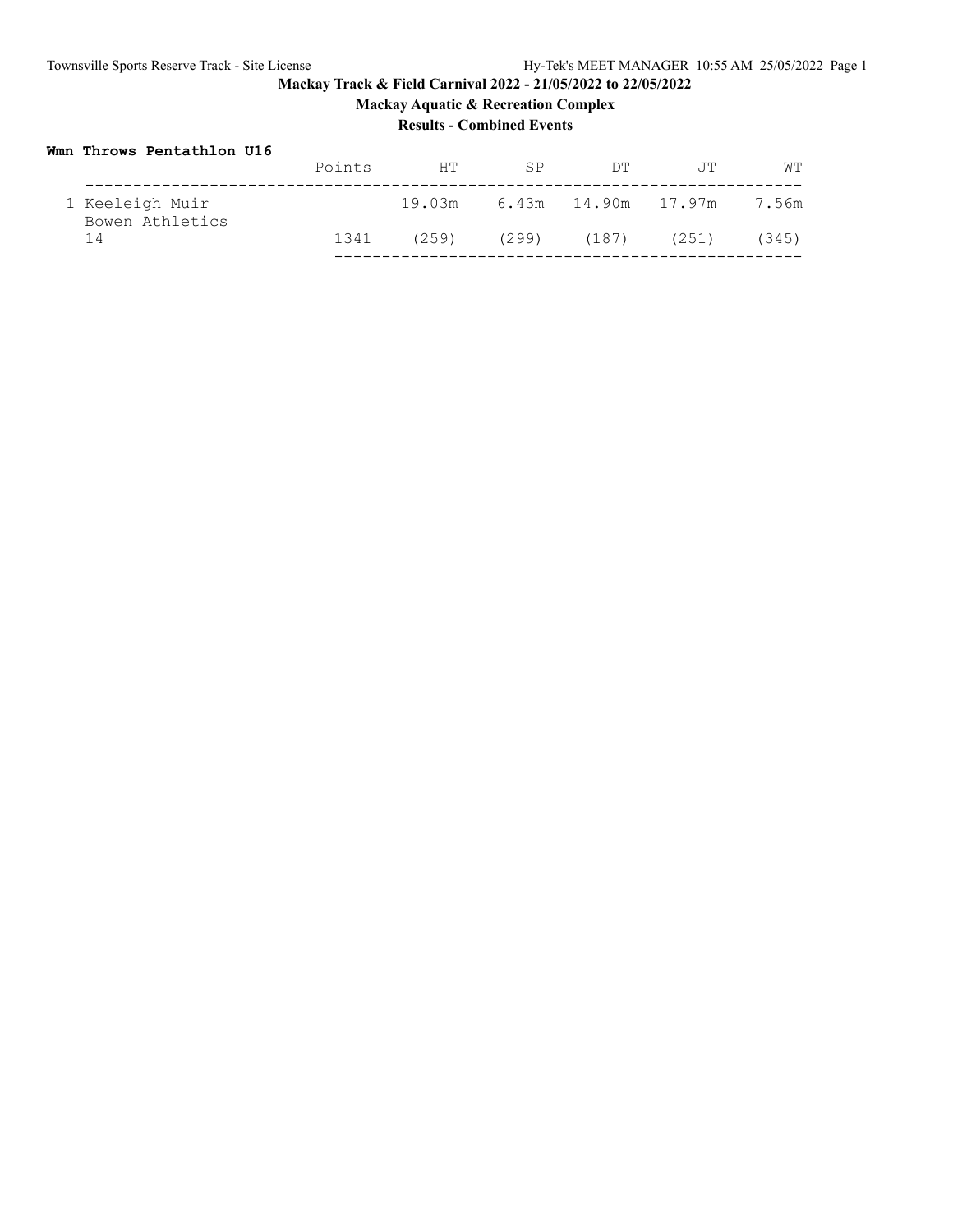**Mackay Track & Field Carnival 2022 - 21/05/2022 to 22/05/2022**

**Mackay Aquatic & Recreation Complex**

**Results - Combined Events**

**Wmn Throws Pentathlon U16**

| | Points | HT | SP | DT | JT | WT |
|---|---|---|---|---|---|---|
| 1 Keeleigh Muir<br>Bowen Athletics | | 19.03m | 6.43m | 14.90m | 17.97m | 7.56m |
| 14 | 1341 | (259) | (299) | (187) | (251) | (345) |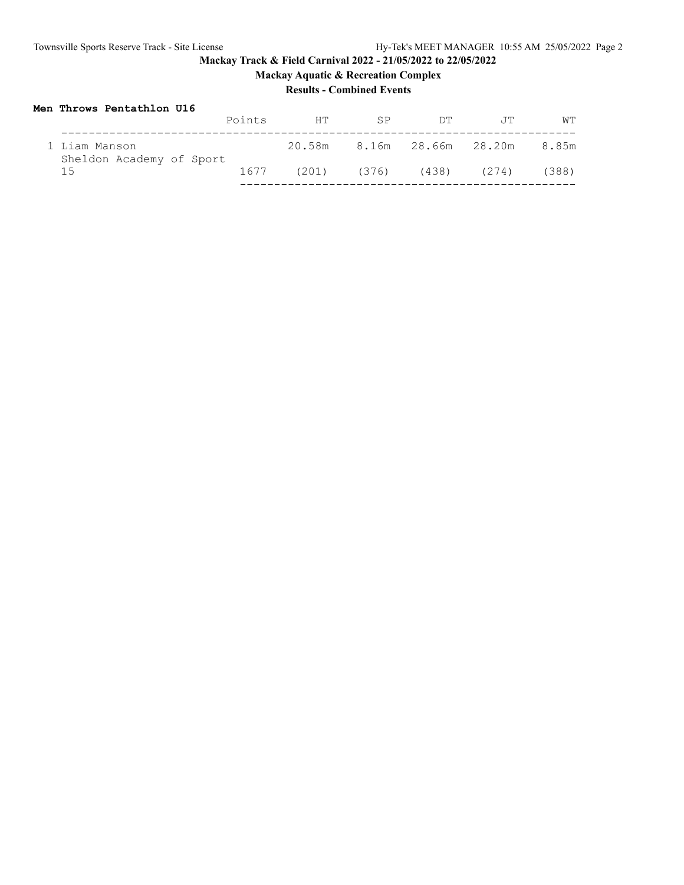## Mackay Track & Field Carnival 2022 - 21/05/2022 to 22/05/2022

### Mackay Aquatic & Recreation Complex

### Results - Combined Events

**Men Throws Pentathlon U16**

| | Points | HT | SP | DT | JT | WT |
|---|---|---|---|---|---|---|
| 1 Liam Manson | | 20.58m | 8.16m | 28.66m | 28.20m | 8.85m |
| Sheldon Academy of Sport | | | | | | |
| 15 | 1677 | (201) | (376) | (438) | (274) | (388) |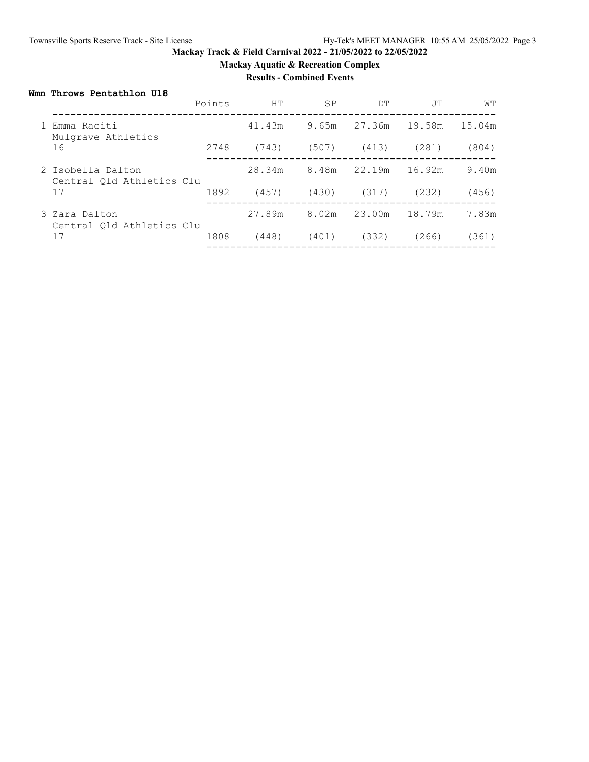**Mackay Track & Field Carnival 2022 - 21/05/2022 to 22/05/2022**

**Mackay Aquatic & Recreation Complex**

**Results - Combined Events**

**Wmn Throws Pentathlon U18**

| Place | Name | Team | Age | Points | HT | SP | DT | JT | WT |
|---|---|---|---|---|---|---|---|---|---|
| 1 | Emma Raciti | Mulgrave Athletics | 16 | 2748 | 41.43m (743) | 9.65m (507) | 27.36m (413) | 19.58m (281) | 15.04m (804) |
| 2 | Isobella Dalton | Central Qld Athletics Clu | 17 | 1892 | 28.34m (457) | 8.48m (430) | 22.19m (317) | 16.92m (232) | 9.40m (456) |
| 3 | Zara Dalton | Central Qld Athletics Clu | 17 | 1808 | 27.89m (448) | 8.02m (401) | 23.00m (332) | 18.79m (266) | 7.83m (361) |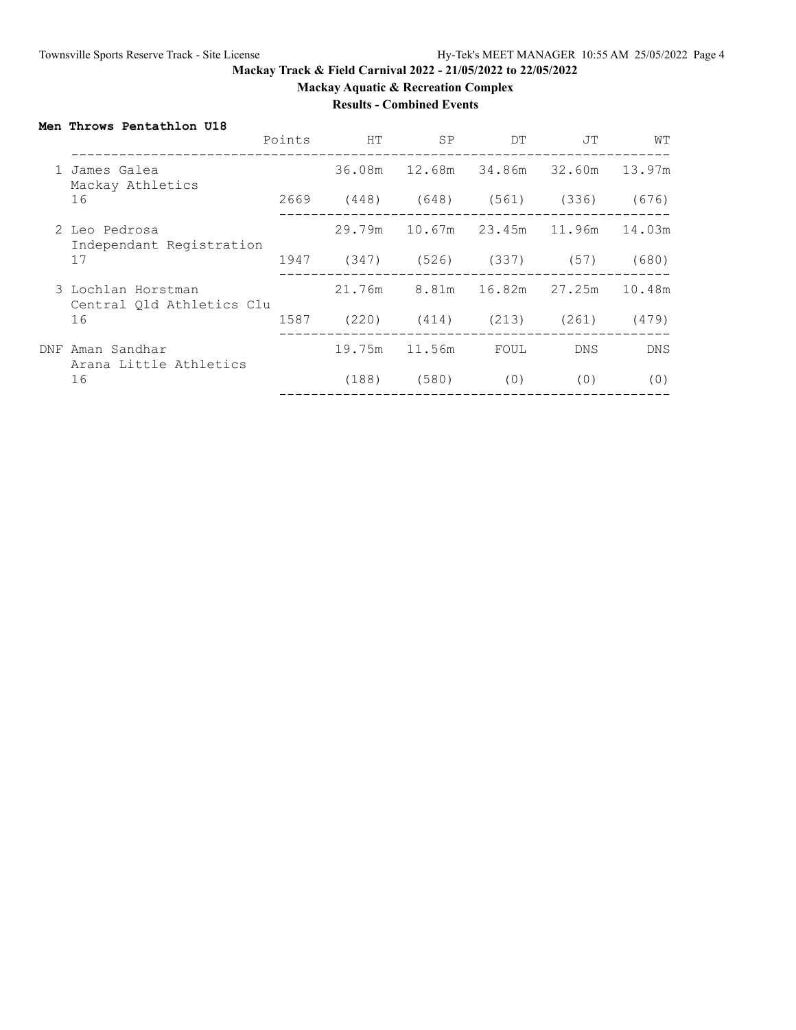Mackay Track & Field Carnival 2022 - 21/05/2022 to 22/05/2022

Mackay Aquatic & Recreation Complex

Results - Combined Events

**Men Throws Pentathlon U18**

| Place | Name / Team / Age | Points | HT | SP | DT | JT | WT |
|---|---|---|---|---|---|---|---|
| 1 | James Galea<br>Mackay Athletics<br>16 | 2669 | 36.08m<br>(448) | 12.68m<br>(648) | 34.86m<br>(561) | 32.60m<br>(336) | 13.97m<br>(676) |
| 2 | Leo Pedrosa<br>Independant Registration<br>17 | 1947 | 29.79m<br>(347) | 10.67m<br>(526) | 23.45m<br>(337) | 11.96m<br>(57) | 14.03m<br>(680) |
| 3 | Lochlan Horstman<br>Central Qld Athletics Clu<br>16 | 1587 | 21.76m<br>(220) | 8.81m<br>(414) | 16.82m<br>(213) | 27.25m<br>(261) | 10.48m<br>(479) |
| DNF | Aman Sandhar<br>Arana Little Athletics<br>16 | | 19.75m<br>(188) | 11.56m<br>(580) | FOUL<br>(0) | DNS<br>(0) | DNS<br>(0) |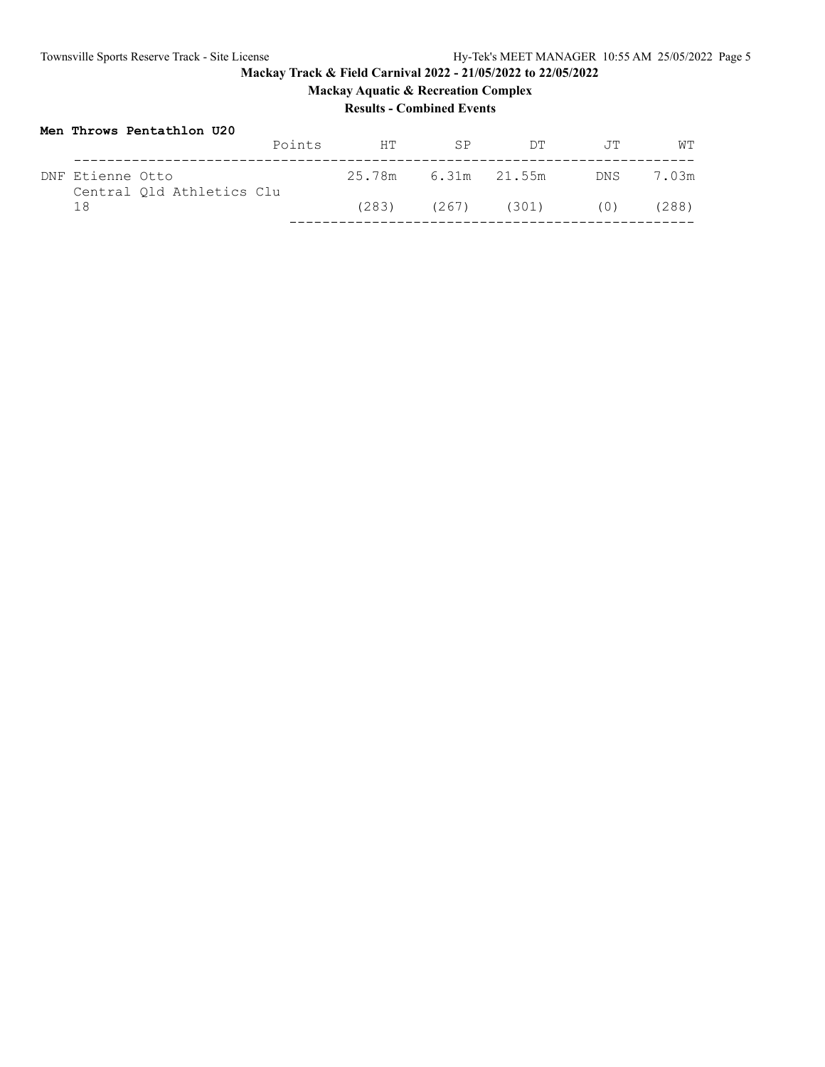## Mackay Track & Field Carnival 2022 - 21/05/2022 to 22/05/2022

### Mackay Aquatic & Recreation Complex

### Results - Combined Events

**Men Throws Pentathlon U20**

| | Points | HT | SP | DT | JT | WT |
|---|---|---|---|---|---|---|
| DNF Etienne Otto | | 25.78m | 6.31m | 21.55m | DNS | 7.03m |
| Central Qld Athletics Clu | | | | | | |
| 18 | | (283) | (267) | (301) | (0) | (288) |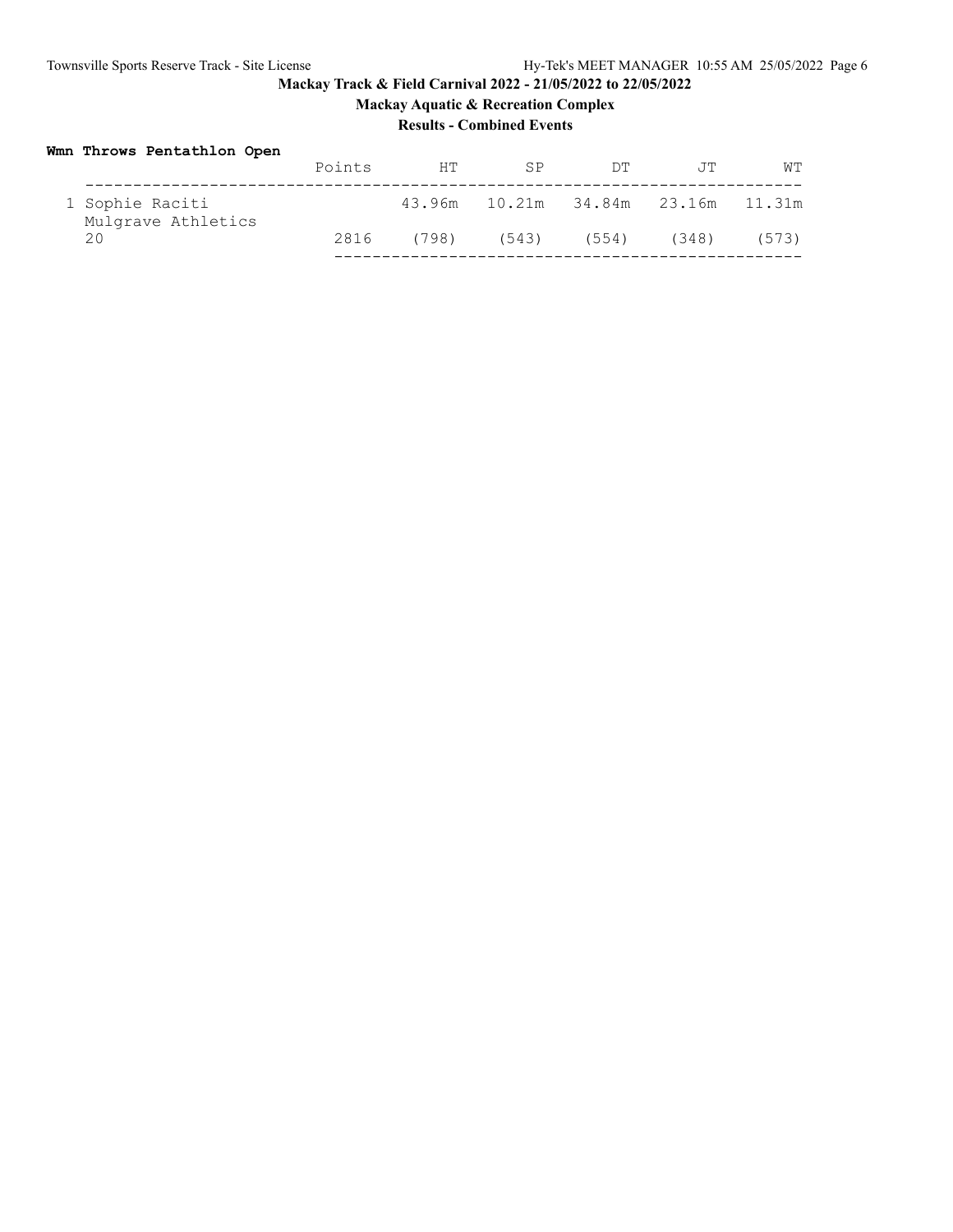**Mackay Track & Field Carnival 2022 - 21/05/2022 to 22/05/2022**

**Mackay Aquatic & Recreation Complex**

**Results - Combined Events**

**Wmn Throws Pentathlon Open**

| | Points | HT | SP | DT | JT | WT |
|---|---|---|---|---|---|---|
| 1 Sophie Raciti<br>Mulgrave Athletics<br>20 | 2816 | 43.96m<br>(798) | 10.21m<br>(543) | 34.84m<br>(554) | 23.16m<br>(348) | 11.31m<br>(573) |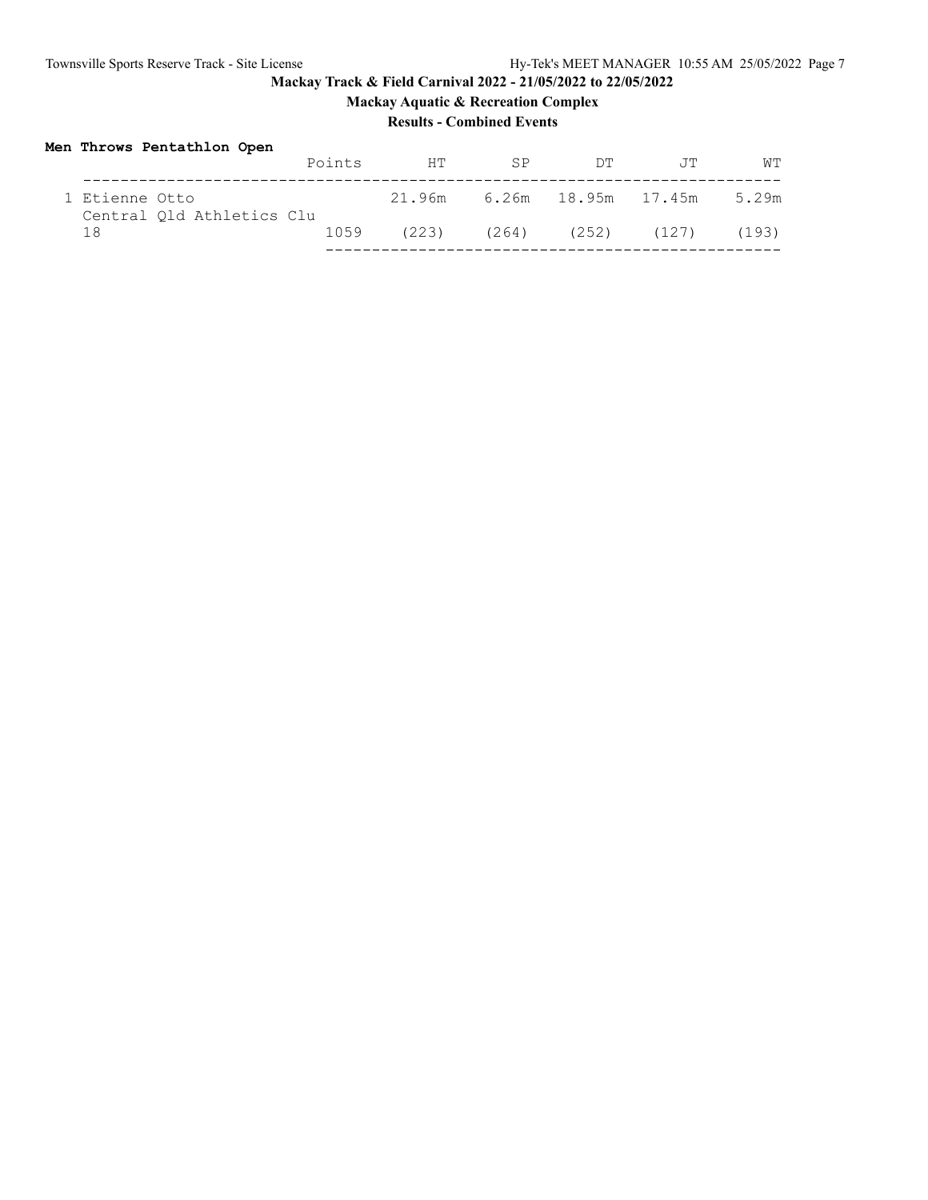**Mackay Track & Field Carnival 2022 - 21/05/2022 to 22/05/2022**

**Mackay Aquatic & Recreation Complex**

**Results - Combined Events**

**Men Throws Pentathlon Open**

| | Points | HT | SP | DT | JT | WT |
|---|---|---|---|---|---|---|
| 1 Etienne Otto | | 21.96m | 6.26m | 18.95m | 17.45m | 5.29m |
| Central Qld Athletics Clu | | | | | | |
| 18 | 1059 | (223) | (264) | (252) | (127) | (193) |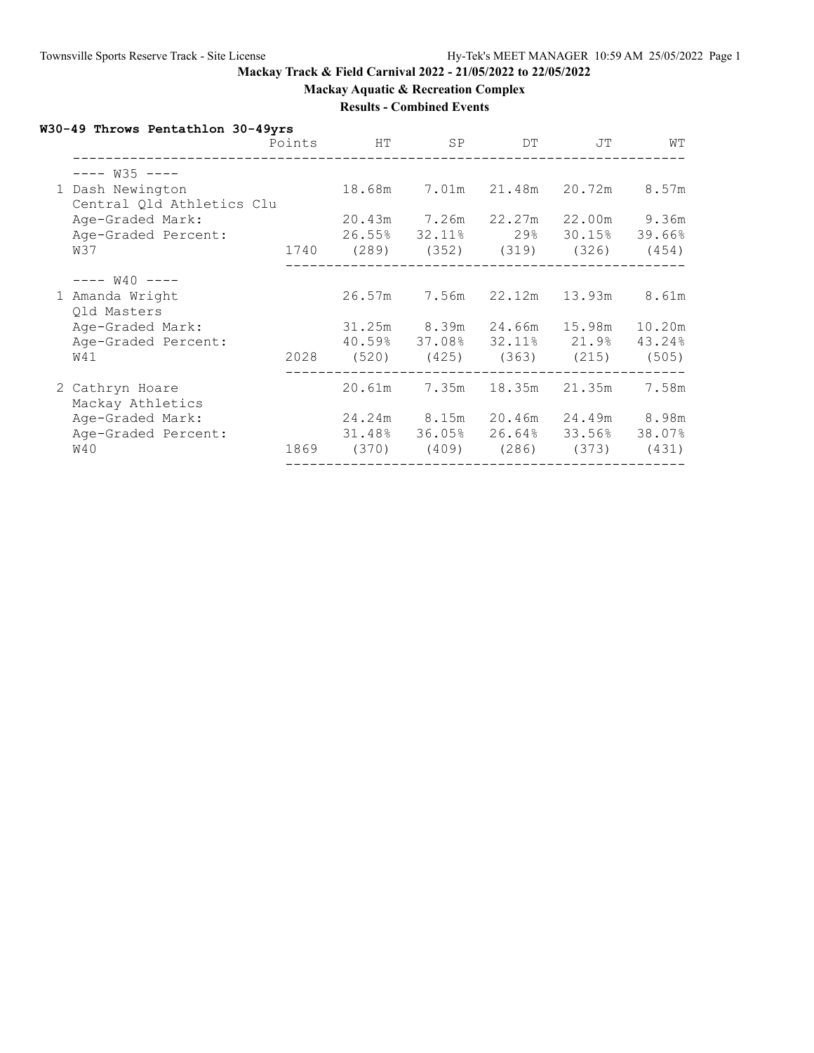**Mackay Track & Field Carnival 2022 - 21/05/2022 to 22/05/2022**

**Mackay Aquatic & Recreation Complex**

**Results - Combined Events**

**W30-49 Throws Pentathlon 30-49yrs**

| | Points | HT | SP | DT | JT | WT |
|---|---|---|---|---|---|---|
| ---- W35 ---- | | | | | | |
| 1 Dash Newington | | 18.68m | 7.01m | 21.48m | 20.72m | 8.57m |
| Central Qld Athletics Clu | | | | | | |
| Age-Graded Mark: | | 20.43m | 7.26m | 22.27m | 22.00m | 9.36m |
| Age-Graded Percent: | | 26.55% | 32.11% | 29% | 30.15% | 39.66% |
| W37 | 1740 | (289) | (352) | (319) | (326) | (454) |
| ---- W40 ---- | | | | | | |
| 1 Amanda Wright | | 26.57m | 7.56m | 22.12m | 13.93m | 8.61m |
| Qld Masters | | | | | | |
| Age-Graded Mark: | | 31.25m | 8.39m | 24.66m | 15.98m | 10.20m |
| Age-Graded Percent: | | 40.59% | 37.08% | 32.11% | 21.9% | 43.24% |
| W41 | 2028 | (520) | (425) | (363) | (215) | (505) |
| 2 Cathryn Hoare | | 20.61m | 7.35m | 18.35m | 21.35m | 7.58m |
| Mackay Athletics | | | | | | |
| Age-Graded Mark: | | 24.24m | 8.15m | 20.46m | 24.49m | 8.98m |
| Age-Graded Percent: | | 31.48% | 36.05% | 26.64% | 33.56% | 38.07% |
| W40 | 1869 | (370) | (409) | (286) | (373) | (431) |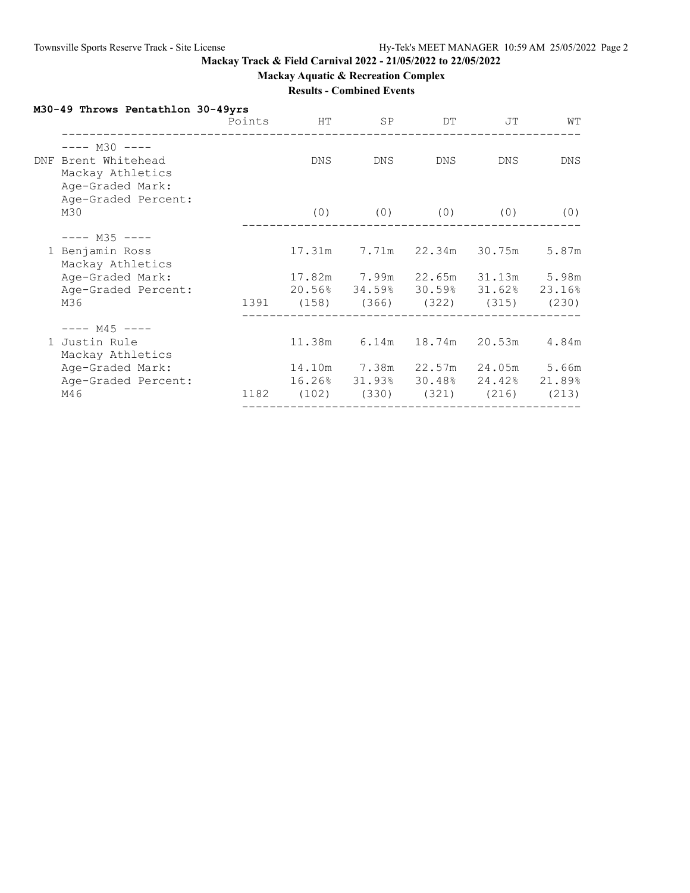## Mackay Track & Field Carnival 2022 - 21/05/2022 to 22/05/2022

**Mackay Aquatic & Recreation Complex**

**Results - Combined Events**

### M30-49 Throws Pentathlon 30-49yrs

| | Points | HT | SP | DT | JT | WT |
|---|---|---|---|---|---|---|
| ---- M30 ---- | | | | | | |
| DNF Brent Whitehead | | DNS | DNS | DNS | DNS | DNS |
| Mackay Athletics | | | | | | |
| Age-Graded Mark: | | | | | | |
| Age-Graded Percent: | | | | | | |
| M30 | | (0) | (0) | (0) | (0) | (0) |
| ---- M35 ---- | | | | | | |
| 1 Benjamin Ross | | 17.31m | 7.71m | 22.34m | 30.75m | 5.87m |
| Mackay Athletics | | | | | | |
| Age-Graded Mark: | | 17.82m | 7.99m | 22.65m | 31.13m | 5.98m |
| Age-Graded Percent: | | 20.56% | 34.59% | 30.59% | 31.62% | 23.16% |
| M36 | 1391 | (158) | (366) | (322) | (315) | (230) |
| ---- M45 ---- | | | | | | |
| 1 Justin Rule | | 11.38m | 6.14m | 18.74m | 20.53m | 4.84m |
| Mackay Athletics | | | | | | |
| Age-Graded Mark: | | 14.10m | 7.38m | 22.57m | 24.05m | 5.66m |
| Age-Graded Percent: | | 16.26% | 31.93% | 30.48% | 24.42% | 21.89% |
| M46 | 1182 | (102) | (330) | (321) | (216) | (213) |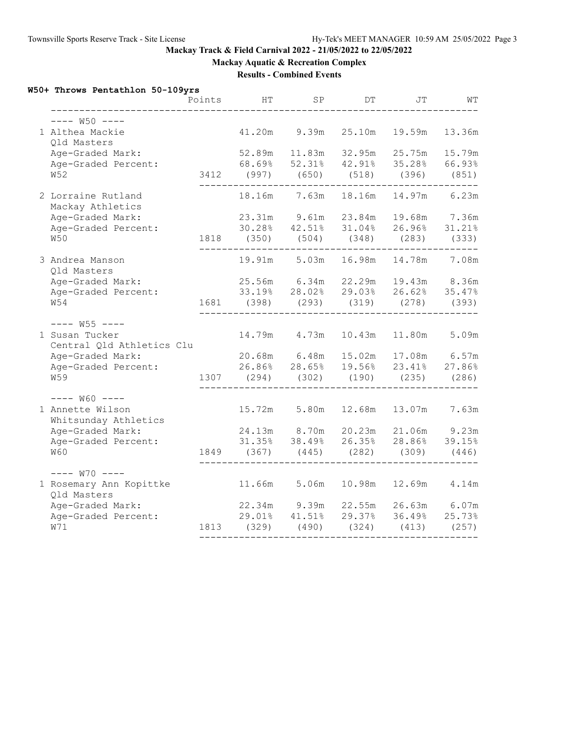# Mackay Track & Field Carnival 2022 - 21/05/2022 to 22/05/2022

## Mackay Aquatic & Recreation Complex

### Results - Combined Events

**W50+ Throws Pentathlon 50-109yrs**

| | Points | HT | SP | DT | JT | WT |
|---|---|---|---|---|---|---|
| **---- W50 ----** | | | | | | |
| 1 Althea Mackie | | 41.20m | 9.39m | 25.10m | 19.59m | 13.36m |
| Qld Masters | | | | | | |
| Age-Graded Mark: | | 52.89m | 11.83m | 32.95m | 25.75m | 15.79m |
| Age-Graded Percent: | | 68.69% | 52.31% | 42.91% | 35.28% | 66.93% |
| W52 | 3412 | (997) | (650) | (518) | (396) | (851) |
| 2 Lorraine Rutland | | 18.16m | 7.63m | 18.16m | 14.97m | 6.23m |
| Mackay Athletics | | | | | | |
| Age-Graded Mark: | | 23.31m | 9.61m | 23.84m | 19.68m | 7.36m |
| Age-Graded Percent: | | 30.28% | 42.51% | 31.04% | 26.96% | 31.21% |
| W50 | 1818 | (350) | (504) | (348) | (283) | (333) |
| 3 Andrea Manson | | 19.91m | 5.03m | 16.98m | 14.78m | 7.08m |
| Qld Masters | | | | | | |
| Age-Graded Mark: | | 25.56m | 6.34m | 22.29m | 19.43m | 8.36m |
| Age-Graded Percent: | | 33.19% | 28.02% | 29.03% | 26.62% | 35.47% |
| W54 | 1681 | (398) | (293) | (319) | (278) | (393) |
| **---- W55 ----** | | | | | | |
| 1 Susan Tucker | | 14.79m | 4.73m | 10.43m | 11.80m | 5.09m |
| Central Qld Athletics Clu | | | | | | |
| Age-Graded Mark: | | 20.68m | 6.48m | 15.02m | 17.08m | 6.57m |
| Age-Graded Percent: | | 26.86% | 28.65% | 19.56% | 23.41% | 27.86% |
| W59 | 1307 | (294) | (302) | (190) | (235) | (286) |
| **---- W60 ----** | | | | | | |
| 1 Annette Wilson | | 15.72m | 5.80m | 12.68m | 13.07m | 7.63m |
| Whitsunday Athletics | | | | | | |
| Age-Graded Mark: | | 24.13m | 8.70m | 20.23m | 21.06m | 9.23m |
| Age-Graded Percent: | | 31.35% | 38.49% | 26.35% | 28.86% | 39.15% |
| W60 | 1849 | (367) | (445) | (282) | (309) | (446) |
| **---- W70 ----** | | | | | | |
| 1 Rosemary Ann Kopittke | | 11.66m | 5.06m | 10.98m | 12.69m | 4.14m |
| Qld Masters | | | | | | |
| Age-Graded Mark: | | 22.34m | 9.39m | 22.55m | 26.63m | 6.07m |
| Age-Graded Percent: | | 29.01% | 41.51% | 29.37% | 36.49% | 25.73% |
| W71 | 1813 | (329) | (490) | (324) | (413) | (257) |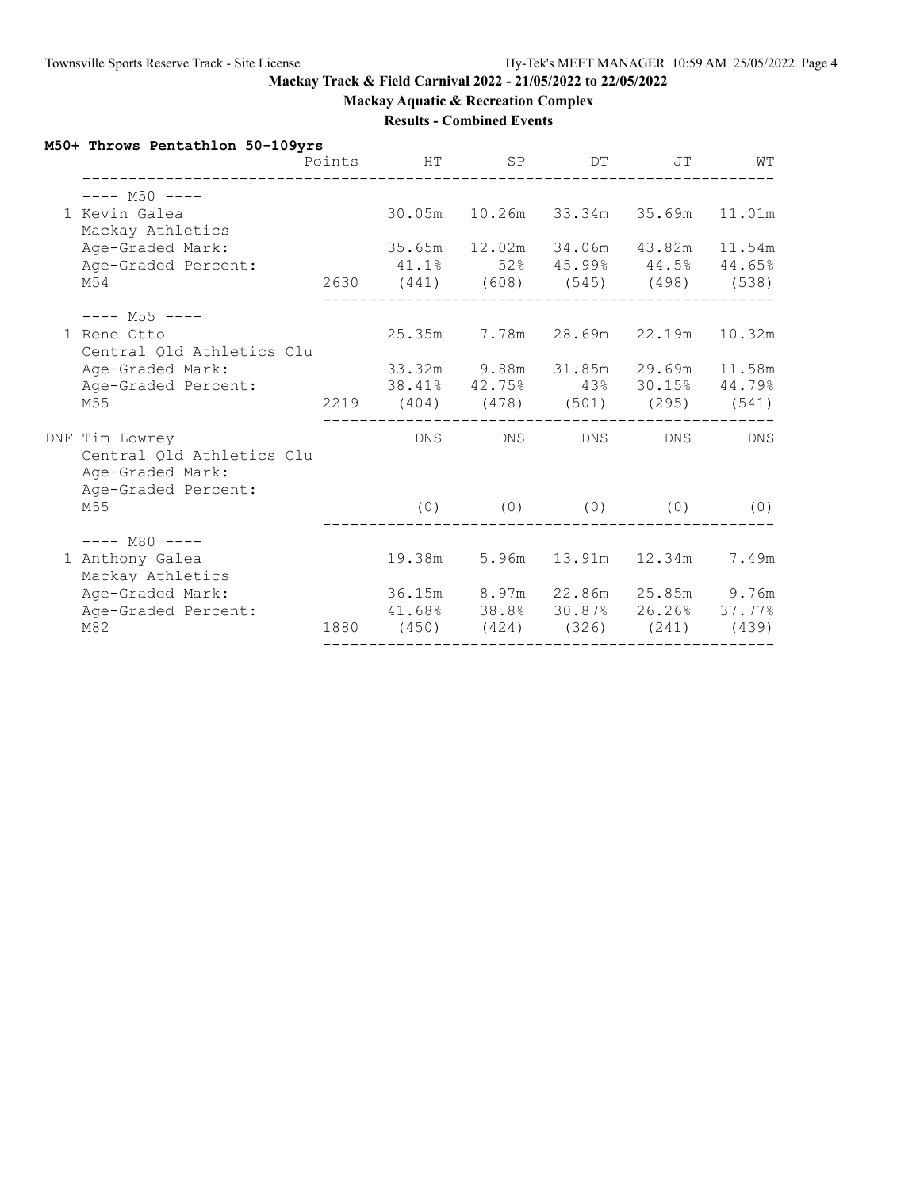**Mackay Track & Field Carnival 2022 - 21/05/2022 to 22/05/2022**

**Mackay Aquatic & Recreation Complex**

**Results - Combined Events**

**M50+ Throws Pentathlon 50-109yrs**

| | Points | HT | SP | DT | JT | WT |
|---|---|---|---|---|---|---|
| ---- M50 ---- | | | | | | |
| 1 Kevin Galea | | 30.05m | 10.26m | 33.34m | 35.69m | 11.01m |
| Mackay Athletics | | | | | | |
| Age-Graded Mark: | | 35.65m | 12.02m | 34.06m | 43.82m | 11.54m |
| Age-Graded Percent: | | 41.1% | 52% | 45.99% | 44.5% | 44.65% |
| M54 | 2630 | (441) | (608) | (545) | (498) | (538) |
| ---- M55 ---- | | | | | | |
| 1 Rene Otto | | 25.35m | 7.78m | 28.69m | 22.19m | 10.32m |
| Central Qld Athletics Clu | | | | | | |
| Age-Graded Mark: | | 33.32m | 9.88m | 31.85m | 29.69m | 11.58m |
| Age-Graded Percent: | | 38.41% | 42.75% | 43% | 30.15% | 44.79% |
| M55 | 2219 | (404) | (478) | (501) | (295) | (541) |
| DNF Tim Lowrey | | DNS | DNS | DNS | DNS | DNS |
| Central Qld Athletics Clu | | | | | | |
| Age-Graded Mark: | | | | | | |
| Age-Graded Percent: | | | | | | |
| M55 | | (0) | (0) | (0) | (0) | (0) |
| ---- M80 ---- | | | | | | |
| 1 Anthony Galea | | 19.38m | 5.96m | 13.91m | 12.34m | 7.49m |
| Mackay Athletics | | | | | | |
| Age-Graded Mark: | | 36.15m | 8.97m | 22.86m | 25.85m | 9.76m |
| Age-Graded Percent: | | 41.68% | 38.8% | 30.87% | 26.26% | 37.77% |
| M82 | 1880 | (450) | (424) | (326) | (241) | (439) |